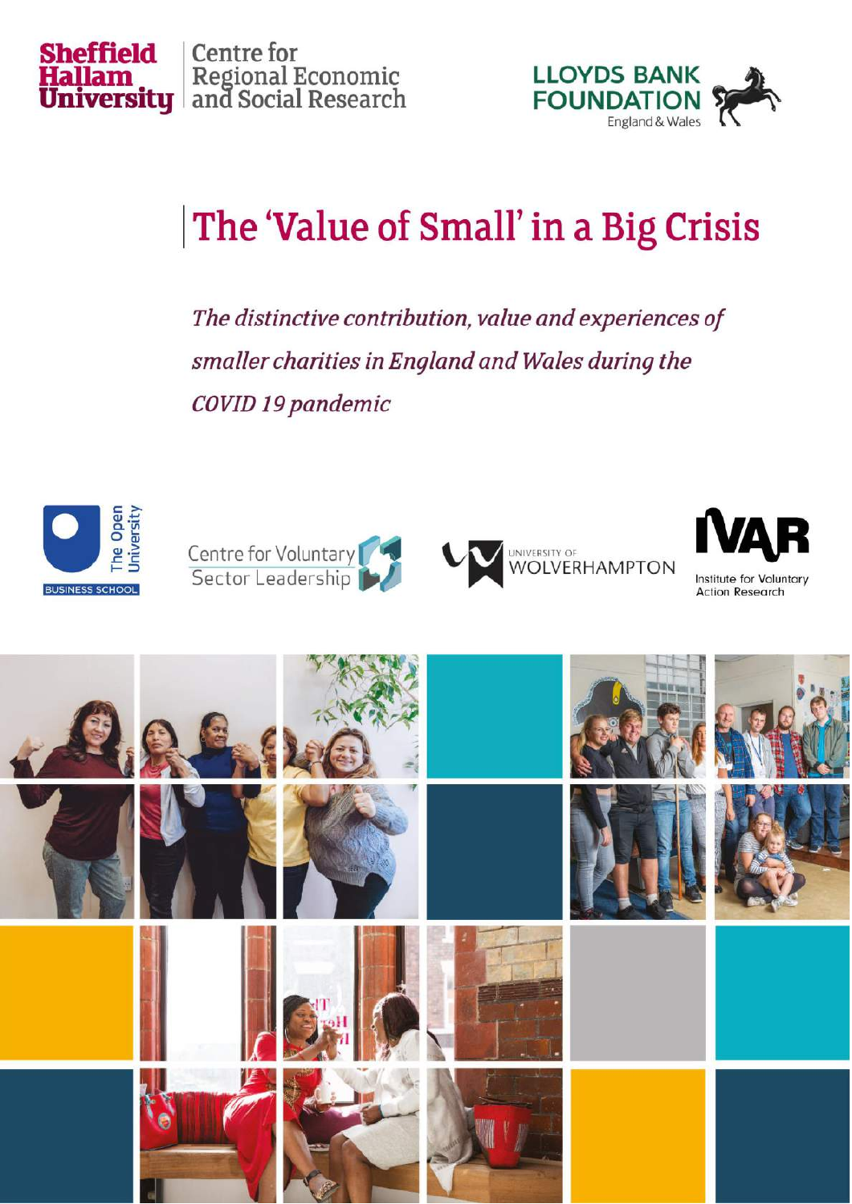Sheffield Hallam University | Centre for Regional Economic and Social Research

LLOYDS BANK FOUNDATION England & Wales

# The 'Value of Small' in a Big Crisis

*The distinctive contribution, value and experiences of smaller charities in England and Wales during the COVID 19 pandemic*

The Open University BUSINESS SCHOOL

Centre for Voluntary Sector Leadership

UNIVERSITY OF WOLVERHAMPTON

IVAR Institute for Voluntary Action Research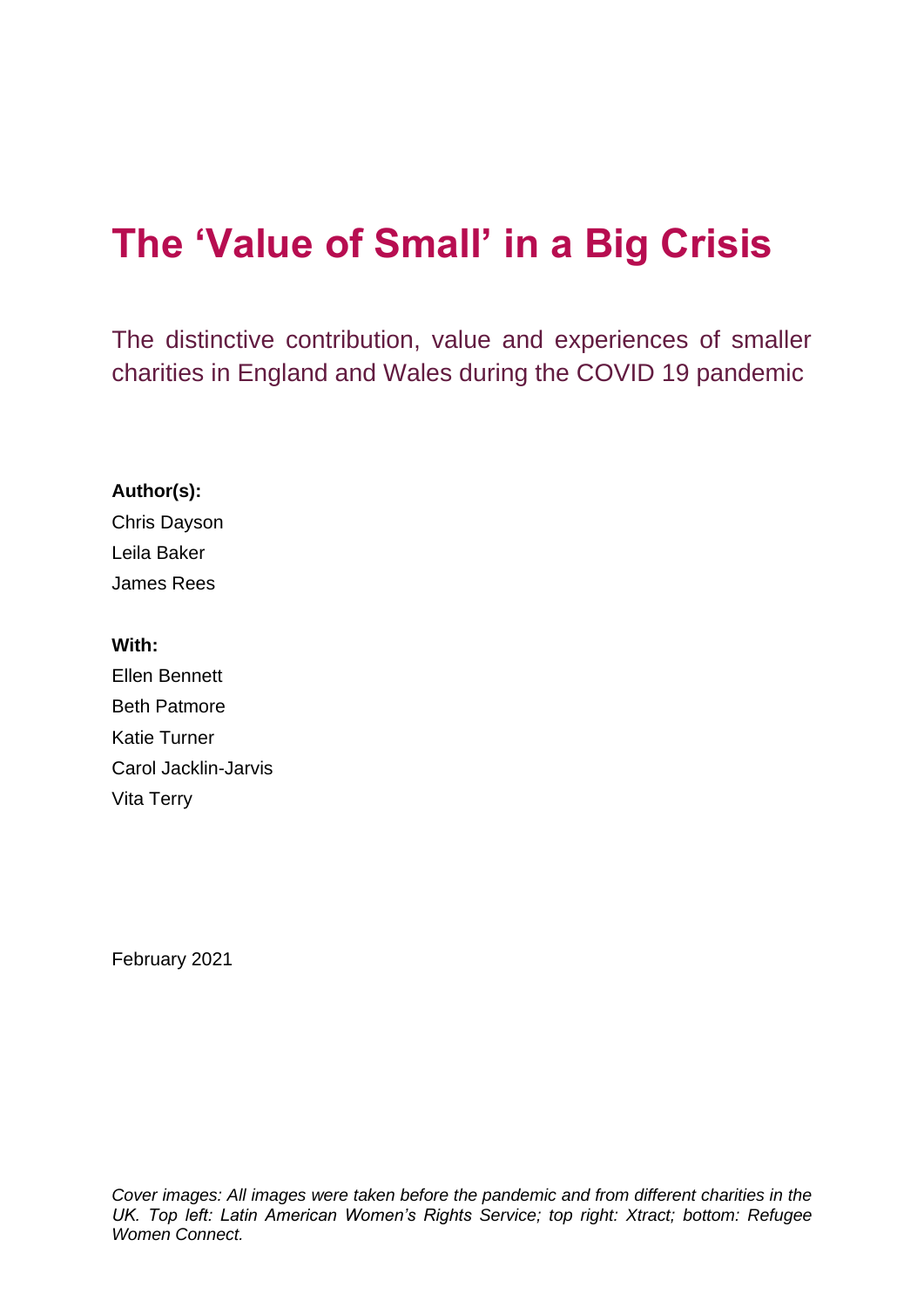# The 'Value of Small' in a Big Crisis

## The distinctive contribution, value and experiences of smaller charities in England and Wales during the COVID 19 pandemic

**Author(s):**

Chris Dayson

Leila Baker

James Rees

**With:**

Ellen Bennett

Beth Patmore

Katie Turner

Carol Jacklin-Jarvis

Vita Terry

February 2021

*Cover images: All images were taken before the pandemic and from different charities in the UK. Top left: Latin American Women's Rights Service; top right: Xtract; bottom: Refugee Women Connect.*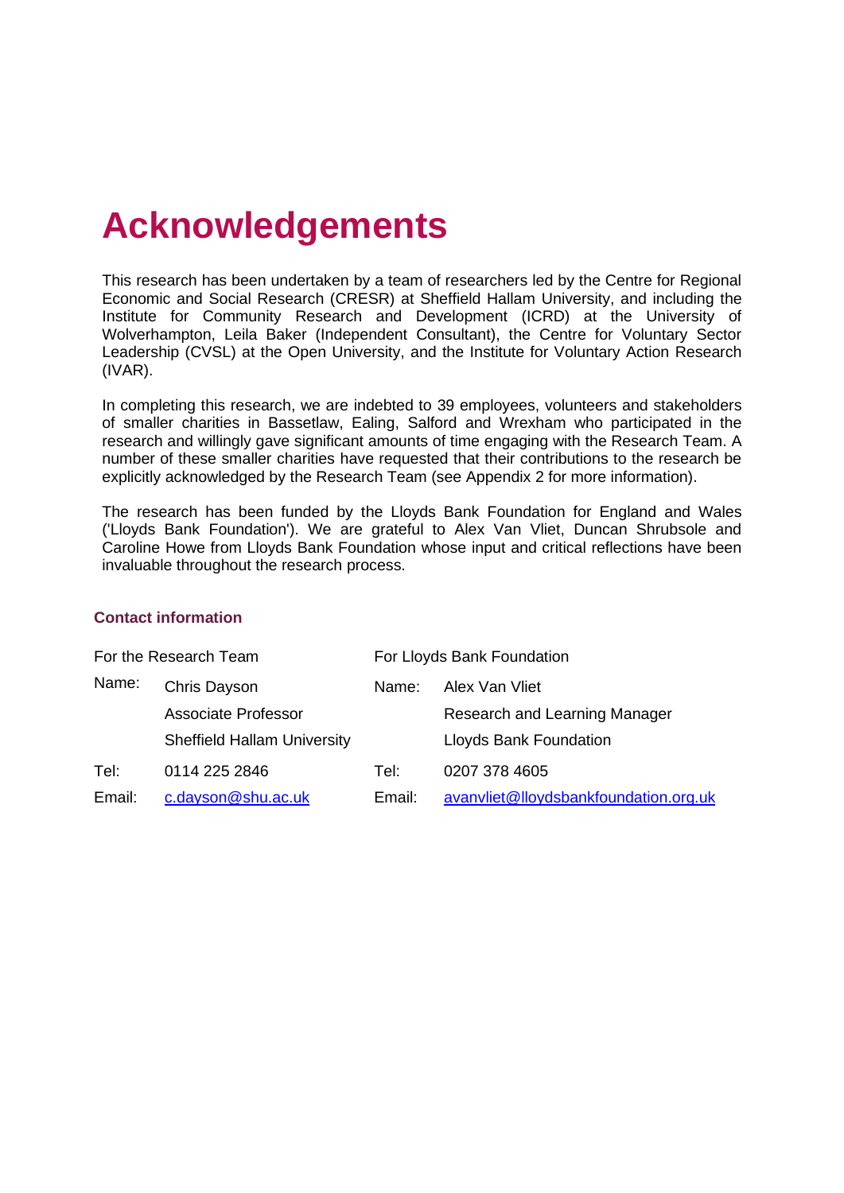# Acknowledgements

This research has been undertaken by a team of researchers led by the Centre for Regional Economic and Social Research (CRESR) at Sheffield Hallam University, and including the Institute for Community Research and Development (ICRD) at the University of Wolverhampton, Leila Baker (Independent Consultant), the Centre for Voluntary Sector Leadership (CVSL) at the Open University, and the Institute for Voluntary Action Research (IVAR).

In completing this research, we are indebted to 39 employees, volunteers and stakeholders of smaller charities in Bassetlaw, Ealing, Salford and Wrexham who participated in the research and willingly gave significant amounts of time engaging with the Research Team. A number of these smaller charities have requested that their contributions to the research be explicitly acknowledged by the Research Team (see Appendix 2 for more information).

The research has been funded by the Lloyds Bank Foundation for England and Wales ('Lloyds Bank Foundation'). We are grateful to Alex Van Vliet, Duncan Shrubsole and Caroline Howe from Lloyds Bank Foundation whose input and critical reflections have been invaluable throughout the research process.

### Contact information

| For the Research Team | | For Lloyds Bank Foundation | |
|---|---|---|---|
| Name: | Chris Dayson | Name: | Alex Van Vliet |
| | Associate Professor | | Research and Learning Manager |
| | Sheffield Hallam University | | Lloyds Bank Foundation |
| Tel: | 0114 225 2846 | Tel: | 0207 378 4605 |
| Email: | c.dayson@shu.ac.uk | Email: | avanvliet@lloydsbankfoundation.org.uk |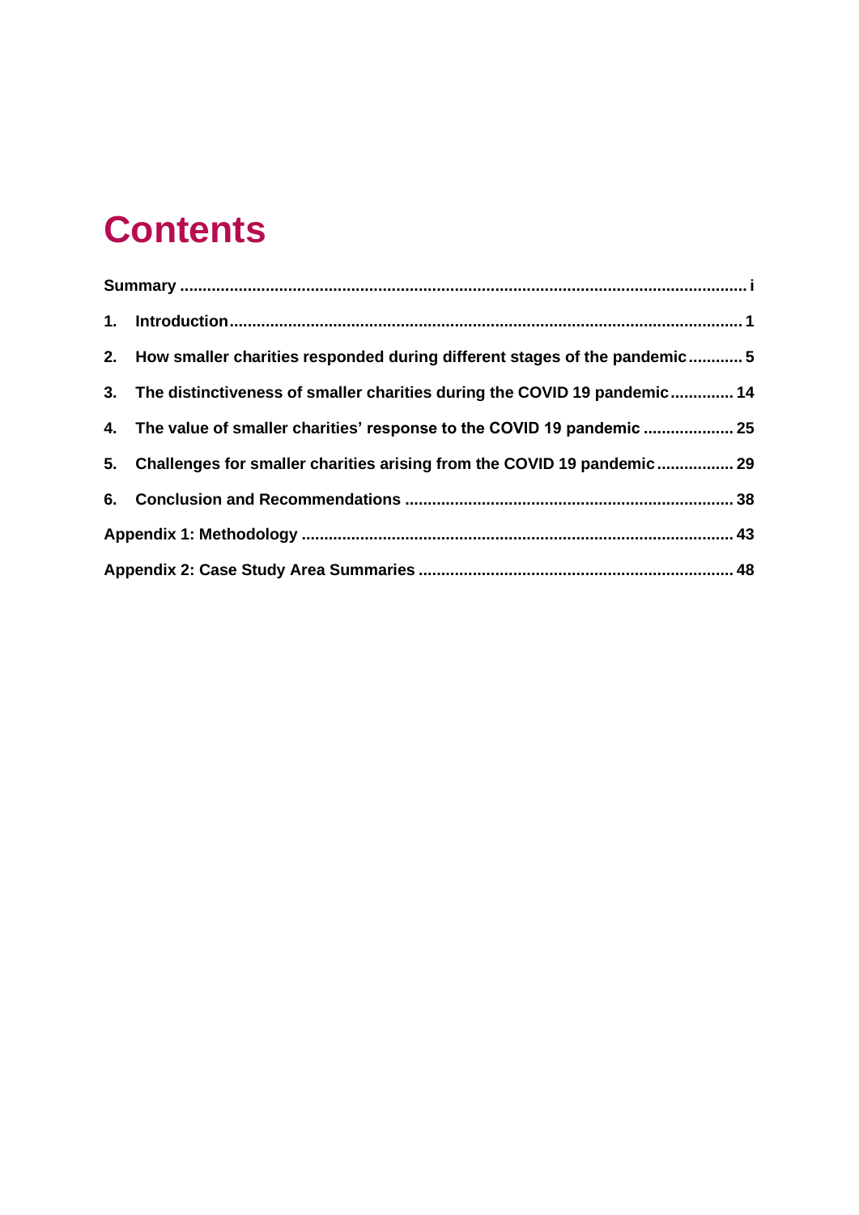# Contents

**Summary** ..... i

1. **Introduction** ..... 1
2. **How smaller charities responded during different stages of the pandemic** ..... 5
3. **The distinctiveness of smaller charities during the COVID 19 pandemic** ..... 14
4. **The value of smaller charities' response to the COVID 19 pandemic** ..... 25
5. **Challenges for smaller charities arising from the COVID 19 pandemic** ..... 29
6. **Conclusion and Recommendations** ..... 38

**Appendix 1: Methodology** ..... 43

**Appendix 2: Case Study Area Summaries** ..... 48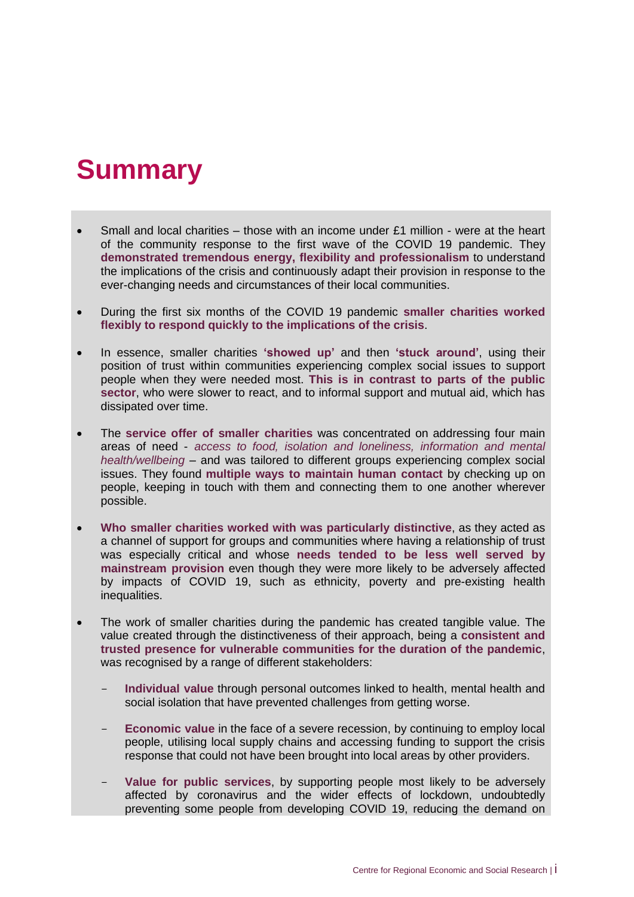# Summary

- Small and local charities – those with an income under £1 million - were at the heart of the community response to the first wave of the COVID 19 pandemic. They **demonstrated tremendous energy, flexibility and professionalism** to understand the implications of the crisis and continuously adapt their provision in response to the ever-changing needs and circumstances of their local communities.

- During the first six months of the COVID 19 pandemic **smaller charities worked flexibly to respond quickly to the implications of the crisis**.

- In essence, smaller charities **'showed up'** and then **'stuck around'**, using their position of trust within communities experiencing complex social issues to support people when they were needed most. **This is in contrast to parts of the public sector**, who were slower to react, and to informal support and mutual aid, which has dissipated over time.

- The **service offer of smaller charities** was concentrated on addressing four main areas of need - *access to food, isolation and loneliness, information and mental health/wellbeing* – and was tailored to different groups experiencing complex social issues. They found **multiple ways to maintain human contact** by checking up on people, keeping in touch with them and connecting them to one another wherever possible.

- **Who smaller charities worked with was particularly distinctive**, as they acted as a channel of support for groups and communities where having a relationship of trust was especially critical and whose **needs tended to be less well served by mainstream provision** even though they were more likely to be adversely affected by impacts of COVID 19, such as ethnicity, poverty and pre-existing health inequalities.

- The work of smaller charities during the pandemic has created tangible value. The value created through the distinctiveness of their approach, being a **consistent and trusted presence for vulnerable communities for the duration of the pandemic**, was recognised by a range of different stakeholders:

  - **Individual value** through personal outcomes linked to health, mental health and social isolation that have prevented challenges from getting worse.

  - **Economic value** in the face of a severe recession, by continuing to employ local people, utilising local supply chains and accessing funding to support the crisis response that could not have been brought into local areas by other providers.

  - **Value for public services**, by supporting people most likely to be adversely affected by coronavirus and the wider effects of lockdown, undoubtedly preventing some people from developing COVID 19, reducing the demand on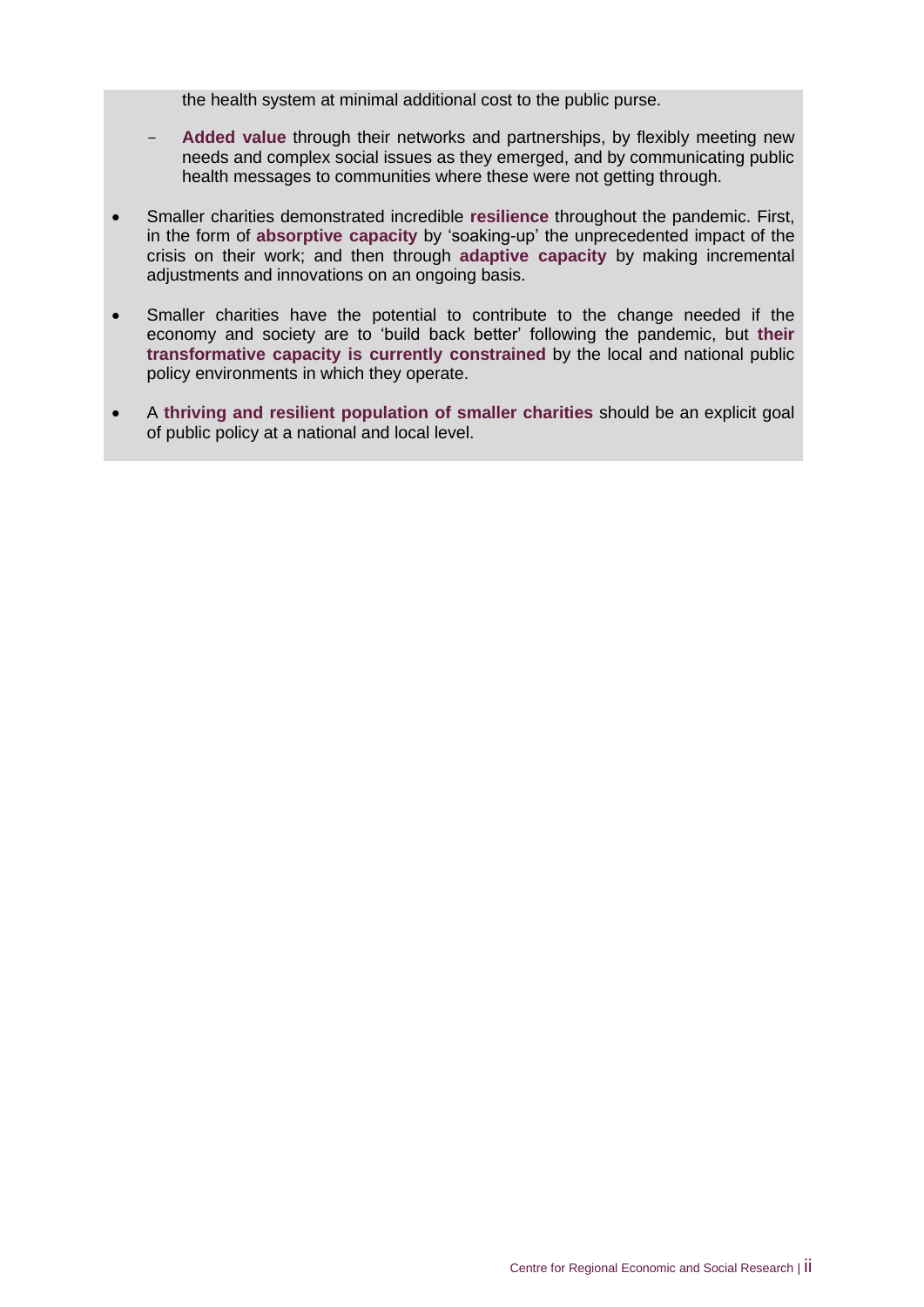the health system at minimal additional cost to the public purse.

  - **Added value** through their networks and partnerships, by flexibly meeting new needs and complex social issues as they emerged, and by communicating public health messages to communities where these were not getting through.

- Smaller charities demonstrated incredible **resilience** throughout the pandemic. First, in the form of **absorptive capacity** by 'soaking-up' the unprecedented impact of the crisis on their work; and then through **adaptive capacity** by making incremental adjustments and innovations on an ongoing basis.

- Smaller charities have the potential to contribute to the change needed if the economy and society are to 'build back better' following the pandemic, but **their transformative capacity is currently constrained** by the local and national public policy environments in which they operate.

- A **thriving and resilient population of smaller charities** should be an explicit goal of public policy at a national and local level.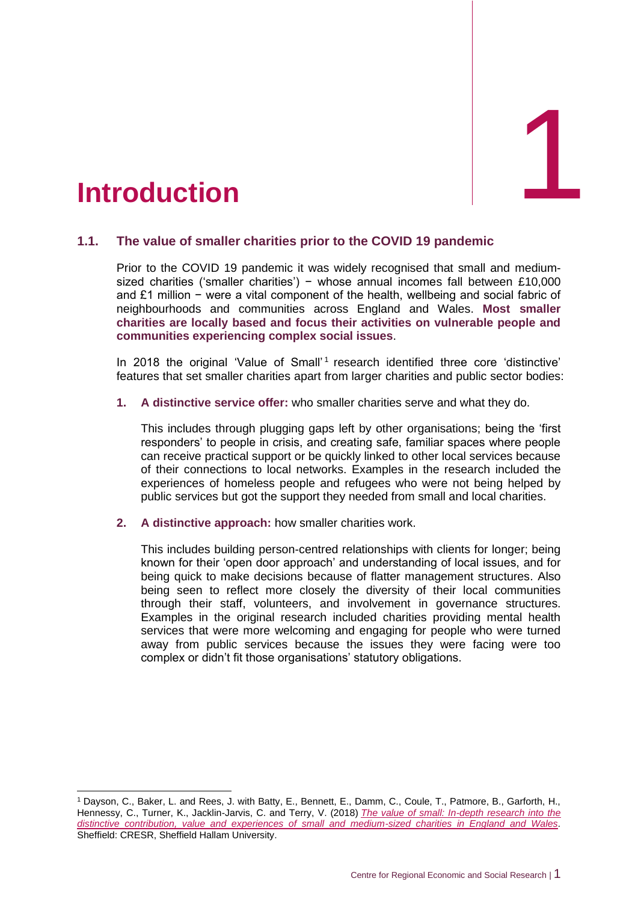# 1 Introduction

## 1.1. The value of smaller charities prior to the COVID 19 pandemic

Prior to the COVID 19 pandemic it was widely recognised that small and medium-sized charities ('smaller charities') − whose annual incomes fall between £10,000 and £1 million − were a vital component of the health, wellbeing and social fabric of neighbourhoods and communities across England and Wales. **Most smaller charities are locally based and focus their activities on vulnerable people and communities experiencing complex social issues**.

In 2018 the original 'Value of Small'[1] research identified three core 'distinctive' features that set smaller charities apart from larger charities and public sector bodies:

1. **A distinctive service offer:** who smaller charities serve and what they do.

   This includes through plugging gaps left by other organisations; being the 'first responders' to people in crisis, and creating safe, familiar spaces where people can receive practical support or be quickly linked to other local services because of their connections to local networks. Examples in the research included the experiences of homeless people and refugees who were not being helped by public services but got the support they needed from small and local charities.

2. **A distinctive approach:** how smaller charities work.

   This includes building person-centred relationships with clients for longer; being known for their 'open door approach' and understanding of local issues, and for being quick to make decisions because of flatter management structures. Also being seen to reflect more closely the diversity of their local communities through their staff, volunteers, and involvement in governance structures. Examples in the original research included charities providing mental health services that were more welcoming and engaging for people who were turned away from public services because the issues they were facing were too complex or didn't fit those organisations' statutory obligations.

---

[1] Dayson, C., Baker, L. and Rees, J. with Batty, E., Bennett, E., Damm, C., Coule, T., Patmore, B., Garforth, H., Hennessy, C., Turner, K., Jacklin-Jarvis, C. and Terry, V. (2018) *The value of small: In-depth research into the distinctive contribution, value and experiences of small and medium-sized charities in England and Wales*. Sheffield: CRESR, Sheffield Hallam University.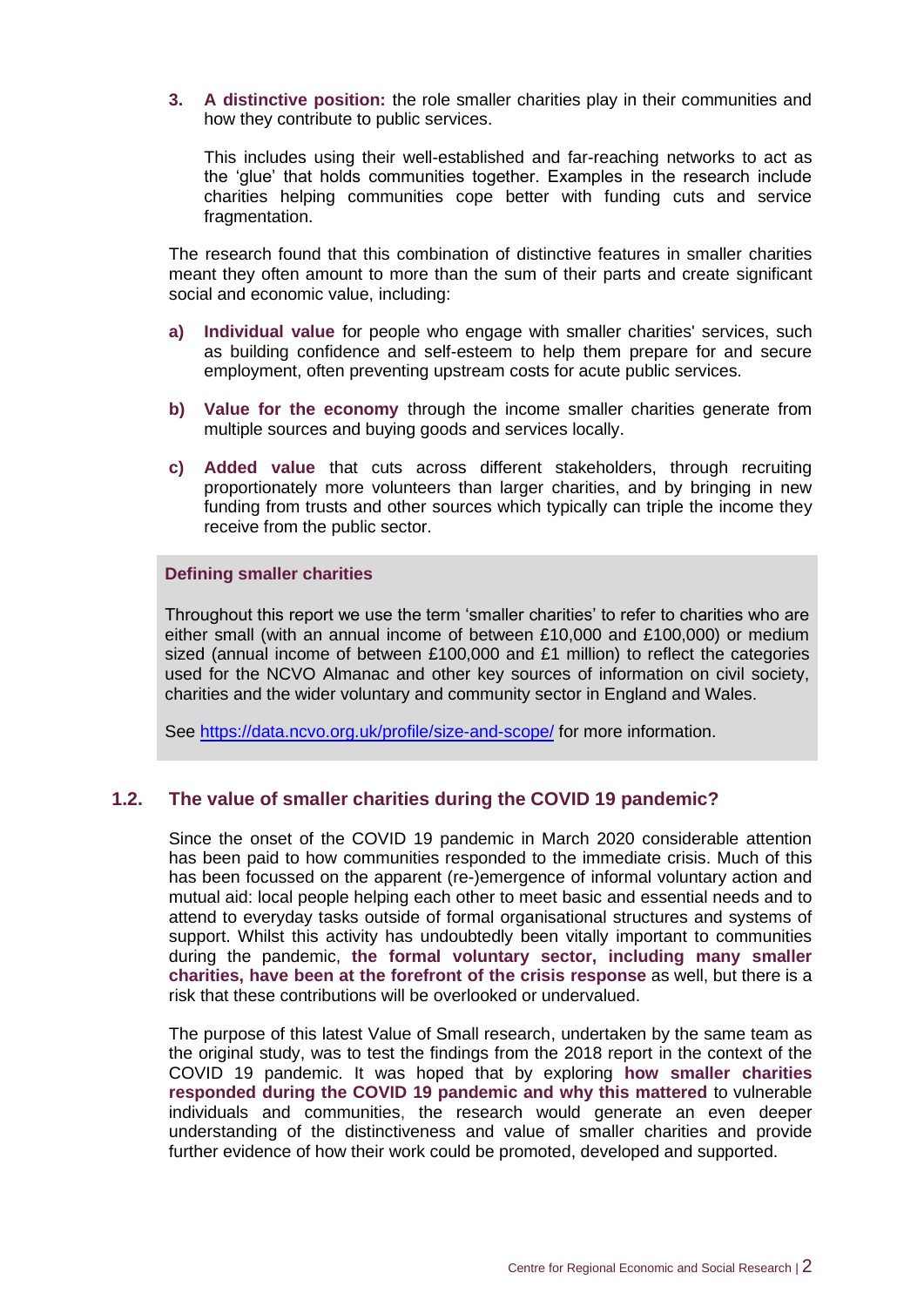3. **A distinctive position:** the role smaller charities play in their communities and how they contribute to public services.

   This includes using their well-established and far-reaching networks to act as the 'glue' that holds communities together. Examples in the research include charities helping communities cope better with funding cuts and service fragmentation.

The research found that this combination of distinctive features in smaller charities meant they often amount to more than the sum of their parts and create significant social and economic value, including:

a) **Individual value** for people who engage with smaller charities' services, such as building confidence and self-esteem to help them prepare for and secure employment, often preventing upstream costs for acute public services.

b) **Value for the economy** through the income smaller charities generate from multiple sources and buying goods and services locally.

c) **Added value** that cuts across different stakeholders, through recruiting proportionately more volunteers than larger charities, and by bringing in new funding from trusts and other sources which typically can triple the income they receive from the public sector.

**Defining smaller charities**

Throughout this report we use the term 'smaller charities' to refer to charities who are either small (with an annual income of between £10,000 and £100,000) or medium sized (annual income of between £100,000 and £1 million) to reflect the categories used for the NCVO Almanac and other key sources of information on civil society, charities and the wider voluntary and community sector in England and Wales.

See https://data.ncvo.org.uk/profile/size-and-scope/ for more information.

## 1.2. The value of smaller charities during the COVID 19 pandemic?

Since the onset of the COVID 19 pandemic in March 2020 considerable attention has been paid to how communities responded to the immediate crisis. Much of this has been focussed on the apparent (re-)emergence of informal voluntary action and mutual aid: local people helping each other to meet basic and essential needs and to attend to everyday tasks outside of formal organisational structures and systems of support. Whilst this activity has undoubtedly been vitally important to communities during the pandemic, **the formal voluntary sector, including many smaller charities, have been at the forefront of the crisis response** as well, but there is a risk that these contributions will be overlooked or undervalued.

The purpose of this latest Value of Small research, undertaken by the same team as the original study, was to test the findings from the 2018 report in the context of the COVID 19 pandemic. It was hoped that by exploring **how smaller charities responded during the COVID 19 pandemic and why this mattered** to vulnerable individuals and communities, the research would generate an even deeper understanding of the distinctiveness and value of smaller charities and provide further evidence of how their work could be promoted, developed and supported.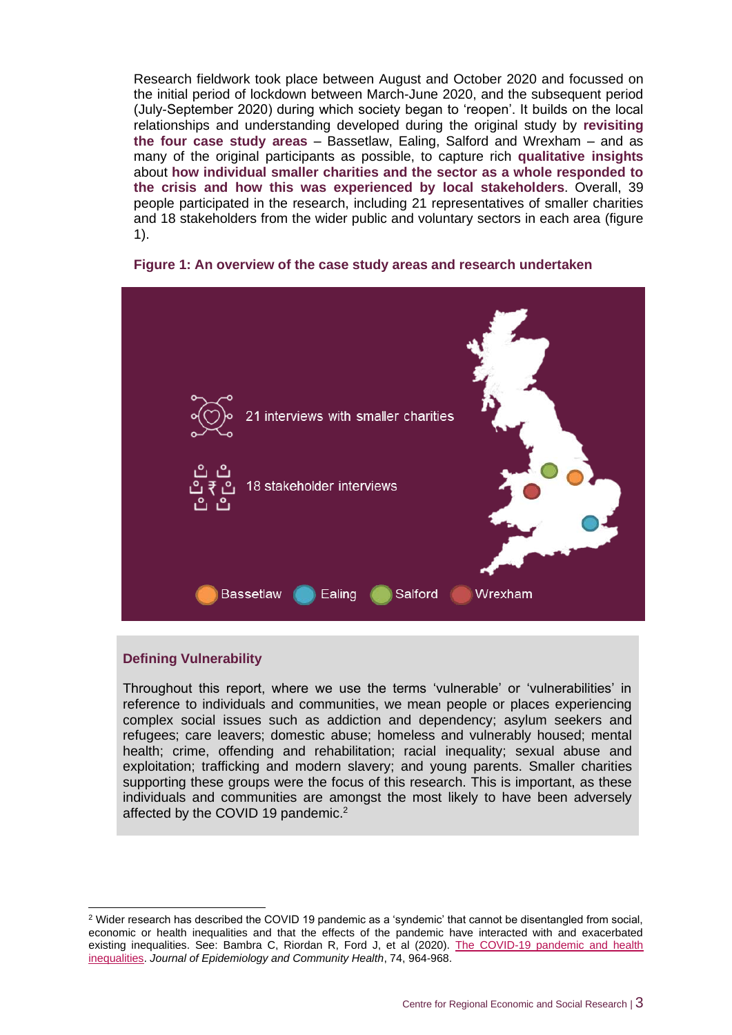Research fieldwork took place between August and October 2020 and focussed on the initial period of lockdown between March-June 2020, and the subsequent period (July-September 2020) during which society began to 'reopen'. It builds on the local relationships and understanding developed during the original study by **revisiting the four case study areas** – Bassetlaw, Ealing, Salford and Wrexham – and as many of the original participants as possible, to capture rich **qualitative insights** about **how individual smaller charities and the sector as a whole responded to the crisis and how this was experienced by local stakeholders**. Overall, 39 people participated in the research, including 21 representatives of smaller charities and 18 stakeholders from the wider public and voluntary sectors in each area (figure 1).

**Figure 1: An overview of the case study areas and research undertaken**

21 interviews with smaller charities

18 stakeholder interviews

Bassetlaw Ealing Salford Wrexham

### Defining Vulnerability

Throughout this report, where we use the terms 'vulnerable' or 'vulnerabilities' in reference to individuals and communities, we mean people or places experiencing complex social issues such as addiction and dependency; asylum seekers and refugees; care leavers; domestic abuse; homeless and vulnerably housed; mental health; crime, offending and rehabilitation; racial inequality; sexual abuse and exploitation; trafficking and modern slavery; and young parents. Smaller charities supporting these groups were the focus of this research. This is important, as these individuals and communities are amongst the most likely to have been adversely affected by the COVID 19 pandemic.[2]

---

[2] Wider research has described the COVID 19 pandemic as a 'syndemic' that cannot be disentangled from social, economic or health inequalities and that the effects of the pandemic have interacted with and exacerbated existing inequalities. See: Bambra C, Riordan R, Ford J, et al (2020). The COVID-19 pandemic and health inequalities. *Journal of Epidemiology and Community Health*, 74, 964-968.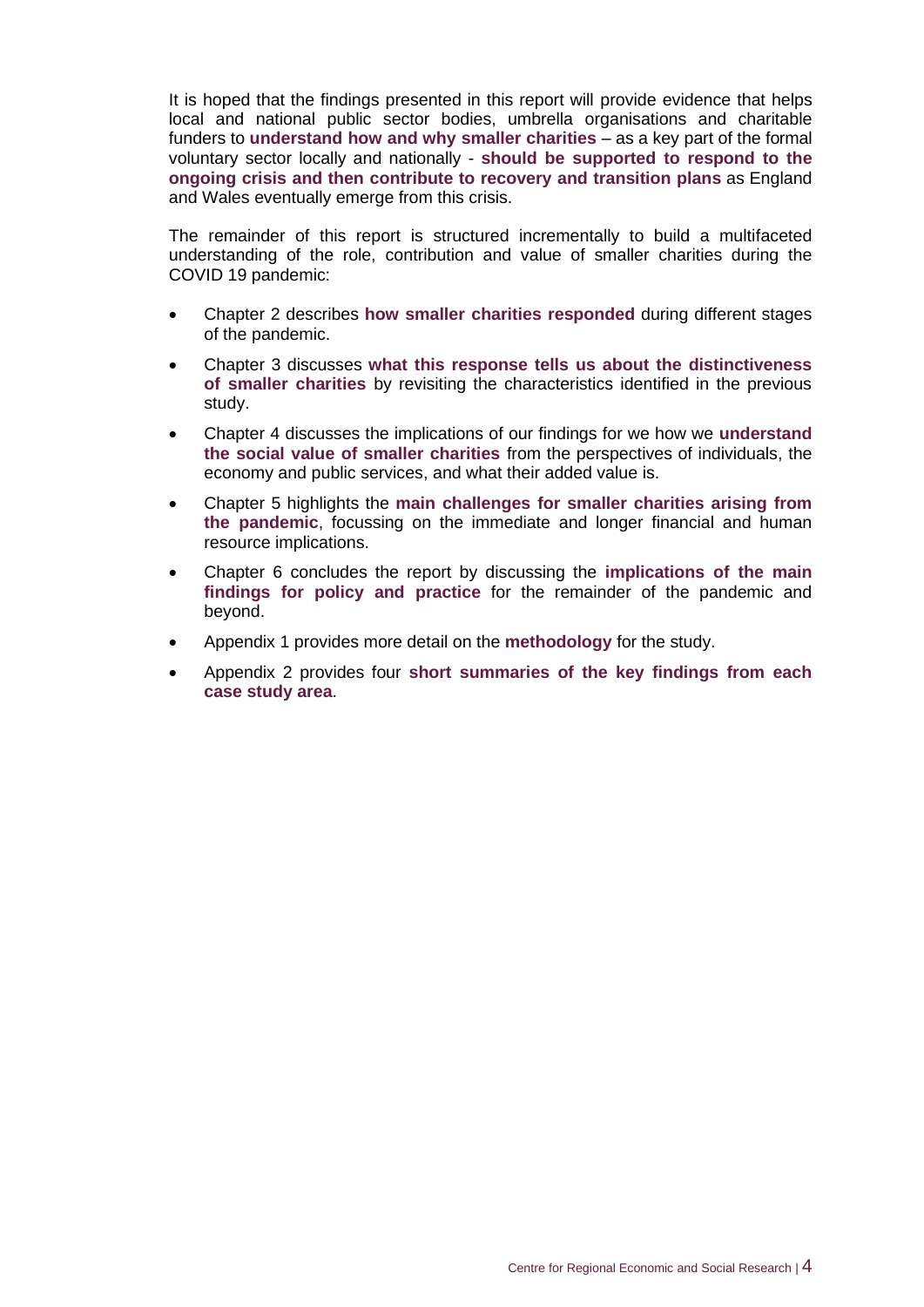It is hoped that the findings presented in this report will provide evidence that helps local and national public sector bodies, umbrella organisations and charitable funders to **understand how and why smaller charities** – as a key part of the formal voluntary sector locally and nationally - **should be supported to respond to the ongoing crisis and then contribute to recovery and transition plans** as England and Wales eventually emerge from this crisis.

The remainder of this report is structured incrementally to build a multifaceted understanding of the role, contribution and value of smaller charities during the COVID 19 pandemic:

- Chapter 2 describes **how smaller charities responded** during different stages of the pandemic.
- Chapter 3 discusses **what this response tells us about the distinctiveness of smaller charities** by revisiting the characteristics identified in the previous study.
- Chapter 4 discusses the implications of our findings for we how we **understand the social value of smaller charities** from the perspectives of individuals, the economy and public services, and what their added value is.
- Chapter 5 highlights the **main challenges for smaller charities arising from the pandemic**, focussing on the immediate and longer financial and human resource implications.
- Chapter 6 concludes the report by discussing the **implications of the main findings for policy and practice** for the remainder of the pandemic and beyond.
- Appendix 1 provides more detail on the **methodology** for the study.
- Appendix 2 provides four **short summaries of the key findings from each case study area**.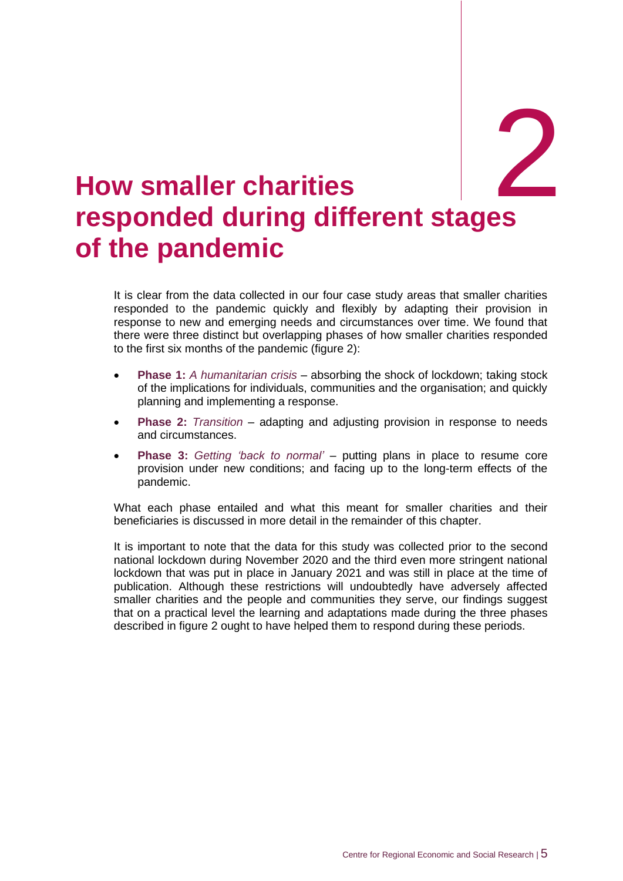# 2 How smaller charities responded during different stages of the pandemic

It is clear from the data collected in our four case study areas that smaller charities responded to the pandemic quickly and flexibly by adapting their provision in response to new and emerging needs and circumstances over time. We found that there were three distinct but overlapping phases of how smaller charities responded to the first six months of the pandemic (figure 2):

- **Phase 1:** *A humanitarian crisis* – absorbing the shock of lockdown; taking stock of the implications for individuals, communities and the organisation; and quickly planning and implementing a response.
- **Phase 2:** *Transition* – adapting and adjusting provision in response to needs and circumstances.
- **Phase 3:** *Getting 'back to normal'* – putting plans in place to resume core provision under new conditions; and facing up to the long-term effects of the pandemic.

What each phase entailed and what this meant for smaller charities and their beneficiaries is discussed in more detail in the remainder of this chapter.

It is important to note that the data for this study was collected prior to the second national lockdown during November 2020 and the third even more stringent national lockdown that was put in place in January 2021 and was still in place at the time of publication. Although these restrictions will undoubtedly have adversely affected smaller charities and the people and communities they serve, our findings suggest that on a practical level the learning and adaptations made during the three phases described in figure 2 ought to have helped them to respond during these periods.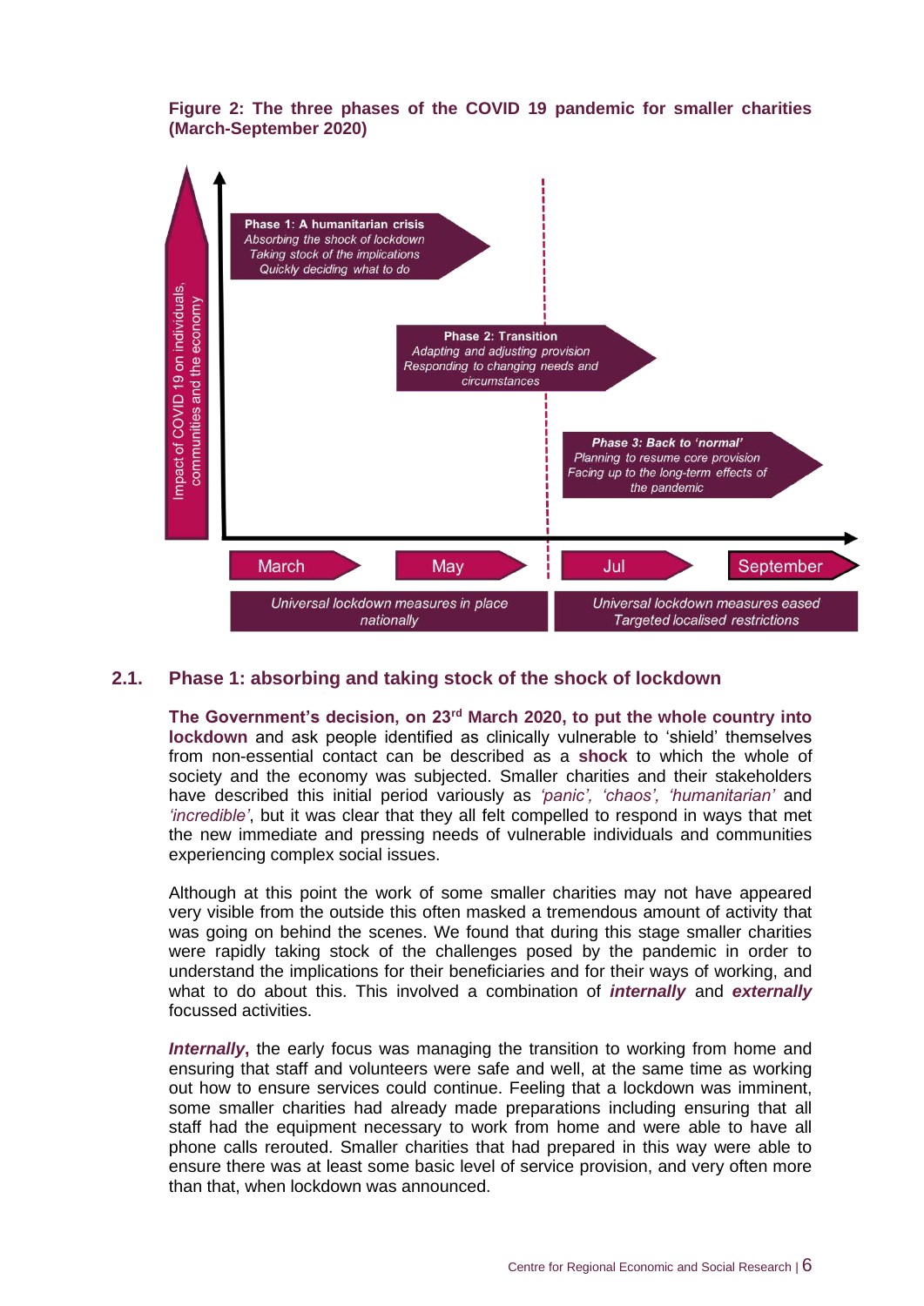**Figure 2: The three phases of the COVID 19 pandemic for smaller charities (March-September 2020)**

Impact of COVID 19 on individuals, communities and the economy

**Phase 1: A humanitarian crisis**
*Absorbing the shock of lockdown*
*Taking stock of the implications*
*Quickly deciding what to do*

**Phase 2: Transition**
*Adapting and adjusting provision*
*Responding to changing needs and circumstances*

***Phase 3: Back to 'normal'***
*Planning to resume core provision*
*Facing up to the long-term effects of the pandemic*

March | May | Jul | September

*Universal lockdown measures in place nationally*

*Universal lockdown measures eased*
*Targeted localised restrictions*

## 2.1. Phase 1: absorbing and taking stock of the shock of lockdown

**The Government's decision, on 23rd March 2020, to put the whole country into lockdown** and ask people identified as clinically vulnerable to 'shield' themselves from non-essential contact can be described as a **shock** to which the whole of society and the economy was subjected. Smaller charities and their stakeholders have described this initial period variously as *'panic', 'chaos', 'humanitarian'* and *'incredible'*, but it was clear that they all felt compelled to respond in ways that met the new immediate and pressing needs of vulnerable individuals and communities experiencing complex social issues.

Although at this point the work of some smaller charities may not have appeared very visible from the outside this often masked a tremendous amount of activity that was going on behind the scenes. We found that during this stage smaller charities were rapidly taking stock of the challenges posed by the pandemic in order to understand the implications for their beneficiaries and for their ways of working, and what to do about this. This involved a combination of ***internally*** and ***externally*** focussed activities.

***Internally*****,** the early focus was managing the transition to working from home and ensuring that staff and volunteers were safe and well, at the same time as working out how to ensure services could continue. Feeling that a lockdown was imminent, some smaller charities had already made preparations including ensuring that all staff had the equipment necessary to work from home and were able to have all phone calls rerouted. Smaller charities that had prepared in this way were able to ensure there was at least some basic level of service provision, and very often more than that, when lockdown was announced.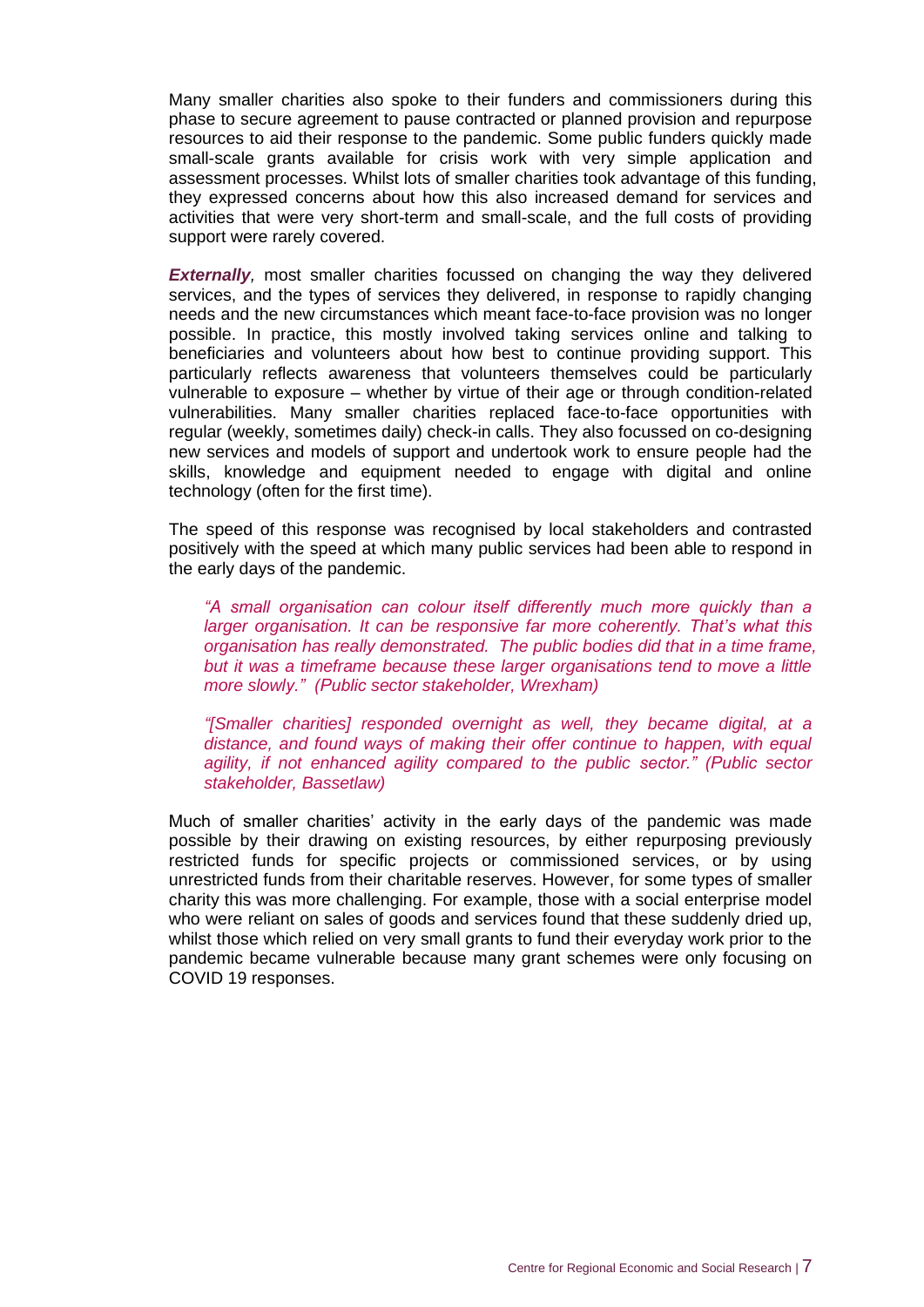Many smaller charities also spoke to their funders and commissioners during this phase to secure agreement to pause contracted or planned provision and repurpose resources to aid their response to the pandemic. Some public funders quickly made small-scale grants available for crisis work with very simple application and assessment processes. Whilst lots of smaller charities took advantage of this funding, they expressed concerns about how this also increased demand for services and activities that were very short-term and small-scale, and the full costs of providing support were rarely covered.

***Externally***, most smaller charities focussed on changing the way they delivered services, and the types of services they delivered, in response to rapidly changing needs and the new circumstances which meant face-to-face provision was no longer possible. In practice, this mostly involved taking services online and talking to beneficiaries and volunteers about how best to continue providing support. This particularly reflects awareness that volunteers themselves could be particularly vulnerable to exposure – whether by virtue of their age or through condition-related vulnerabilities. Many smaller charities replaced face-to-face opportunities with regular (weekly, sometimes daily) check-in calls. They also focussed on co-designing new services and models of support and undertook work to ensure people had the skills, knowledge and equipment needed to engage with digital and online technology (often for the first time).

The speed of this response was recognised by local stakeholders and contrasted positively with the speed at which many public services had been able to respond in the early days of the pandemic.

> *"A small organisation can colour itself differently much more quickly than a larger organisation. It can be responsive far more coherently. That's what this organisation has really demonstrated. The public bodies did that in a time frame, but it was a timeframe because these larger organisations tend to move a little more slowly." (Public sector stakeholder, Wrexham)*

> *"[Smaller charities] responded overnight as well, they became digital, at a distance, and found ways of making their offer continue to happen, with equal agility, if not enhanced agility compared to the public sector." (Public sector stakeholder, Bassetlaw)*

Much of smaller charities' activity in the early days of the pandemic was made possible by their drawing on existing resources, by either repurposing previously restricted funds for specific projects or commissioned services, or by using unrestricted funds from their charitable reserves. However, for some types of smaller charity this was more challenging. For example, those with a social enterprise model who were reliant on sales of goods and services found that these suddenly dried up, whilst those which relied on very small grants to fund their everyday work prior to the pandemic became vulnerable because many grant schemes were only focusing on COVID 19 responses.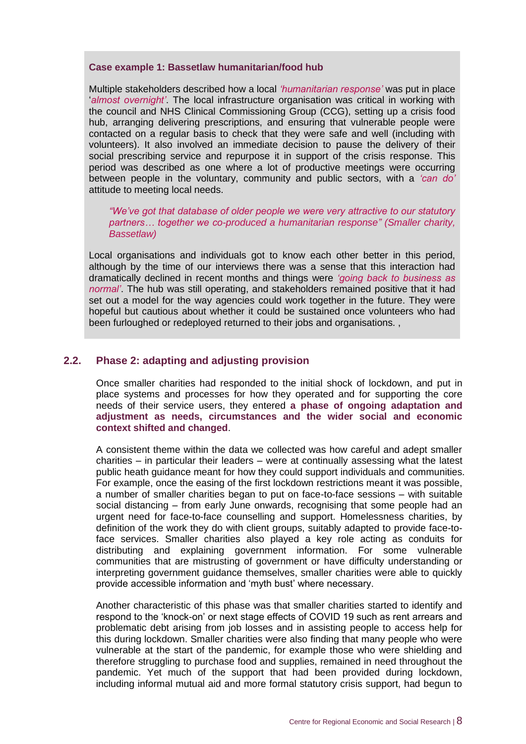**Case example 1: Bassetlaw humanitarian/food hub**

Multiple stakeholders described how a local *'humanitarian response'* was put in place '*almost overnight'*. The local infrastructure organisation was critical in working with the council and NHS Clinical Commissioning Group (CCG), setting up a crisis food hub, arranging delivering prescriptions, and ensuring that vulnerable people were contacted on a regular basis to check that they were safe and well (including with volunteers). It also involved an immediate decision to pause the delivery of their social prescribing service and repurpose it in support of the crisis response. This period was described as one where a lot of productive meetings were occurring between people in the voluntary, community and public sectors, with a *'can do'* attitude to meeting local needs.

> *"We've got that database of older people we were very attractive to our statutory partners… together we co-produced a humanitarian response" (Smaller charity, Bassetlaw)*

Local organisations and individuals got to know each other better in this period, although by the time of our interviews there was a sense that this interaction had dramatically declined in recent months and things were *'going back to business as normal'*. The hub was still operating, and stakeholders remained positive that it had set out a model for the way agencies could work together in the future. They were hopeful but cautious about whether it could be sustained once volunteers who had been furloughed or redeployed returned to their jobs and organisations. ,

## 2.2. Phase 2: adapting and adjusting provision

Once smaller charities had responded to the initial shock of lockdown, and put in place systems and processes for how they operated and for supporting the core needs of their service users, they entered **a phase of ongoing adaptation and adjustment as needs, circumstances and the wider social and economic context shifted and changed**.

A consistent theme within the data we collected was how careful and adept smaller charities – in particular their leaders – were at continually assessing what the latest public heath guidance meant for how they could support individuals and communities. For example, once the easing of the first lockdown restrictions meant it was possible, a number of smaller charities began to put on face-to-face sessions – with suitable social distancing – from early June onwards, recognising that some people had an urgent need for face-to-face counselling and support. Homelessness charities, by definition of the work they do with client groups, suitably adapted to provide face-to-face services. Smaller charities also played a key role acting as conduits for distributing and explaining government information. For some vulnerable communities that are mistrusting of government or have difficulty understanding or interpreting government guidance themselves, smaller charities were able to quickly provide accessible information and 'myth bust' where necessary.

Another characteristic of this phase was that smaller charities started to identify and respond to the 'knock-on' or next stage effects of COVID 19 such as rent arrears and problematic debt arising from job losses and in assisting people to access help for this during lockdown. Smaller charities were also finding that many people who were vulnerable at the start of the pandemic, for example those who were shielding and therefore struggling to purchase food and supplies, remained in need throughout the pandemic. Yet much of the support that had been provided during lockdown, including informal mutual aid and more formal statutory crisis support, had begun to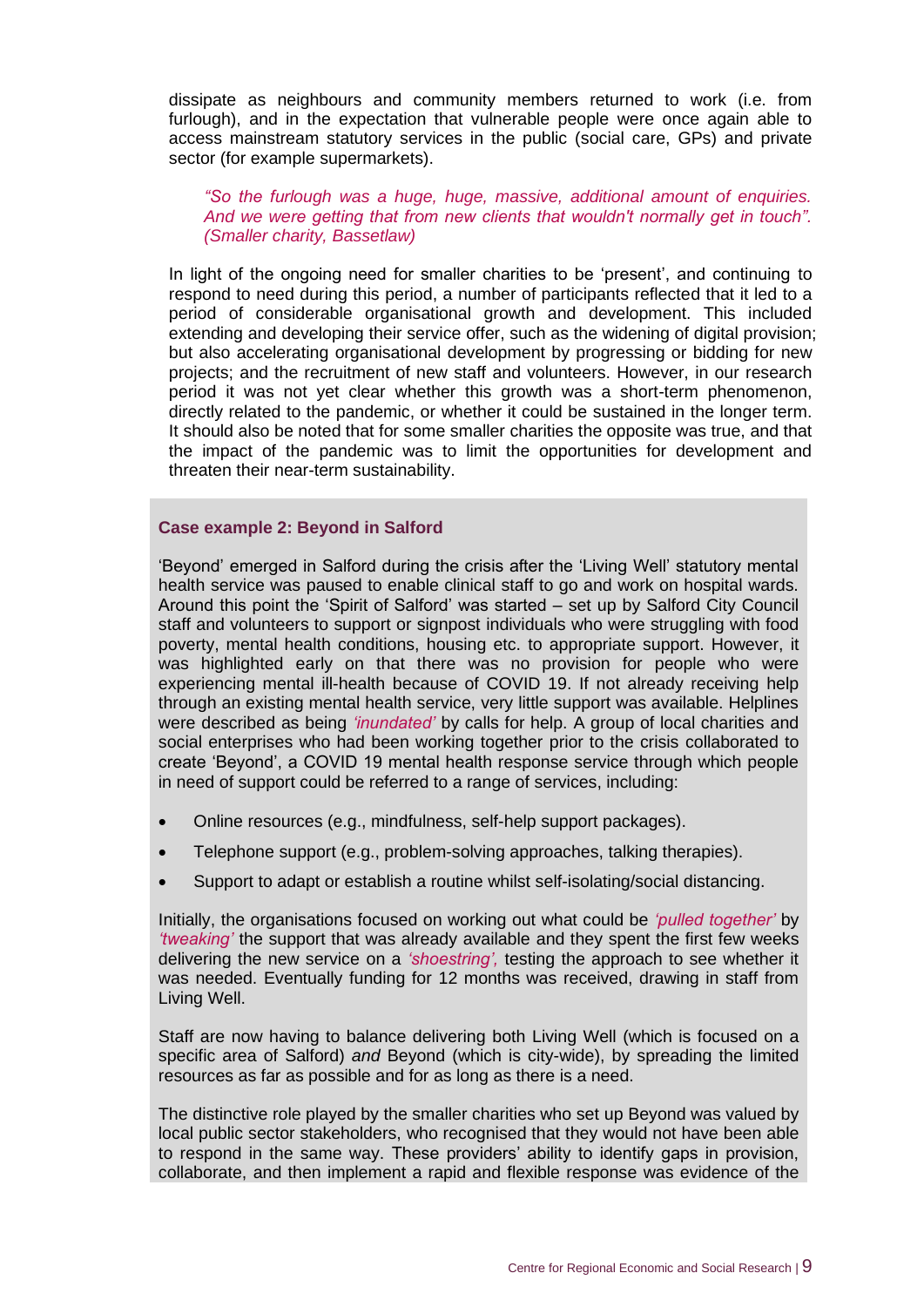dissipate as neighbours and community members returned to work (i.e. from furlough), and in the expectation that vulnerable people were once again able to access mainstream statutory services in the public (social care, GPs) and private sector (for example supermarkets).

> *"So the furlough was a huge, huge, massive, additional amount of enquiries. And we were getting that from new clients that wouldn't normally get in touch". (Smaller charity, Bassetlaw)*

In light of the ongoing need for smaller charities to be 'present', and continuing to respond to need during this period, a number of participants reflected that it led to a period of considerable organisational growth and development. This included extending and developing their service offer, such as the widening of digital provision; but also accelerating organisational development by progressing or bidding for new projects; and the recruitment of new staff and volunteers. However, in our research period it was not yet clear whether this growth was a short-term phenomenon, directly related to the pandemic, or whether it could be sustained in the longer term. It should also be noted that for some smaller charities the opposite was true, and that the impact of the pandemic was to limit the opportunities for development and threaten their near-term sustainability.

**Case example 2: Beyond in Salford**

'Beyond' emerged in Salford during the crisis after the 'Living Well' statutory mental health service was paused to enable clinical staff to go and work on hospital wards. Around this point the 'Spirit of Salford' was started – set up by Salford City Council staff and volunteers to support or signpost individuals who were struggling with food poverty, mental health conditions, housing etc. to appropriate support. However, it was highlighted early on that there was no provision for people who were experiencing mental ill-health because of COVID 19. If not already receiving help through an existing mental health service, very little support was available. Helplines were described as being *'inundated'* by calls for help. A group of local charities and social enterprises who had been working together prior to the crisis collaborated to create 'Beyond', a COVID 19 mental health response service through which people in need of support could be referred to a range of services, including:

- Online resources (e.g., mindfulness, self-help support packages).
- Telephone support (e.g., problem-solving approaches, talking therapies).
- Support to adapt or establish a routine whilst self-isolating/social distancing.

Initially, the organisations focused on working out what could be *'pulled together'* by *'tweaking'* the support that was already available and they spent the first few weeks delivering the new service on a *'shoestring',* testing the approach to see whether it was needed. Eventually funding for 12 months was received, drawing in staff from Living Well.

Staff are now having to balance delivering both Living Well (which is focused on a specific area of Salford) *and* Beyond (which is city-wide), by spreading the limited resources as far as possible and for as long as there is a need.

The distinctive role played by the smaller charities who set up Beyond was valued by local public sector stakeholders, who recognised that they would not have been able to respond in the same way. These providers' ability to identify gaps in provision, collaborate, and then implement a rapid and flexible response was evidence of the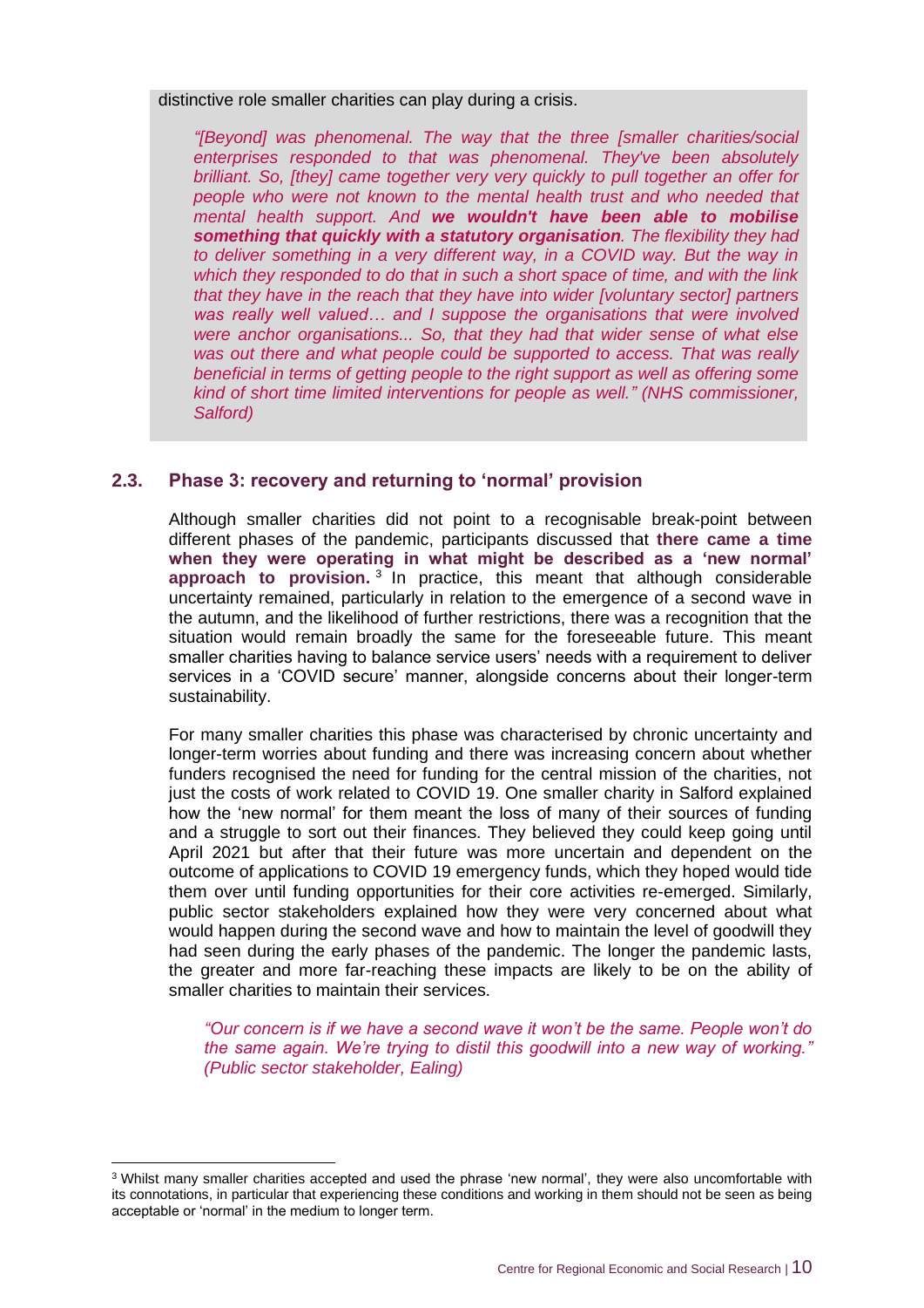distinctive role smaller charities can play during a crisis.

> *"[Beyond] was phenomenal. The way that the three [smaller charities/social enterprises responded to that was phenomenal. They've been absolutely brilliant. So, [they] came together very very quickly to pull together an offer for people who were not known to the mental health trust and who needed that mental health support. And* ***we wouldn't have been able to mobilise something that quickly with a statutory organisation****. The flexibility they had to deliver something in a very different way, in a COVID way. But the way in which they responded to do that in such a short space of time, and with the link that they have in the reach that they have into wider [voluntary sector] partners was really well valued… and I suppose the organisations that were involved were anchor organisations... So, that they had that wider sense of what else was out there and what people could be supported to access. That was really beneficial in terms of getting people to the right support as well as offering some kind of short time limited interventions for people as well." (NHS commissioner, Salford)*

## 2.3. Phase 3: recovery and returning to 'normal' provision

Although smaller charities did not point to a recognisable break-point between different phases of the pandemic, participants discussed that **there came a time when they were operating in what might be described as a 'new normal' approach to provision.** [3] In practice, this meant that although considerable uncertainty remained, particularly in relation to the emergence of a second wave in the autumn, and the likelihood of further restrictions, there was a recognition that the situation would remain broadly the same for the foreseeable future. This meant smaller charities having to balance service users' needs with a requirement to deliver services in a 'COVID secure' manner, alongside concerns about their longer-term sustainability.

For many smaller charities this phase was characterised by chronic uncertainty and longer-term worries about funding and there was increasing concern about whether funders recognised the need for funding for the central mission of the charities, not just the costs of work related to COVID 19. One smaller charity in Salford explained how the 'new normal' for them meant the loss of many of their sources of funding and a struggle to sort out their finances. They believed they could keep going until April 2021 but after that their future was more uncertain and dependent on the outcome of applications to COVID 19 emergency funds, which they hoped would tide them over until funding opportunities for their core activities re-emerged. Similarly, public sector stakeholders explained how they were very concerned about what would happen during the second wave and how to maintain the level of goodwill they had seen during the early phases of the pandemic. The longer the pandemic lasts, the greater and more far-reaching these impacts are likely to be on the ability of smaller charities to maintain their services.

> *"Our concern is if we have a second wave it won't be the same. People won't do the same again. We're trying to distil this goodwill into a new way of working." (Public sector stakeholder, Ealing)*

---

[3] Whilst many smaller charities accepted and used the phrase 'new normal', they were also uncomfortable with its connotations, in particular that experiencing these conditions and working in them should not be seen as being acceptable or 'normal' in the medium to longer term.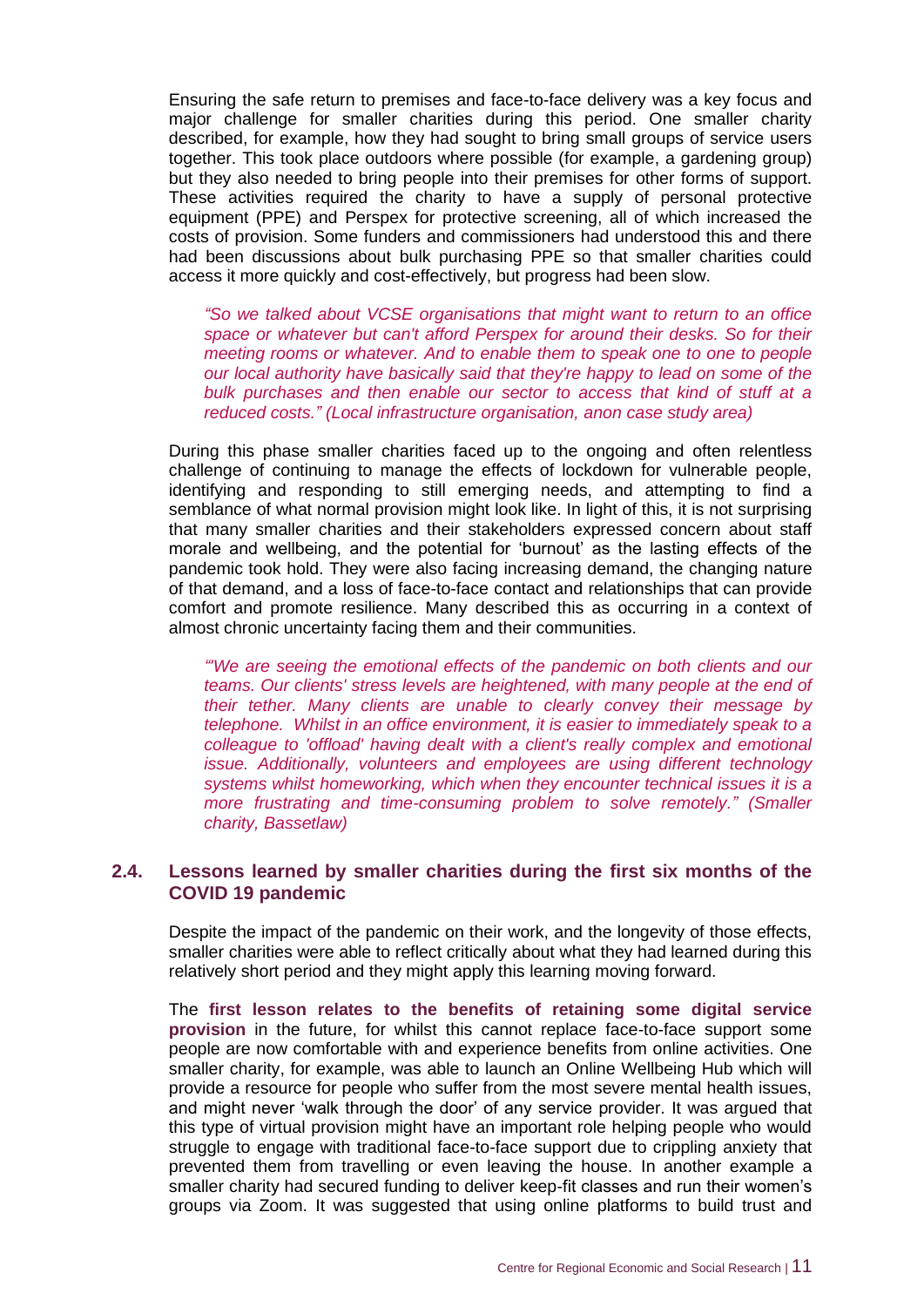Ensuring the safe return to premises and face-to-face delivery was a key focus and major challenge for smaller charities during this period. One smaller charity described, for example, how they had sought to bring small groups of service users together. This took place outdoors where possible (for example, a gardening group) but they also needed to bring people into their premises for other forms of support. These activities required the charity to have a supply of personal protective equipment (PPE) and Perspex for protective screening, all of which increased the costs of provision. Some funders and commissioners had understood this and there had been discussions about bulk purchasing PPE so that smaller charities could access it more quickly and cost-effectively, but progress had been slow.

> *"So we talked about VCSE organisations that might want to return to an office space or whatever but can't afford Perspex for around their desks. So for their meeting rooms or whatever. And to enable them to speak one to one to people our local authority have basically said that they're happy to lead on some of the bulk purchases and then enable our sector to access that kind of stuff at a reduced costs." (Local infrastructure organisation, anon case study area)*

During this phase smaller charities faced up to the ongoing and often relentless challenge of continuing to manage the effects of lockdown for vulnerable people, identifying and responding to still emerging needs, and attempting to find a semblance of what normal provision might look like. In light of this, it is not surprising that many smaller charities and their stakeholders expressed concern about staff morale and wellbeing, and the potential for 'burnout' as the lasting effects of the pandemic took hold. They were also facing increasing demand, the changing nature of that demand, and a loss of face-to-face contact and relationships that can provide comfort and promote resilience. Many described this as occurring in a context of almost chronic uncertainty facing them and their communities.

> *"'We are seeing the emotional effects of the pandemic on both clients and our teams. Our clients' stress levels are heightened, with many people at the end of their tether. Many clients are unable to clearly convey their message by telephone. Whilst in an office environment, it is easier to immediately speak to a colleague to 'offload' having dealt with a client's really complex and emotional issue. Additionally, volunteers and employees are using different technology systems whilst homeworking, which when they encounter technical issues it is a more frustrating and time-consuming problem to solve remotely." (Smaller charity, Bassetlaw)*

## 2.4. Lessons learned by smaller charities during the first six months of the COVID 19 pandemic

Despite the impact of the pandemic on their work, and the longevity of those effects, smaller charities were able to reflect critically about what they had learned during this relatively short period and they might apply this learning moving forward.

The **first lesson relates to the benefits of retaining some digital service provision** in the future, for whilst this cannot replace face-to-face support some people are now comfortable with and experience benefits from online activities. One smaller charity, for example, was able to launch an Online Wellbeing Hub which will provide a resource for people who suffer from the most severe mental health issues, and might never 'walk through the door' of any service provider. It was argued that this type of virtual provision might have an important role helping people who would struggle to engage with traditional face-to-face support due to crippling anxiety that prevented them from travelling or even leaving the house. In another example a smaller charity had secured funding to deliver keep-fit classes and run their women's groups via Zoom. It was suggested that using online platforms to build trust and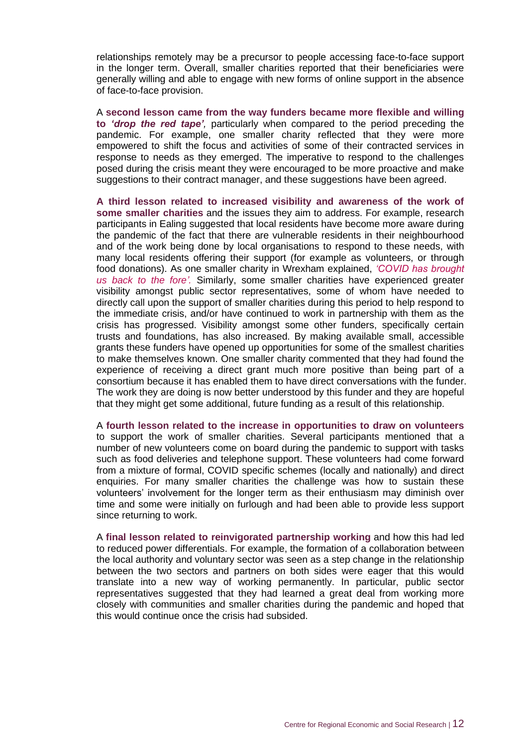relationships remotely may be a precursor to people accessing face-to-face support in the longer term. Overall, smaller charities reported that their beneficiaries were generally willing and able to engage with new forms of online support in the absence of face-to-face provision.

A **second lesson came from the way funders became more flexible and willing to *'drop the red tape'*,** particularly when compared to the period preceding the pandemic. For example, one smaller charity reflected that they were more empowered to shift the focus and activities of some of their contracted services in response to needs as they emerged. The imperative to respond to the challenges posed during the crisis meant they were encouraged to be more proactive and make suggestions to their contract manager, and these suggestions have been agreed.

**A third lesson related to increased visibility and awareness of the work of some smaller charities** and the issues they aim to address. For example, research participants in Ealing suggested that local residents have become more aware during the pandemic of the fact that there are vulnerable residents in their neighbourhood and of the work being done by local organisations to respond to these needs, with many local residents offering their support (for example as volunteers, or through food donations). As one smaller charity in Wrexham explained, *'COVID has brought us back to the fore'.* Similarly, some smaller charities have experienced greater visibility amongst public sector representatives, some of whom have needed to directly call upon the support of smaller charities during this period to help respond to the immediate crisis, and/or have continued to work in partnership with them as the crisis has progressed. Visibility amongst some other funders, specifically certain trusts and foundations, has also increased. By making available small, accessible grants these funders have opened up opportunities for some of the smallest charities to make themselves known. One smaller charity commented that they had found the experience of receiving a direct grant much more positive than being part of a consortium because it has enabled them to have direct conversations with the funder. The work they are doing is now better understood by this funder and they are hopeful that they might get some additional, future funding as a result of this relationship.

A **fourth lesson related to the increase in opportunities to draw on volunteers** to support the work of smaller charities. Several participants mentioned that a number of new volunteers come on board during the pandemic to support with tasks such as food deliveries and telephone support. These volunteers had come forward from a mixture of formal, COVID specific schemes (locally and nationally) and direct enquiries. For many smaller charities the challenge was how to sustain these volunteers' involvement for the longer term as their enthusiasm may diminish over time and some were initially on furlough and had been able to provide less support since returning to work.

A **final lesson related to reinvigorated partnership working** and how this had led to reduced power differentials. For example, the formation of a collaboration between the local authority and voluntary sector was seen as a step change in the relationship between the two sectors and partners on both sides were eager that this would translate into a new way of working permanently. In particular, public sector representatives suggested that they had learned a great deal from working more closely with communities and smaller charities during the pandemic and hoped that this would continue once the crisis had subsided.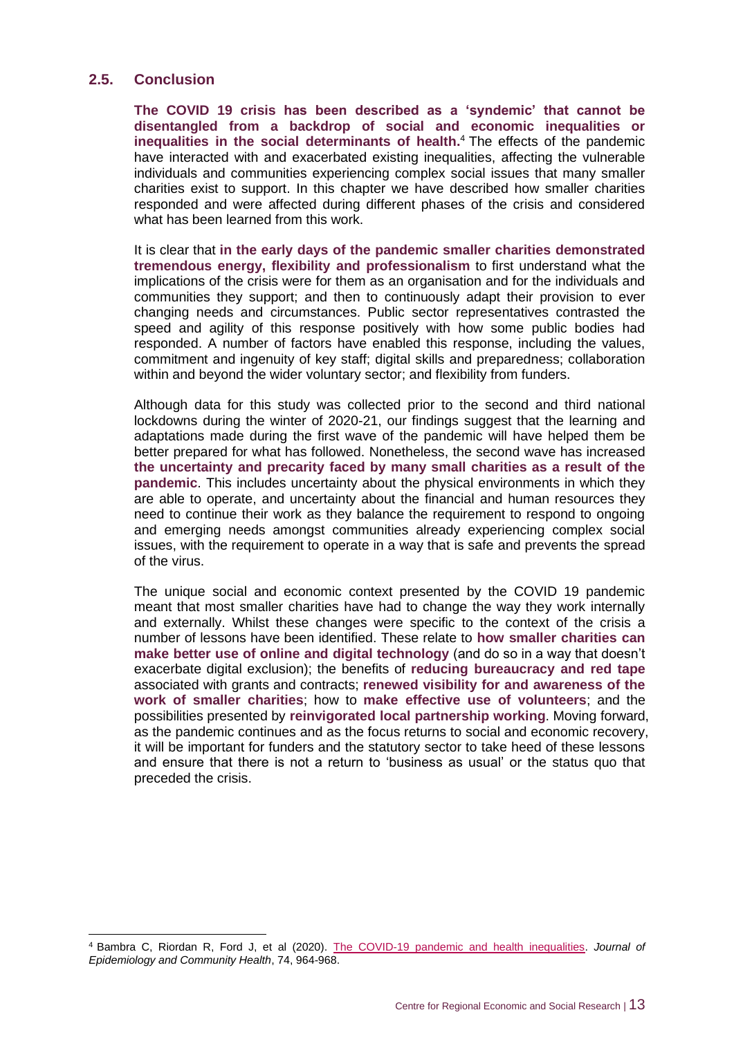## 2.5. Conclusion

**The COVID 19 crisis has been described as a 'syndemic' that cannot be disentangled from a backdrop of social and economic inequalities or inequalities in the social determinants of health.**[4] The effects of the pandemic have interacted with and exacerbated existing inequalities, affecting the vulnerable individuals and communities experiencing complex social issues that many smaller charities exist to support. In this chapter we have described how smaller charities responded and were affected during different phases of the crisis and considered what has been learned from this work.

It is clear that **in the early days of the pandemic smaller charities demonstrated tremendous energy, flexibility and professionalism** to first understand what the implications of the crisis were for them as an organisation and for the individuals and communities they support; and then to continuously adapt their provision to ever changing needs and circumstances. Public sector representatives contrasted the speed and agility of this response positively with how some public bodies had responded. A number of factors have enabled this response, including the values, commitment and ingenuity of key staff; digital skills and preparedness; collaboration within and beyond the wider voluntary sector; and flexibility from funders.

Although data for this study was collected prior to the second and third national lockdowns during the winter of 2020-21, our findings suggest that the learning and adaptations made during the first wave of the pandemic will have helped them be better prepared for what has followed. Nonetheless, the second wave has increased **the uncertainty and precarity faced by many small charities as a result of the pandemic**. This includes uncertainty about the physical environments in which they are able to operate, and uncertainty about the financial and human resources they need to continue their work as they balance the requirement to respond to ongoing and emerging needs amongst communities already experiencing complex social issues, with the requirement to operate in a way that is safe and prevents the spread of the virus.

The unique social and economic context presented by the COVID 19 pandemic meant that most smaller charities have had to change the way they work internally and externally. Whilst these changes were specific to the context of the crisis a number of lessons have been identified. These relate to **how smaller charities can make better use of online and digital technology** (and do so in a way that doesn't exacerbate digital exclusion); the benefits of **reducing bureaucracy and red tape** associated with grants and contracts; **renewed visibility for and awareness of the work of smaller charities**; how to **make effective use of volunteers**; and the possibilities presented by **reinvigorated local partnership working**. Moving forward, as the pandemic continues and as the focus returns to social and economic recovery, it will be important for funders and the statutory sector to take heed of these lessons and ensure that there is not a return to 'business as usual' or the status quo that preceded the crisis.

---

[4] Bambra C, Riordan R, Ford J, et al (2020). The COVID-19 pandemic and health inequalities. *Journal of Epidemiology and Community Health*, 74, 964-968.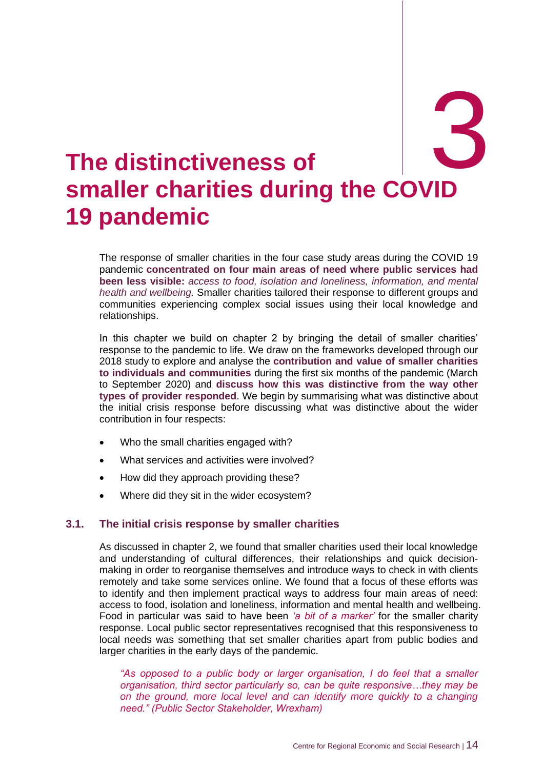# 3 The distinctiveness of smaller charities during the COVID 19 pandemic

The response of smaller charities in the four case study areas during the COVID 19 pandemic **concentrated on four main areas of need where public services had been less visible:** *access to food, isolation and loneliness, information, and mental health and wellbeing.* Smaller charities tailored their response to different groups and communities experiencing complex social issues using their local knowledge and relationships.

In this chapter we build on chapter 2 by bringing the detail of smaller charities' response to the pandemic to life. We draw on the frameworks developed through our 2018 study to explore and analyse the **contribution and value of smaller charities to individuals and communities** during the first six months of the pandemic (March to September 2020) and **discuss how this was distinctive from the way other types of provider responded**. We begin by summarising what was distinctive about the initial crisis response before discussing what was distinctive about the wider contribution in four respects:

- Who the small charities engaged with?
- What services and activities were involved?
- How did they approach providing these?
- Where did they sit in the wider ecosystem?

## 3.1. The initial crisis response by smaller charities

As discussed in chapter 2, we found that smaller charities used their local knowledge and understanding of cultural differences, their relationships and quick decision-making in order to reorganise themselves and introduce ways to check in with clients remotely and take some services online. We found that a focus of these efforts was to identify and then implement practical ways to address four main areas of need: access to food, isolation and loneliness, information and mental health and wellbeing. Food in particular was said to have been *'a bit of a marker'* for the smaller charity response. Local public sector representatives recognised that this responsiveness to local needs was something that set smaller charities apart from public bodies and larger charities in the early days of the pandemic.

> *"As opposed to a public body or larger organisation, I do feel that a smaller organisation, third sector particularly so, can be quite responsive…they may be on the ground, more local level and can identify more quickly to a changing need." (Public Sector Stakeholder, Wrexham)*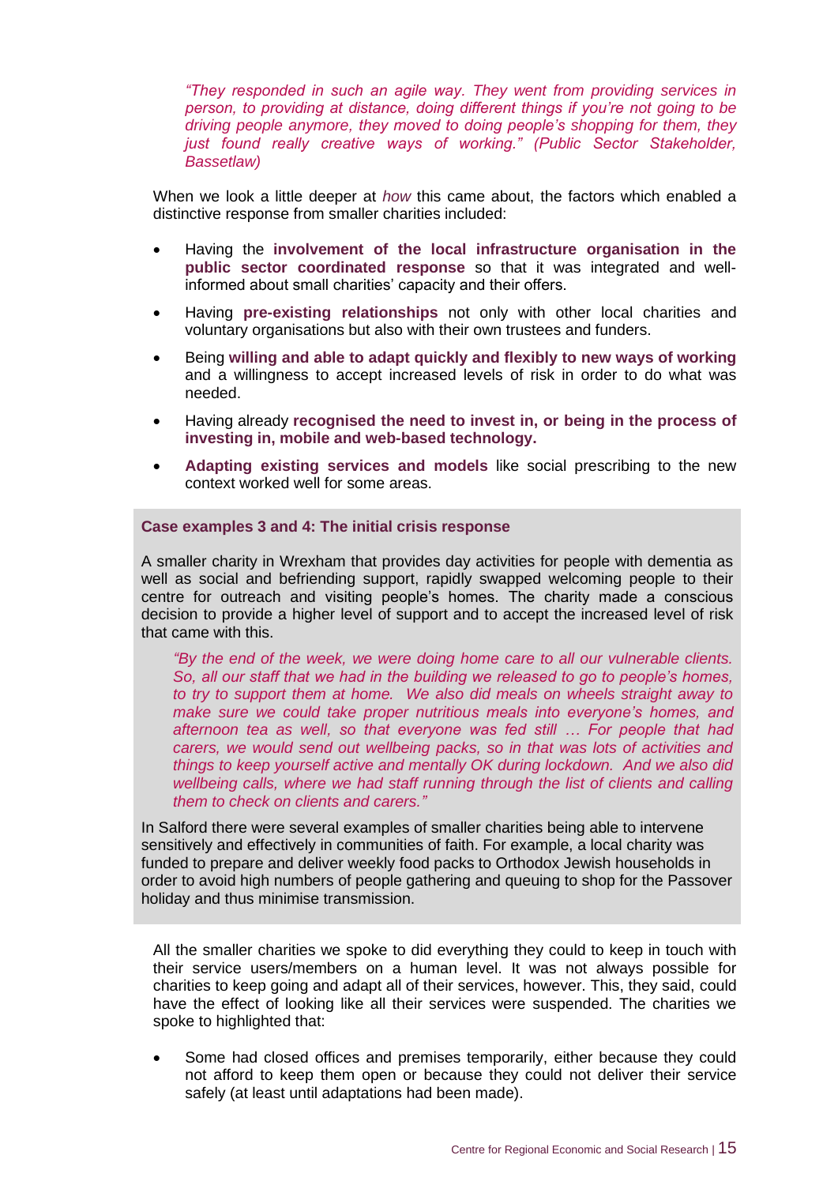> *“They responded in such an agile way. They went from providing services in person, to providing at distance, doing different things if you’re not going to be driving people anymore, they moved to doing people’s shopping for them, they just found really creative ways of working.” (Public Sector Stakeholder, Bassetlaw)*

When we look a little deeper at *how* this came about, the factors which enabled a distinctive response from smaller charities included:

- Having the **involvement of the local infrastructure organisation in the public sector coordinated response** so that it was integrated and well-informed about small charities’ capacity and their offers.
- Having **pre-existing relationships** not only with other local charities and voluntary organisations but also with their own trustees and funders.
- Being **willing and able to adapt quickly and flexibly to new ways of working** and a willingness to accept increased levels of risk in order to do what was needed.
- Having already **recognised the need to invest in, or being in the process of investing in, mobile and web-based technology.**
- **Adapting existing services and models** like social prescribing to the new context worked well for some areas.

**Case examples 3 and 4: The initial crisis response**

A smaller charity in Wrexham that provides day activities for people with dementia as well as social and befriending support, rapidly swapped welcoming people to their centre for outreach and visiting people’s homes. The charity made a conscious decision to provide a higher level of support and to accept the increased level of risk that came with this.

> *“By the end of the week, we were doing home care to all our vulnerable clients. So, all our staff that we had in the building we released to go to people’s homes, to try to support them at home. We also did meals on wheels straight away to make sure we could take proper nutritious meals into everyone’s homes, and afternoon tea as well, so that everyone was fed still … For people that had carers, we would send out wellbeing packs, so in that was lots of activities and things to keep yourself active and mentally OK during lockdown. And we also did wellbeing calls, where we had staff running through the list of clients and calling them to check on clients and carers.”*

In Salford there were several examples of smaller charities being able to intervene sensitively and effectively in communities of faith. For example, a local charity was funded to prepare and deliver weekly food packs to Orthodox Jewish households in order to avoid high numbers of people gathering and queuing to shop for the Passover holiday and thus minimise transmission.

All the smaller charities we spoke to did everything they could to keep in touch with their service users/members on a human level. It was not always possible for charities to keep going and adapt all of their services, however. This, they said, could have the effect of looking like all their services were suspended. The charities we spoke to highlighted that:

- Some had closed offices and premises temporarily, either because they could not afford to keep them open or because they could not deliver their service safely (at least until adaptations had been made).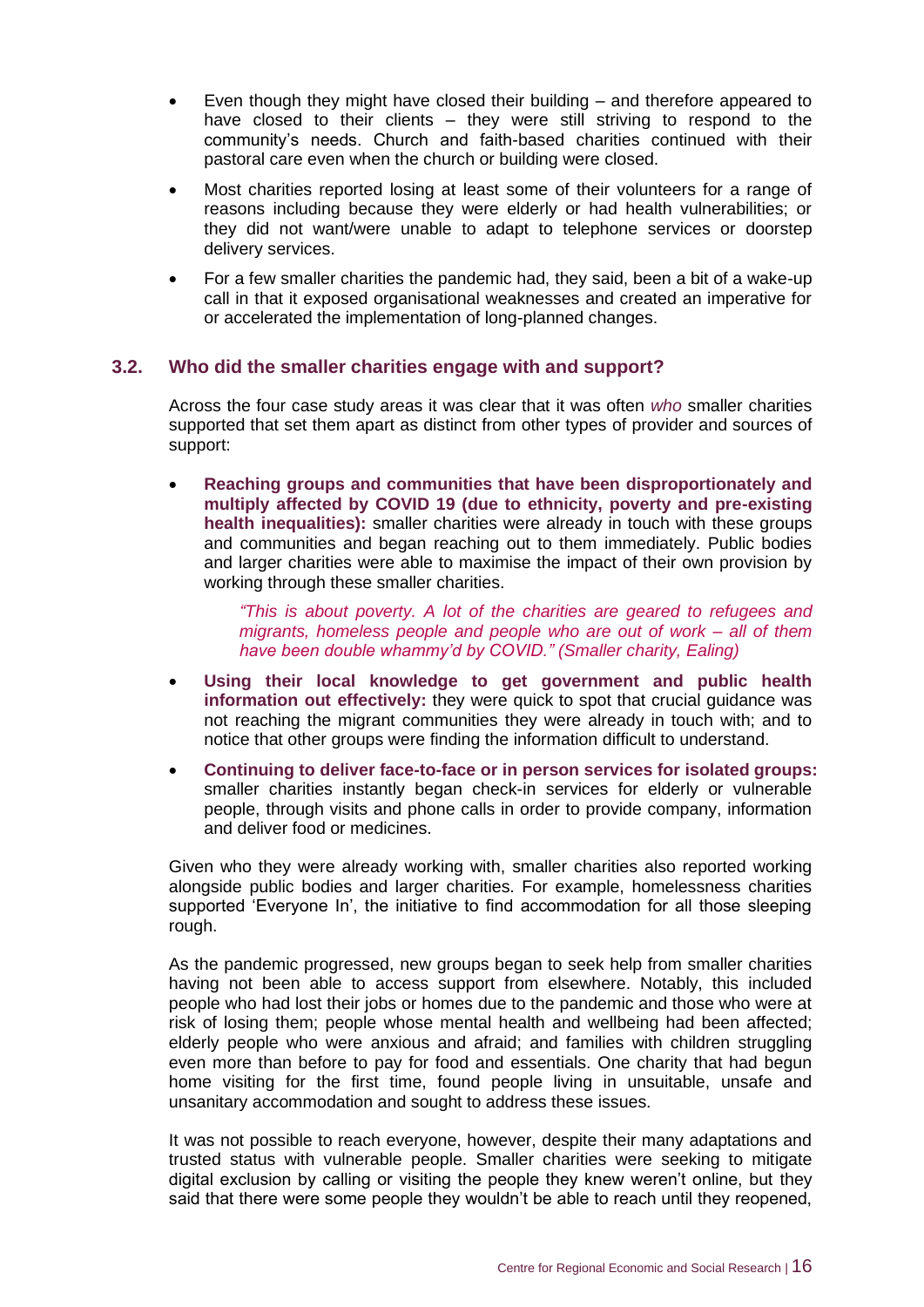- Even though they might have closed their building – and therefore appeared to have closed to their clients – they were still striving to respond to the community's needs. Church and faith-based charities continued with their pastoral care even when the church or building were closed.
- Most charities reported losing at least some of their volunteers for a range of reasons including because they were elderly or had health vulnerabilities; or they did not want/were unable to adapt to telephone services or doorstep delivery services.
- For a few smaller charities the pandemic had, they said, been a bit of a wake-up call in that it exposed organisational weaknesses and created an imperative for or accelerated the implementation of long-planned changes.

## 3.2. Who did the smaller charities engage with and support?

Across the four case study areas it was clear that it was often *who* smaller charities supported that set them apart as distinct from other types of provider and sources of support:

- **Reaching groups and communities that have been disproportionately and multiply affected by COVID 19 (due to ethnicity, poverty and pre-existing health inequalities):** smaller charities were already in touch with these groups and communities and began reaching out to them immediately. Public bodies and larger charities were able to maximise the impact of their own provision by working through these smaller charities.

  > *"This is about poverty. A lot of the charities are geared to refugees and migrants, homeless people and people who are out of work – all of them have been double whammy'd by COVID." (Smaller charity, Ealing)*

- **Using their local knowledge to get government and public health information out effectively:** they were quick to spot that crucial guidance was not reaching the migrant communities they were already in touch with; and to notice that other groups were finding the information difficult to understand.
- **Continuing to deliver face-to-face or in person services for isolated groups:** smaller charities instantly began check-in services for elderly or vulnerable people, through visits and phone calls in order to provide company, information and deliver food or medicines.

Given who they were already working with, smaller charities also reported working alongside public bodies and larger charities. For example, homelessness charities supported 'Everyone In', the initiative to find accommodation for all those sleeping rough.

As the pandemic progressed, new groups began to seek help from smaller charities having not been able to access support from elsewhere. Notably, this included people who had lost their jobs or homes due to the pandemic and those who were at risk of losing them; people whose mental health and wellbeing had been affected; elderly people who were anxious and afraid; and families with children struggling even more than before to pay for food and essentials. One charity that had begun home visiting for the first time, found people living in unsuitable, unsafe and unsanitary accommodation and sought to address these issues.

It was not possible to reach everyone, however, despite their many adaptations and trusted status with vulnerable people. Smaller charities were seeking to mitigate digital exclusion by calling or visiting the people they knew weren't online, but they said that there were some people they wouldn't be able to reach until they reopened,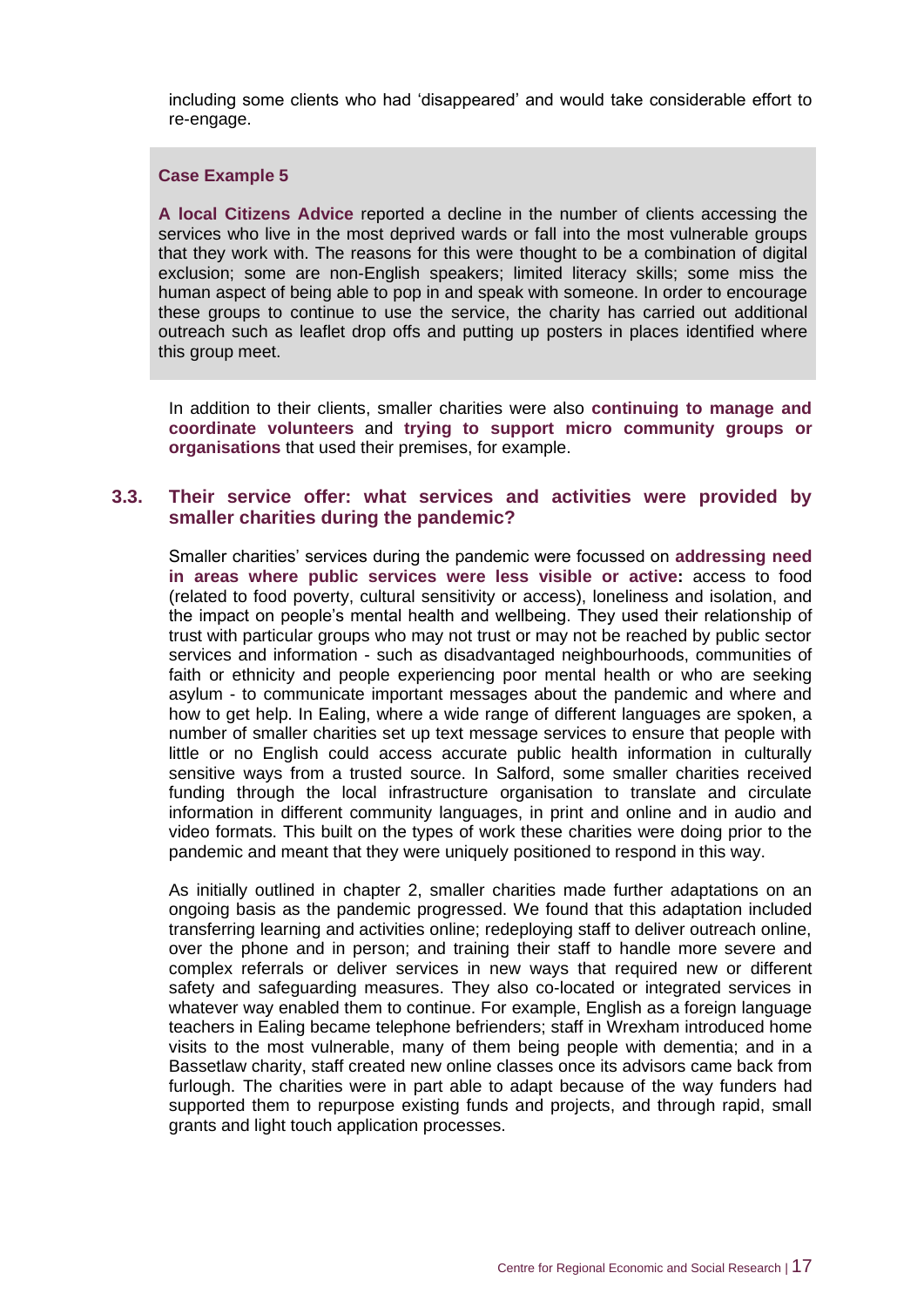including some clients who had 'disappeared' and would take considerable effort to re-engage.

> **Case Example 5**
>
> **A local Citizens Advice** reported a decline in the number of clients accessing the services who live in the most deprived wards or fall into the most vulnerable groups that they work with. The reasons for this were thought to be a combination of digital exclusion; some are non-English speakers; limited literacy skills; some miss the human aspect of being able to pop in and speak with someone. In order to encourage these groups to continue to use the service, the charity has carried out additional outreach such as leaflet drop offs and putting up posters in places identified where this group meet.

In addition to their clients, smaller charities were also **continuing to manage and coordinate volunteers** and **trying to support micro community groups or organisations** that used their premises, for example.

### 3.3. Their service offer: what services and activities were provided by smaller charities during the pandemic?

Smaller charities' services during the pandemic were focussed on **addressing need in areas where public services were less visible or active:** access to food (related to food poverty, cultural sensitivity or access), loneliness and isolation, and the impact on people's mental health and wellbeing. They used their relationship of trust with particular groups who may not trust or may not be reached by public sector services and information - such as disadvantaged neighbourhoods, communities of faith or ethnicity and people experiencing poor mental health or who are seeking asylum - to communicate important messages about the pandemic and where and how to get help. In Ealing, where a wide range of different languages are spoken, a number of smaller charities set up text message services to ensure that people with little or no English could access accurate public health information in culturally sensitive ways from a trusted source. In Salford, some smaller charities received funding through the local infrastructure organisation to translate and circulate information in different community languages, in print and online and in audio and video formats. This built on the types of work these charities were doing prior to the pandemic and meant that they were uniquely positioned to respond in this way.

As initially outlined in chapter 2, smaller charities made further adaptations on an ongoing basis as the pandemic progressed. We found that this adaptation included transferring learning and activities online; redeploying staff to deliver outreach online, over the phone and in person; and training their staff to handle more severe and complex referrals or deliver services in new ways that required new or different safety and safeguarding measures. They also co-located or integrated services in whatever way enabled them to continue. For example, English as a foreign language teachers in Ealing became telephone befrienders; staff in Wrexham introduced home visits to the most vulnerable, many of them being people with dementia; and in a Bassetlaw charity, staff created new online classes once its advisors came back from furlough. The charities were in part able to adapt because of the way funders had supported them to repurpose existing funds and projects, and through rapid, small grants and light touch application processes.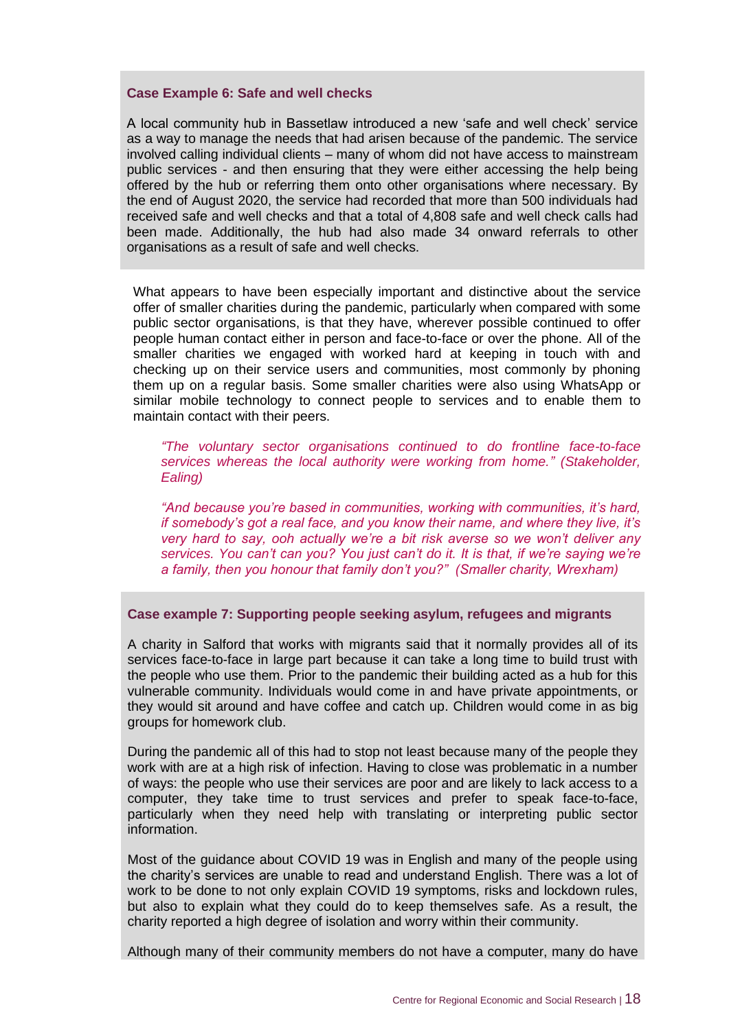**Case Example 6: Safe and well checks**

A local community hub in Bassetlaw introduced a new 'safe and well check' service as a way to manage the needs that had arisen because of the pandemic. The service involved calling individual clients – many of whom did not have access to mainstream public services - and then ensuring that they were either accessing the help being offered by the hub or referring them onto other organisations where necessary. By the end of August 2020, the service had recorded that more than 500 individuals had received safe and well checks and that a total of 4,808 safe and well check calls had been made. Additionally, the hub had also made 34 onward referrals to other organisations as a result of safe and well checks.

What appears to have been especially important and distinctive about the service offer of smaller charities during the pandemic, particularly when compared with some public sector organisations, is that they have, wherever possible continued to offer people human contact either in person and face-to-face or over the phone. All of the smaller charities we engaged with worked hard at keeping in touch with and checking up on their service users and communities, most commonly by phoning them up on a regular basis. Some smaller charities were also using WhatsApp or similar mobile technology to connect people to services and to enable them to maintain contact with their peers.

> *"The voluntary sector organisations continued to do frontline face-to-face services whereas the local authority were working from home." (Stakeholder, Ealing)*

> *"And because you're based in communities, working with communities, it's hard, if somebody's got a real face, and you know their name, and where they live, it's very hard to say, ooh actually we're a bit risk averse so we won't deliver any services. You can't can you? You just can't do it. It is that, if we're saying we're a family, then you honour that family don't you?" (Smaller charity, Wrexham)*

**Case example 7: Supporting people seeking asylum, refugees and migrants**

A charity in Salford that works with migrants said that it normally provides all of its services face-to-face in large part because it can take a long time to build trust with the people who use them. Prior to the pandemic their building acted as a hub for this vulnerable community. Individuals would come in and have private appointments, or they would sit around and have coffee and catch up. Children would come in as big groups for homework club.

During the pandemic all of this had to stop not least because many of the people they work with are at a high risk of infection. Having to close was problematic in a number of ways: the people who use their services are poor and are likely to lack access to a computer, they take time to trust services and prefer to speak face-to-face, particularly when they need help with translating or interpreting public sector information.

Most of the guidance about COVID 19 was in English and many of the people using the charity's services are unable to read and understand English. There was a lot of work to be done to not only explain COVID 19 symptoms, risks and lockdown rules, but also to explain what they could do to keep themselves safe. As a result, the charity reported a high degree of isolation and worry within their community.

Although many of their community members do not have a computer, many do have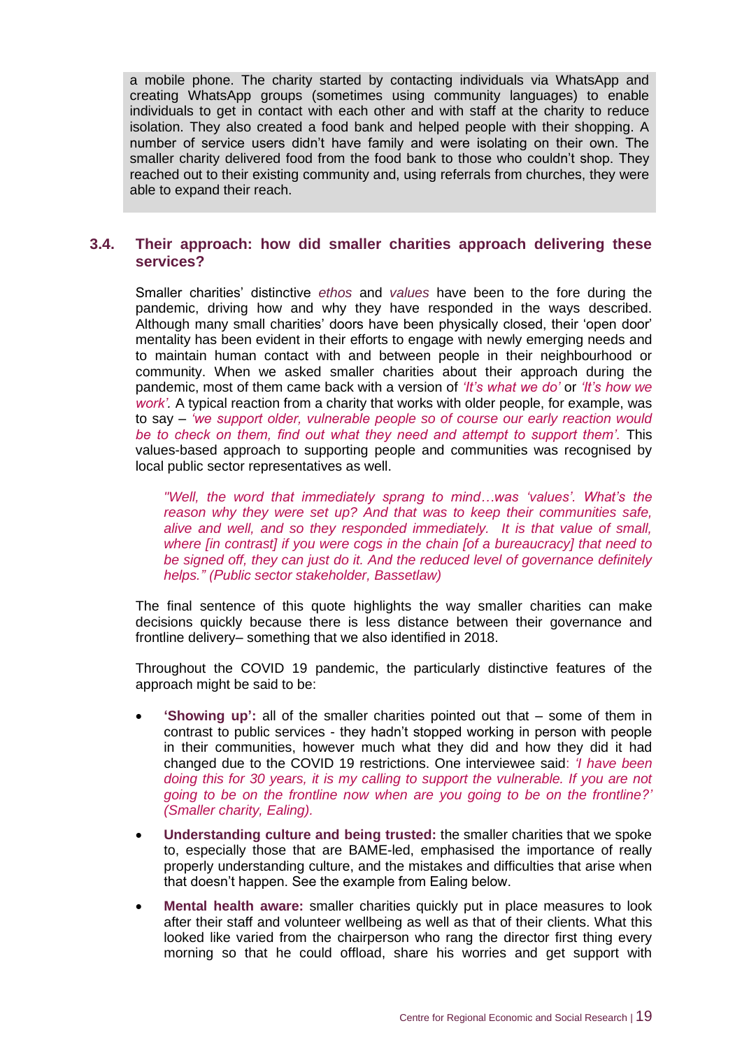a mobile phone. The charity started by contacting individuals via WhatsApp and creating WhatsApp groups (sometimes using community languages) to enable individuals to get in contact with each other and with staff at the charity to reduce isolation. They also created a food bank and helped people with their shopping. A number of service users didn't have family and were isolating on their own. The smaller charity delivered food from the food bank to those who couldn't shop. They reached out to their existing community and, using referrals from churches, they were able to expand their reach.

### 3.4. Their approach: how did smaller charities approach delivering these services?

Smaller charities' distinctive *ethos* and *values* have been to the fore during the pandemic, driving how and why they have responded in the ways described. Although many small charities' doors have been physically closed, their 'open door' mentality has been evident in their efforts to engage with newly emerging needs and to maintain human contact with and between people in their neighbourhood or community. When we asked smaller charities about their approach during the pandemic, most of them came back with a version of *'It's what we do'* or *'It's how we work'*. A typical reaction from a charity that works with older people, for example, was to say – *'we support older, vulnerable people so of course our early reaction would be to check on them, find out what they need and attempt to support them'.* This values-based approach to supporting people and communities was recognised by local public sector representatives as well.

> *"Well, the word that immediately sprang to mind…was 'values'. What's the reason why they were set up? And that was to keep their communities safe, alive and well, and so they responded immediately. It is that value of small, where [in contrast] if you were cogs in the chain [of a bureaucracy] that need to be signed off, they can just do it. And the reduced level of governance definitely helps." (Public sector stakeholder, Bassetlaw)*

The final sentence of this quote highlights the way smaller charities can make decisions quickly because there is less distance between their governance and frontline delivery– something that we also identified in 2018.

Throughout the COVID 19 pandemic, the particularly distinctive features of the approach might be said to be:

- **'Showing up':** all of the smaller charities pointed out that – some of them in contrast to public services - they hadn't stopped working in person with people in their communities, however much what they did and how they did it had changed due to the COVID 19 restrictions. One interviewee said: *'I have been doing this for 30 years, it is my calling to support the vulnerable. If you are not going to be on the frontline now when are you going to be on the frontline?' (Smaller charity, Ealing).*
- **Understanding culture and being trusted:** the smaller charities that we spoke to, especially those that are BAME-led, emphasised the importance of really properly understanding culture, and the mistakes and difficulties that arise when that doesn't happen. See the example from Ealing below.
- **Mental health aware:** smaller charities quickly put in place measures to look after their staff and volunteer wellbeing as well as that of their clients. What this looked like varied from the chairperson who rang the director first thing every morning so that he could offload, share his worries and get support with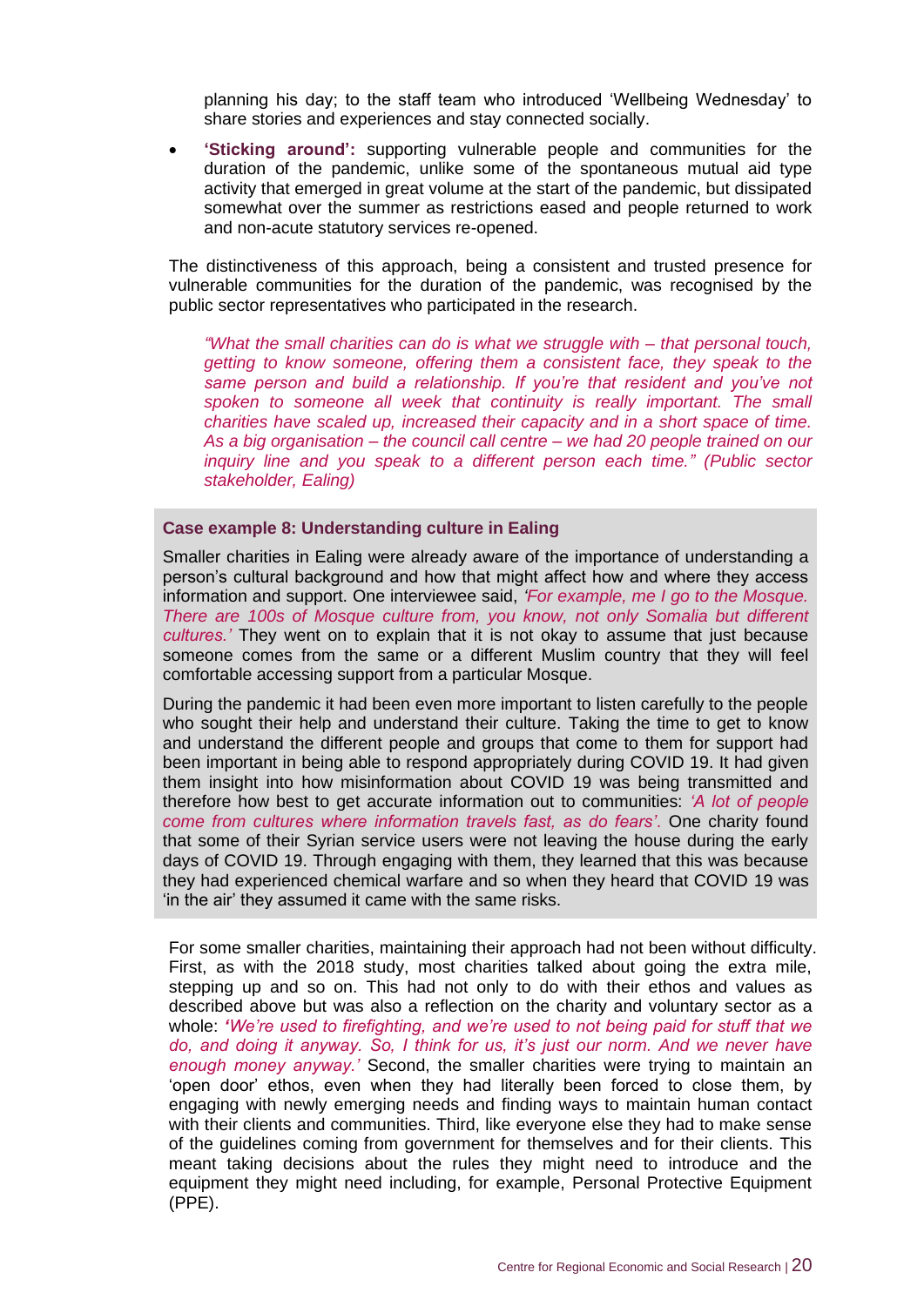planning his day; to the staff team who introduced 'Wellbeing Wednesday' to share stories and experiences and stay connected socially.

- **'Sticking around':** supporting vulnerable people and communities for the duration of the pandemic, unlike some of the spontaneous mutual aid type activity that emerged in great volume at the start of the pandemic, but dissipated somewhat over the summer as restrictions eased and people returned to work and non-acute statutory services re-opened.

The distinctiveness of this approach, being a consistent and trusted presence for vulnerable communities for the duration of the pandemic, was recognised by the public sector representatives who participated in the research.

> *"What the small charities can do is what we struggle with – that personal touch, getting to know someone, offering them a consistent face, they speak to the same person and build a relationship. If you're that resident and you've not spoken to someone all week that continuity is really important. The small charities have scaled up, increased their capacity and in a short space of time. As a big organisation – the council call centre – we had 20 people trained on our inquiry line and you speak to a different person each time." (Public sector stakeholder, Ealing)*

**Case example 8: Understanding culture in Ealing**

Smaller charities in Ealing were already aware of the importance of understanding a person's cultural background and how that might affect how and where they access information and support. One interviewee said, *'For example, me I go to the Mosque. There are 100s of Mosque culture from, you know, not only Somalia but different cultures.'* They went on to explain that it is not okay to assume that just because someone comes from the same or a different Muslim country that they will feel comfortable accessing support from a particular Mosque.

During the pandemic it had been even more important to listen carefully to the people who sought their help and understand their culture. Taking the time to get to know and understand the different people and groups that come to them for support had been important in being able to respond appropriately during COVID 19. It had given them insight into how misinformation about COVID 19 was being transmitted and therefore how best to get accurate information out to communities: *'A lot of people come from cultures where information travels fast, as do fears'.* One charity found that some of their Syrian service users were not leaving the house during the early days of COVID 19. Through engaging with them, they learned that this was because they had experienced chemical warfare and so when they heard that COVID 19 was 'in the air' they assumed it came with the same risks.

For some smaller charities, maintaining their approach had not been without difficulty. First, as with the 2018 study, most charities talked about going the extra mile, stepping up and so on. This had not only to do with their ethos and values as described above but was also a reflection on the charity and voluntary sector as a whole: *'We're used to firefighting, and we're used to not being paid for stuff that we do, and doing it anyway. So, I think for us, it's just our norm. And we never have enough money anyway.'* Second, the smaller charities were trying to maintain an 'open door' ethos, even when they had literally been forced to close them, by engaging with newly emerging needs and finding ways to maintain human contact with their clients and communities. Third, like everyone else they had to make sense of the guidelines coming from government for themselves and for their clients. This meant taking decisions about the rules they might need to introduce and the equipment they might need including, for example, Personal Protective Equipment (PPE).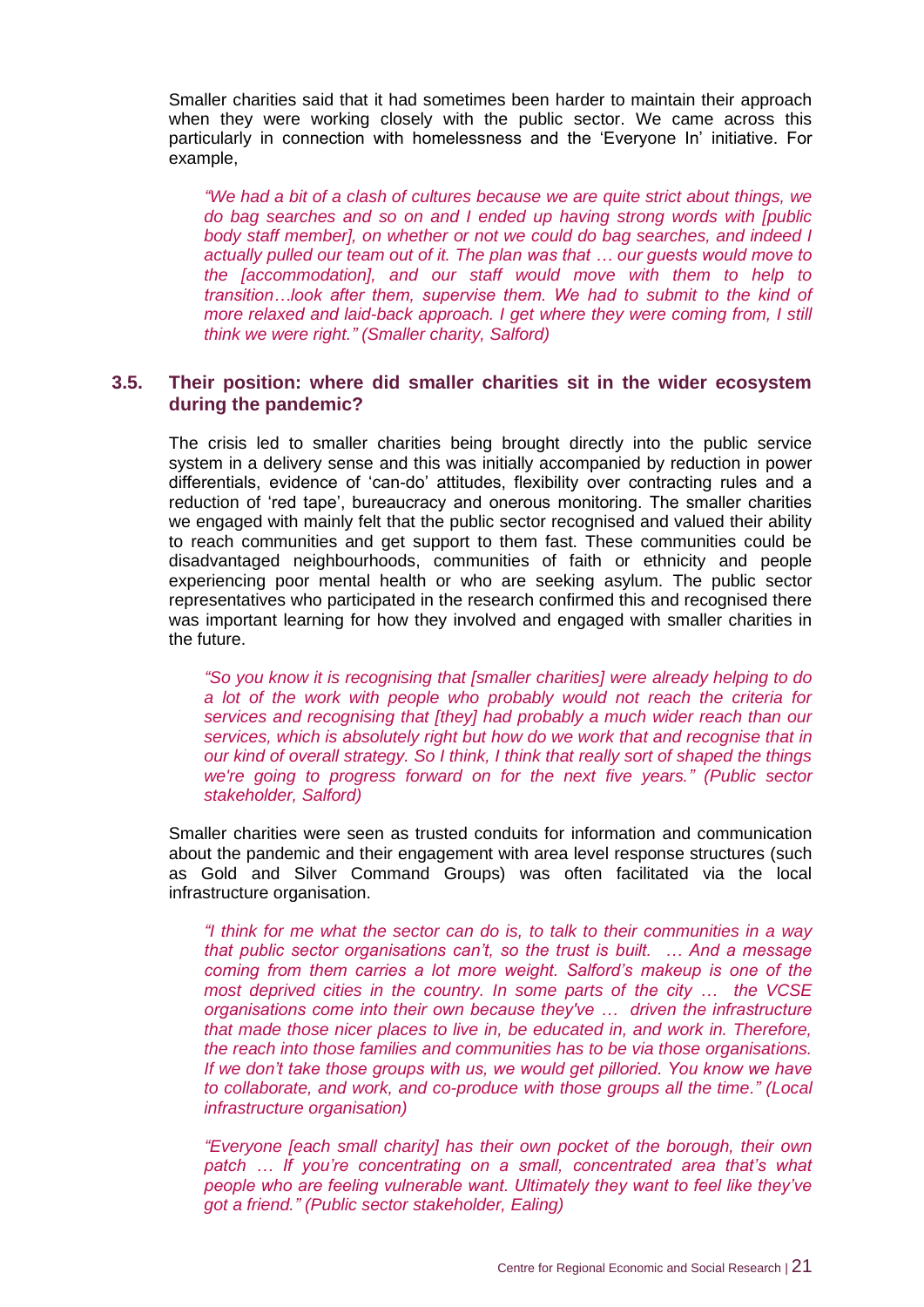Smaller charities said that it had sometimes been harder to maintain their approach when they were working closely with the public sector. We came across this particularly in connection with homelessness and the 'Everyone In' initiative. For example,

> *"We had a bit of a clash of cultures because we are quite strict about things, we do bag searches and so on and I ended up having strong words with [public body staff member], on whether or not we could do bag searches, and indeed I actually pulled our team out of it. The plan was that … our guests would move to the [accommodation], and our staff would move with them to help to transition…look after them, supervise them. We had to submit to the kind of more relaxed and laid-back approach. I get where they were coming from, I still think we were right." (Smaller charity, Salford)*

### 3.5. Their position: where did smaller charities sit in the wider ecosystem during the pandemic?

The crisis led to smaller charities being brought directly into the public service system in a delivery sense and this was initially accompanied by reduction in power differentials, evidence of 'can-do' attitudes, flexibility over contracting rules and a reduction of 'red tape', bureaucracy and onerous monitoring. The smaller charities we engaged with mainly felt that the public sector recognised and valued their ability to reach communities and get support to them fast. These communities could be disadvantaged neighbourhoods, communities of faith or ethnicity and people experiencing poor mental health or who are seeking asylum. The public sector representatives who participated in the research confirmed this and recognised there was important learning for how they involved and engaged with smaller charities in the future.

> *"So you know it is recognising that [smaller charities] were already helping to do a lot of the work with people who probably would not reach the criteria for services and recognising that [they] had probably a much wider reach than our services, which is absolutely right but how do we work that and recognise that in our kind of overall strategy. So I think, I think that really sort of shaped the things we're going to progress forward on for the next five years." (Public sector stakeholder, Salford)*

Smaller charities were seen as trusted conduits for information and communication about the pandemic and their engagement with area level response structures (such as Gold and Silver Command Groups) was often facilitated via the local infrastructure organisation.

> *"I think for me what the sector can do is, to talk to their communities in a way that public sector organisations can't, so the trust is built. … And a message coming from them carries a lot more weight. Salford's makeup is one of the most deprived cities in the country. In some parts of the city … the VCSE organisations come into their own because they've … driven the infrastructure that made those nicer places to live in, be educated in, and work in. Therefore, the reach into those families and communities has to be via those organisations. If we don't take those groups with us, we would get pilloried. You know we have to collaborate, and work, and co-produce with those groups all the time." (Local infrastructure organisation)*

> *"Everyone [each small charity] has their own pocket of the borough, their own patch … If you're concentrating on a small, concentrated area that's what people who are feeling vulnerable want. Ultimately they want to feel like they've got a friend." (Public sector stakeholder, Ealing)*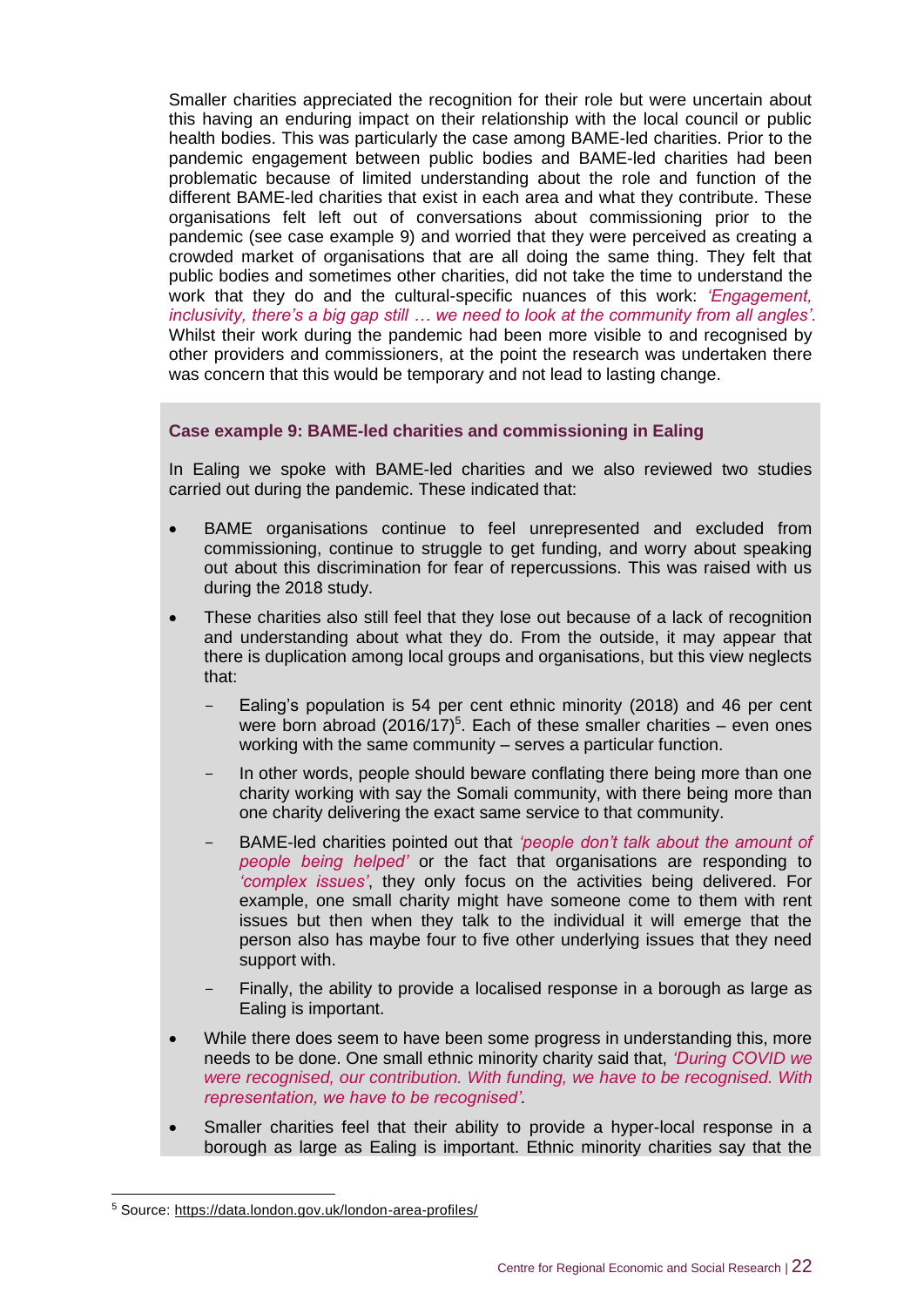Smaller charities appreciated the recognition for their role but were uncertain about this having an enduring impact on their relationship with the local council or public health bodies. This was particularly the case among BAME-led charities. Prior to the pandemic engagement between public bodies and BAME-led charities had been problematic because of limited understanding about the role and function of the different BAME-led charities that exist in each area and what they contribute. These organisations felt left out of conversations about commissioning prior to the pandemic (see case example 9) and worried that they were perceived as creating a crowded market of organisations that are all doing the same thing. They felt that public bodies and sometimes other charities, did not take the time to understand the work that they do and the cultural-specific nuances of this work: *'Engagement, inclusivity, there's a big gap still … we need to look at the community from all angles'.* Whilst their work during the pandemic had been more visible to and recognised by other providers and commissioners, at the point the research was undertaken there was concern that this would be temporary and not lead to lasting change.

**Case example 9: BAME-led charities and commissioning in Ealing**

In Ealing we spoke with BAME-led charities and we also reviewed two studies carried out during the pandemic. These indicated that:

- BAME organisations continue to feel unrepresented and excluded from commissioning, continue to struggle to get funding, and worry about speaking out about this discrimination for fear of repercussions. This was raised with us during the 2018 study.
- These charities also still feel that they lose out because of a lack of recognition and understanding about what they do. From the outside, it may appear that there is duplication among local groups and organisations, but this view neglects that:
  - Ealing's population is 54 per cent ethnic minority (2018) and 46 per cent were born abroad (2016/17)[5]. Each of these smaller charities – even ones working with the same community – serves a particular function.
  - In other words, people should beware conflating there being more than one charity working with say the Somali community, with there being more than one charity delivering the exact same service to that community.
  - BAME-led charities pointed out that *'people don't talk about the amount of people being helped'* or the fact that organisations are responding to *'complex issues'*, they only focus on the activities being delivered. For example, one small charity might have someone come to them with rent issues but then when they talk to the individual it will emerge that the person also has maybe four to five other underlying issues that they need support with.
  - Finally, the ability to provide a localised response in a borough as large as Ealing is important.
- While there does seem to have been some progress in understanding this, more needs to be done. One small ethnic minority charity said that, *'During COVID we were recognised, our contribution. With funding, we have to be recognised. With representation, we have to be recognised'.*
- Smaller charities feel that their ability to provide a hyper-local response in a borough as large as Ealing is important. Ethnic minority charities say that the

[5] Source: https://data.london.gov.uk/london-area-profiles/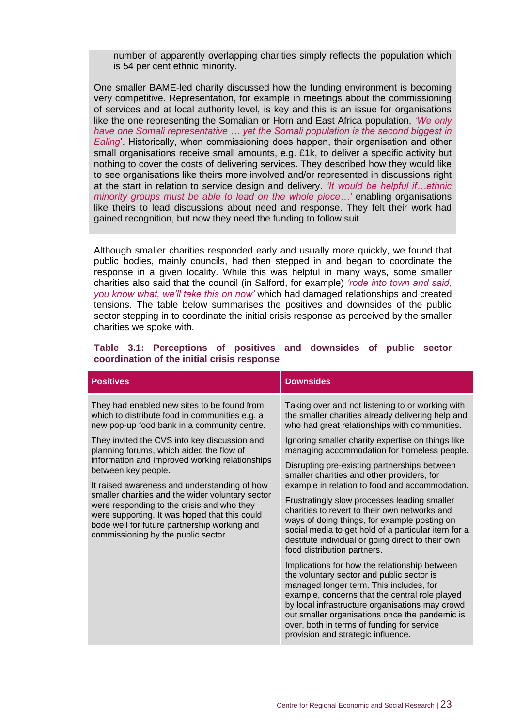number of apparently overlapping charities simply reflects the population which is 54 per cent ethnic minority.

One smaller BAME-led charity discussed how the funding environment is becoming very competitive. Representation, for example in meetings about the commissioning of services and at local authority level, is key and this is an issue for organisations like the one representing the Somalian or Horn and East Africa population, *'We only have one Somali representative … yet the Somali population is the second biggest in Ealing'*. Historically, when commissioning does happen, their organisation and other small organisations receive small amounts, e.g. £1k, to deliver a specific activity but nothing to cover the costs of delivering services. They described how they would like to see organisations like theirs more involved and/or represented in discussions right at the start in relation to service design and delivery. *'It would be helpful if…ethnic minority groups must be able to lead on the whole piece…'* enabling organisations like theirs to lead discussions about need and response. They felt their work had gained recognition, but now they need the funding to follow suit.

Although smaller charities responded early and usually more quickly, we found that public bodies, mainly councils, had then stepped in and began to coordinate the response in a given locality. While this was helpful in many ways, some smaller charities also said that the council (in Salford, for example) *'rode into town and said, you know what, we'll take this on now'* which had damaged relationships and created tensions. The table below summarises the positives and downsides of the public sector stepping in to coordinate the initial crisis response as perceived by the smaller charities we spoke with.

**Table 3.1: Perceptions of positives and downsides of public sector coordination of the initial crisis response**

| Positives | Downsides |
|---|---|
| They had enabled new sites to be found from which to distribute food in communities e.g. a new pop-up food bank in a community centre. | Taking over and not listening to or working with the smaller charities already delivering help and who had great relationships with communities. |
| They invited the CVS into key discussion and planning forums, which aided the flow of information and improved working relationships between key people. | Ignoring smaller charity expertise on things like managing accommodation for homeless people. |
| It raised awareness and understanding of how smaller charities and the wider voluntary sector were responding to the crisis and who they were supporting. It was hoped that this could bode well for future partnership working and commissioning by the public sector. | Disrupting pre-existing partnerships between smaller charities and other providers, for example in relation to food and accommodation. |
| | Frustratingly slow processes leading smaller charities to revert to their own networks and ways of doing things, for example posting on social media to get hold of a particular item for a destitute individual or going direct to their own food distribution partners. |
| | Implications for how the relationship between the voluntary sector and public sector is managed longer term. This includes, for example, concerns that the central role played by local infrastructure organisations may crowd out smaller organisations once the pandemic is over, both in terms of funding for service provision and strategic influence. |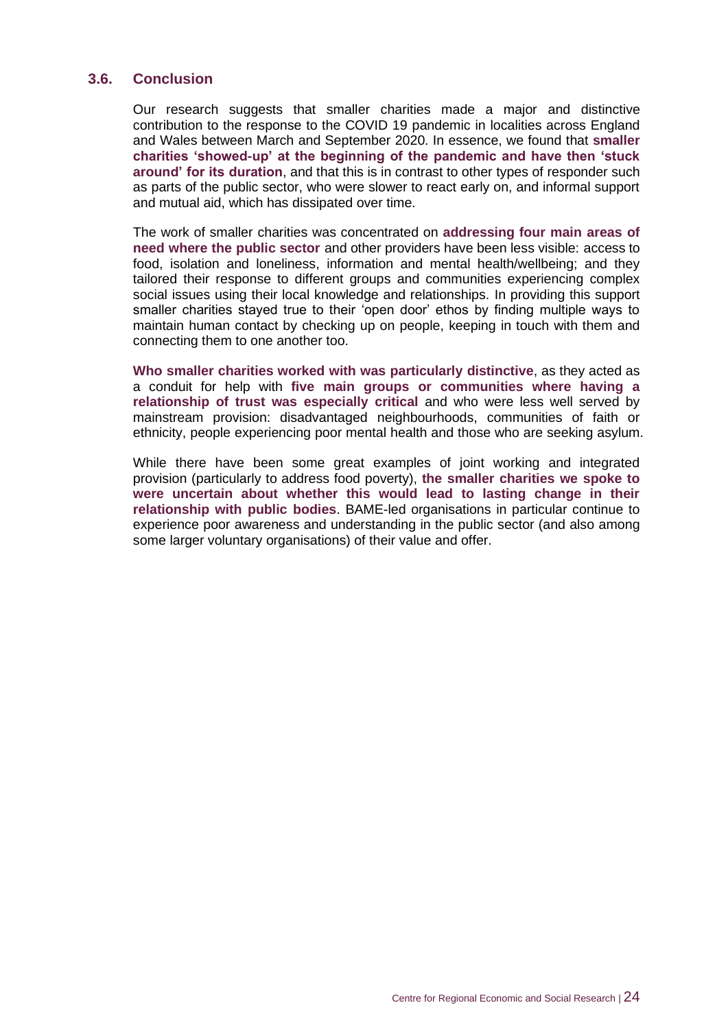### 3.6. Conclusion

Our research suggests that smaller charities made a major and distinctive contribution to the response to the COVID 19 pandemic in localities across England and Wales between March and September 2020. In essence, we found that **smaller charities 'showed-up' at the beginning of the pandemic and have then 'stuck around' for its duration**, and that this is in contrast to other types of responder such as parts of the public sector, who were slower to react early on, and informal support and mutual aid, which has dissipated over time.

The work of smaller charities was concentrated on **addressing four main areas of need where the public sector** and other providers have been less visible: access to food, isolation and loneliness, information and mental health/wellbeing; and they tailored their response to different groups and communities experiencing complex social issues using their local knowledge and relationships. In providing this support smaller charities stayed true to their 'open door' ethos by finding multiple ways to maintain human contact by checking up on people, keeping in touch with them and connecting them to one another too.

**Who smaller charities worked with was particularly distinctive**, as they acted as a conduit for help with **five main groups or communities where having a relationship of trust was especially critical** and who were less well served by mainstream provision: disadvantaged neighbourhoods, communities of faith or ethnicity, people experiencing poor mental health and those who are seeking asylum.

While there have been some great examples of joint working and integrated provision (particularly to address food poverty), **the smaller charities we spoke to were uncertain about whether this would lead to lasting change in their relationship with public bodies**. BAME-led organisations in particular continue to experience poor awareness and understanding in the public sector (and also among some larger voluntary organisations) of their value and offer.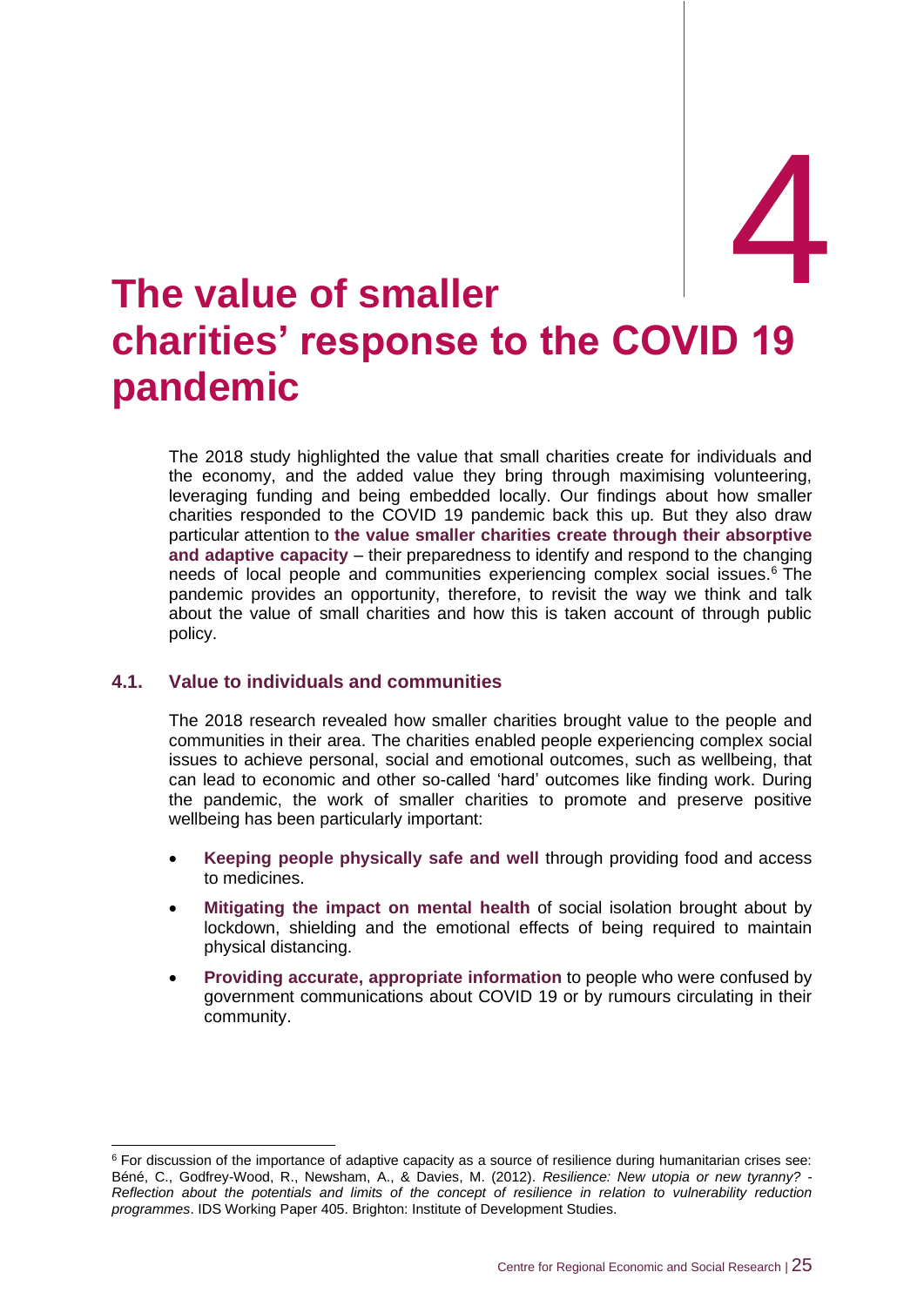# 4 The value of smaller charities' response to the COVID 19 pandemic

The 2018 study highlighted the value that small charities create for individuals and the economy, and the added value they bring through maximising volunteering, leveraging funding and being embedded locally. Our findings about how smaller charities responded to the COVID 19 pandemic back this up. But they also draw particular attention to **the value smaller charities create through their absorptive and adaptive capacity** – their preparedness to identify and respond to the changing needs of local people and communities experiencing complex social issues.[6] The pandemic provides an opportunity, therefore, to revisit the way we think and talk about the value of small charities and how this is taken account of through public policy.

## 4.1. Value to individuals and communities

The 2018 research revealed how smaller charities brought value to the people and communities in their area. The charities enabled people experiencing complex social issues to achieve personal, social and emotional outcomes, such as wellbeing, that can lead to economic and other so-called 'hard' outcomes like finding work. During the pandemic, the work of smaller charities to promote and preserve positive wellbeing has been particularly important:

- **Keeping people physically safe and well** through providing food and access to medicines.
- **Mitigating the impact on mental health** of social isolation brought about by lockdown, shielding and the emotional effects of being required to maintain physical distancing.
- **Providing accurate, appropriate information** to people who were confused by government communications about COVID 19 or by rumours circulating in their community.

[6] For discussion of the importance of adaptive capacity as a source of resilience during humanitarian crises see: Béné, C., Godfrey-Wood, R., Newsham, A., & Davies, M. (2012). *Resilience: New utopia or new tyranny? - Reflection about the potentials and limits of the concept of resilience in relation to vulnerability reduction programmes*. IDS Working Paper 405. Brighton: Institute of Development Studies.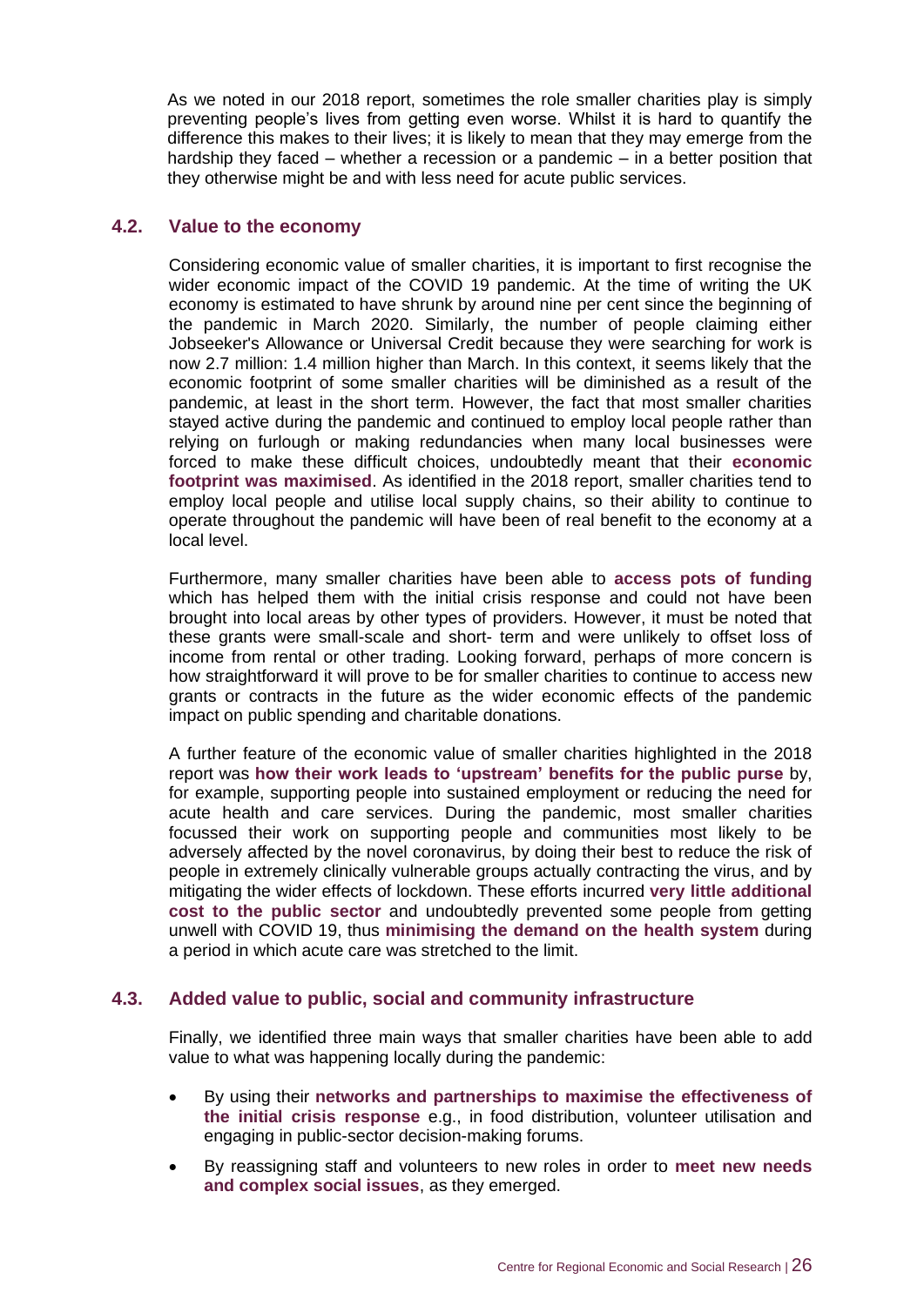As we noted in our 2018 report, sometimes the role smaller charities play is simply preventing people's lives from getting even worse. Whilst it is hard to quantify the difference this makes to their lives; it is likely to mean that they may emerge from the hardship they faced – whether a recession or a pandemic – in a better position that they otherwise might be and with less need for acute public services.

## 4.2. Value to the economy

Considering economic value of smaller charities, it is important to first recognise the wider economic impact of the COVID 19 pandemic. At the time of writing the UK economy is estimated to have shrunk by around nine per cent since the beginning of the pandemic in March 2020. Similarly, the number of people claiming either Jobseeker's Allowance or Universal Credit because they were searching for work is now 2.7 million: 1.4 million higher than March. In this context, it seems likely that the economic footprint of some smaller charities will be diminished as a result of the pandemic, at least in the short term. However, the fact that most smaller charities stayed active during the pandemic and continued to employ local people rather than relying on furlough or making redundancies when many local businesses were forced to make these difficult choices, undoubtedly meant that their **economic footprint was maximised**. As identified in the 2018 report, smaller charities tend to employ local people and utilise local supply chains, so their ability to continue to operate throughout the pandemic will have been of real benefit to the economy at a local level.

Furthermore, many smaller charities have been able to **access pots of funding** which has helped them with the initial crisis response and could not have been brought into local areas by other types of providers. However, it must be noted that these grants were small-scale and short- term and were unlikely to offset loss of income from rental or other trading. Looking forward, perhaps of more concern is how straightforward it will prove to be for smaller charities to continue to access new grants or contracts in the future as the wider economic effects of the pandemic impact on public spending and charitable donations.

A further feature of the economic value of smaller charities highlighted in the 2018 report was **how their work leads to 'upstream' benefits for the public purse** by, for example, supporting people into sustained employment or reducing the need for acute health and care services. During the pandemic, most smaller charities focussed their work on supporting people and communities most likely to be adversely affected by the novel coronavirus, by doing their best to reduce the risk of people in extremely clinically vulnerable groups actually contracting the virus, and by mitigating the wider effects of lockdown. These efforts incurred **very little additional cost to the public sector** and undoubtedly prevented some people from getting unwell with COVID 19, thus **minimising the demand on the health system** during a period in which acute care was stretched to the limit.

## 4.3. Added value to public, social and community infrastructure

Finally, we identified three main ways that smaller charities have been able to add value to what was happening locally during the pandemic:

- By using their **networks and partnerships to maximise the effectiveness of the initial crisis response** e.g., in food distribution, volunteer utilisation and engaging in public-sector decision-making forums.
- By reassigning staff and volunteers to new roles in order to **meet new needs and complex social issues**, as they emerged.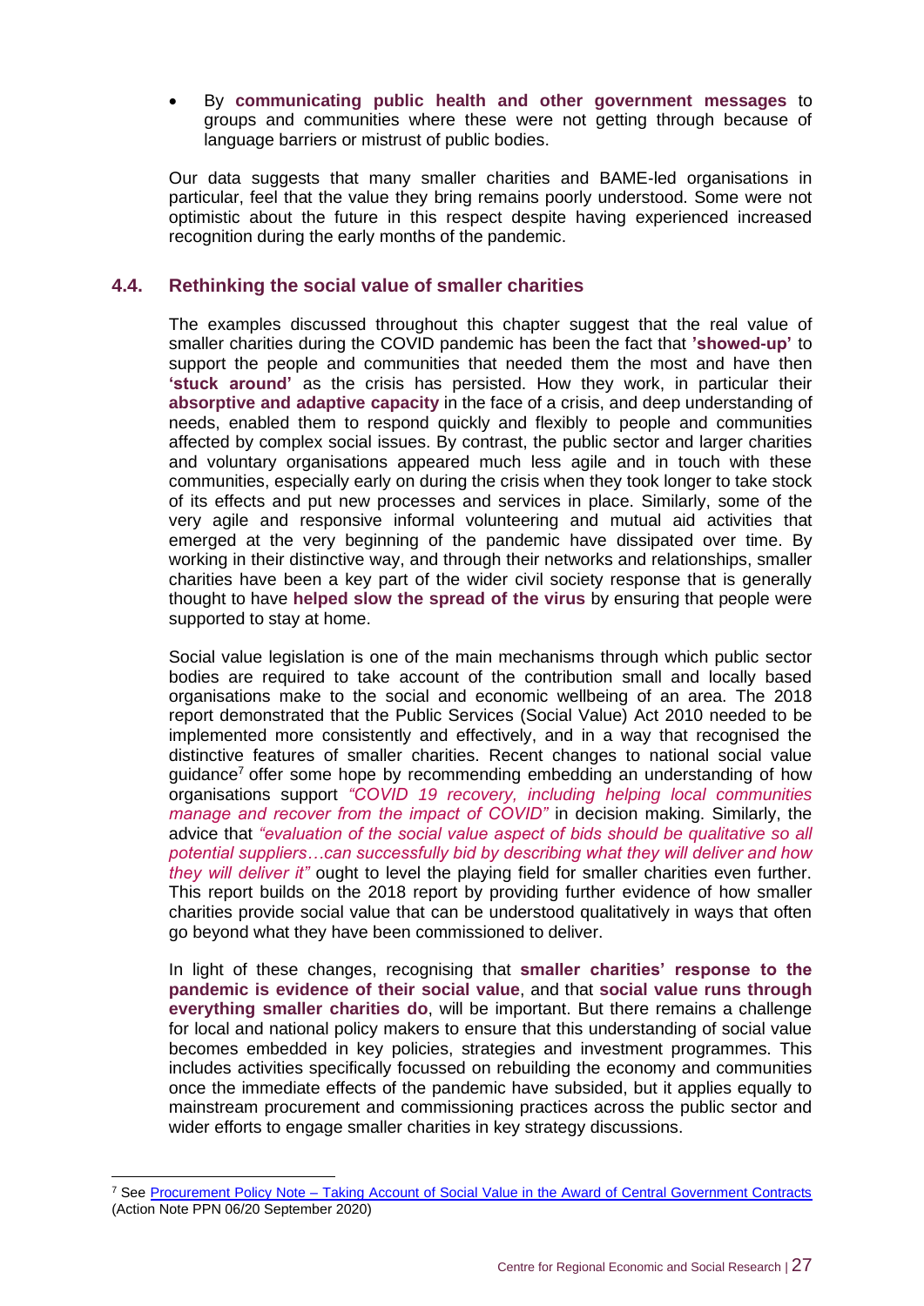- By **communicating public health and other government messages** to groups and communities where these were not getting through because of language barriers or mistrust of public bodies.

Our data suggests that many smaller charities and BAME-led organisations in particular, feel that the value they bring remains poorly understood. Some were not optimistic about the future in this respect despite having experienced increased recognition during the early months of the pandemic.

## 4.4. Rethinking the social value of smaller charities

The examples discussed throughout this chapter suggest that the real value of smaller charities during the COVID pandemic has been the fact that **'showed-up'** to support the people and communities that needed them the most and have then **'stuck around'** as the crisis has persisted. How they work, in particular their **absorptive and adaptive capacity** in the face of a crisis, and deep understanding of needs, enabled them to respond quickly and flexibly to people and communities affected by complex social issues. By contrast, the public sector and larger charities and voluntary organisations appeared much less agile and in touch with these communities, especially early on during the crisis when they took longer to take stock of its effects and put new processes and services in place. Similarly, some of the very agile and responsive informal volunteering and mutual aid activities that emerged at the very beginning of the pandemic have dissipated over time. By working in their distinctive way, and through their networks and relationships, smaller charities have been a key part of the wider civil society response that is generally thought to have **helped slow the spread of the virus** by ensuring that people were supported to stay at home.

Social value legislation is one of the main mechanisms through which public sector bodies are required to take account of the contribution small and locally based organisations make to the social and economic wellbeing of an area. The 2018 report demonstrated that the Public Services (Social Value) Act 2010 needed to be implemented more consistently and effectively, and in a way that recognised the distinctive features of smaller charities. Recent changes to national social value guidance[7] offer some hope by recommending embedding an understanding of how organisations support *"COVID 19 recovery, including helping local communities manage and recover from the impact of COVID"* in decision making. Similarly, the advice that *"evaluation of the social value aspect of bids should be qualitative so all potential suppliers…can successfully bid by describing what they will deliver and how they will deliver it"* ought to level the playing field for smaller charities even further. This report builds on the 2018 report by providing further evidence of how smaller charities provide social value that can be understood qualitatively in ways that often go beyond what they have been commissioned to deliver.

In light of these changes, recognising that **smaller charities' response to the pandemic is evidence of their social value**, and that **social value runs through everything smaller charities do**, will be important. But there remains a challenge for local and national policy makers to ensure that this understanding of social value becomes embedded in key policies, strategies and investment programmes. This includes activities specifically focussed on rebuilding the economy and communities once the immediate effects of the pandemic have subsided, but it applies equally to mainstream procurement and commissioning practices across the public sector and wider efforts to engage smaller charities in key strategy discussions.

---

[7] See Procurement Policy Note – Taking Account of Social Value in the Award of Central Government Contracts (Action Note PPN 06/20 September 2020)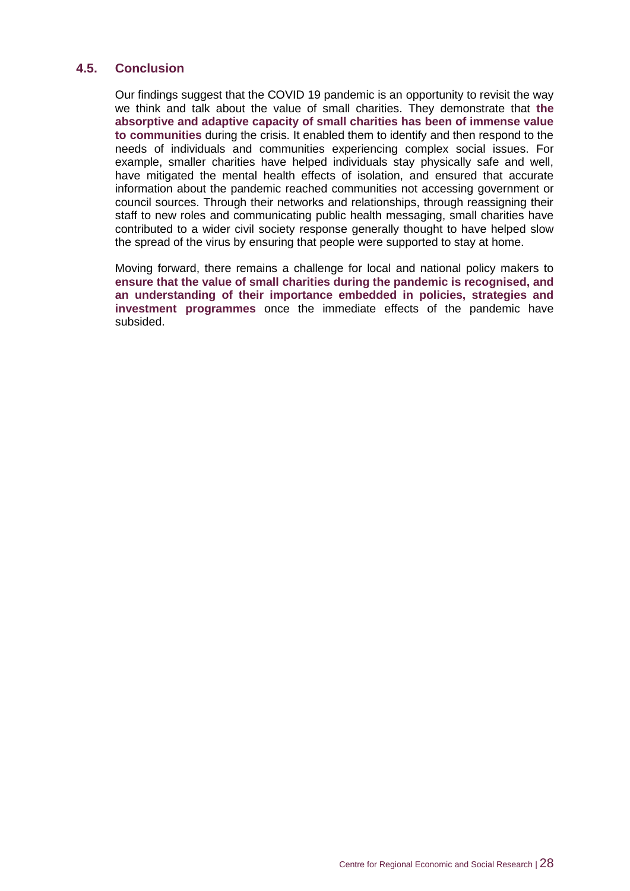### 4.5. Conclusion

Our findings suggest that the COVID 19 pandemic is an opportunity to revisit the way we think and talk about the value of small charities. They demonstrate that **the absorptive and adaptive capacity of small charities has been of immense value to communities** during the crisis. It enabled them to identify and then respond to the needs of individuals and communities experiencing complex social issues. For example, smaller charities have helped individuals stay physically safe and well, have mitigated the mental health effects of isolation, and ensured that accurate information about the pandemic reached communities not accessing government or council sources. Through their networks and relationships, through reassigning their staff to new roles and communicating public health messaging, small charities have contributed to a wider civil society response generally thought to have helped slow the spread of the virus by ensuring that people were supported to stay at home.

Moving forward, there remains a challenge for local and national policy makers to **ensure that the value of small charities during the pandemic is recognised, and an understanding of their importance embedded in policies, strategies and investment programmes** once the immediate effects of the pandemic have subsided.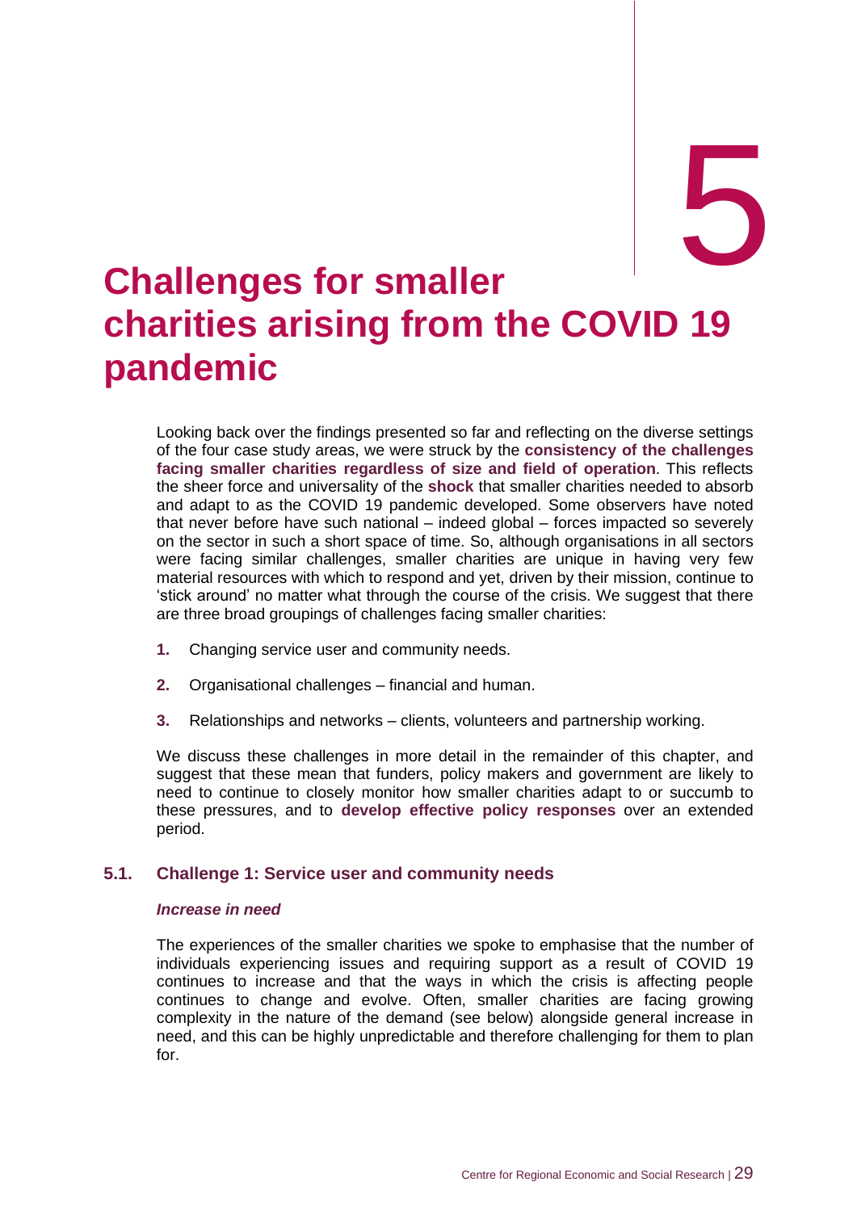# 5 Challenges for smaller charities arising from the COVID 19 pandemic

Looking back over the findings presented so far and reflecting on the diverse settings of the four case study areas, we were struck by the **consistency of the challenges facing smaller charities regardless of size and field of operation**. This reflects the sheer force and universality of the **shock** that smaller charities needed to absorb and adapt to as the COVID 19 pandemic developed. Some observers have noted that never before have such national – indeed global – forces impacted so severely on the sector in such a short space of time. So, although organisations in all sectors were facing similar challenges, smaller charities are unique in having very few material resources with which to respond and yet, driven by their mission, continue to 'stick around' no matter what through the course of the crisis. We suggest that there are three broad groupings of challenges facing smaller charities:

1. Changing service user and community needs.
2. Organisational challenges – financial and human.
3. Relationships and networks – clients, volunteers and partnership working.

We discuss these challenges in more detail in the remainder of this chapter, and suggest that these mean that funders, policy makers and government are likely to need to continue to closely monitor how smaller charities adapt to or succumb to these pressures, and to **develop effective policy responses** over an extended period.

## 5.1. Challenge 1: Service user and community needs

***Increase in need***

The experiences of the smaller charities we spoke to emphasise that the number of individuals experiencing issues and requiring support as a result of COVID 19 continues to increase and that the ways in which the crisis is affecting people continues to change and evolve. Often, smaller charities are facing growing complexity in the nature of the demand (see below) alongside general increase in need, and this can be highly unpredictable and therefore challenging for them to plan for.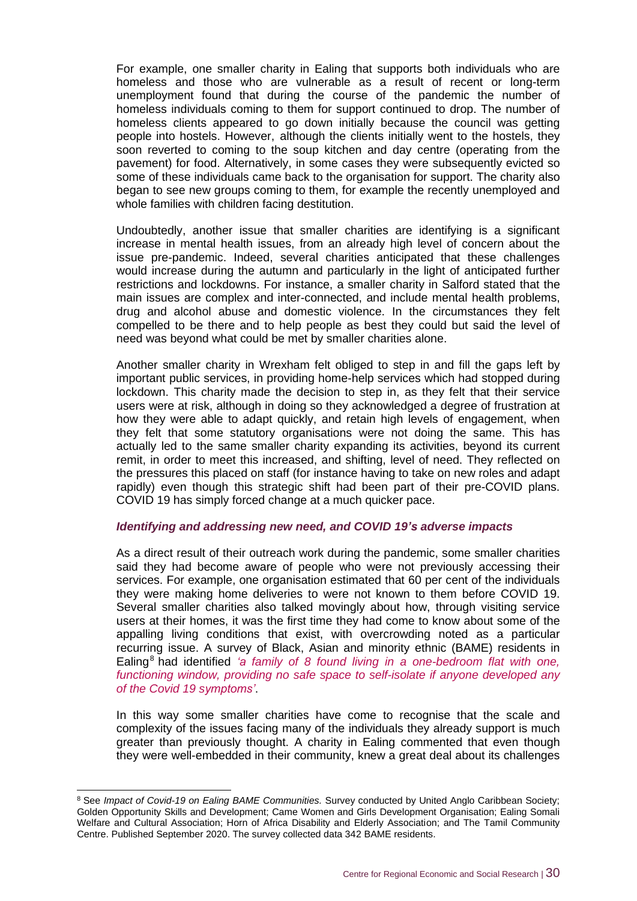For example, one smaller charity in Ealing that supports both individuals who are homeless and those who are vulnerable as a result of recent or long-term unemployment found that during the course of the pandemic the number of homeless individuals coming to them for support continued to drop. The number of homeless clients appeared to go down initially because the council was getting people into hostels. However, although the clients initially went to the hostels, they soon reverted to coming to the soup kitchen and day centre (operating from the pavement) for food. Alternatively, in some cases they were subsequently evicted so some of these individuals came back to the organisation for support. The charity also began to see new groups coming to them, for example the recently unemployed and whole families with children facing destitution.

Undoubtedly, another issue that smaller charities are identifying is a significant increase in mental health issues, from an already high level of concern about the issue pre-pandemic. Indeed, several charities anticipated that these challenges would increase during the autumn and particularly in the light of anticipated further restrictions and lockdowns. For instance, a smaller charity in Salford stated that the main issues are complex and inter-connected, and include mental health problems, drug and alcohol abuse and domestic violence. In the circumstances they felt compelled to be there and to help people as best they could but said the level of need was beyond what could be met by smaller charities alone.

Another smaller charity in Wrexham felt obliged to step in and fill the gaps left by important public services, in providing home-help services which had stopped during lockdown. This charity made the decision to step in, as they felt that their service users were at risk, although in doing so they acknowledged a degree of frustration at how they were able to adapt quickly, and retain high levels of engagement, when they felt that some statutory organisations were not doing the same. This has actually led to the same smaller charity expanding its activities, beyond its current remit, in order to meet this increased, and shifting, level of need. They reflected on the pressures this placed on staff (for instance having to take on new roles and adapt rapidly) even though this strategic shift had been part of their pre-COVID plans. COVID 19 has simply forced change at a much quicker pace.

### *Identifying and addressing new need, and COVID 19's adverse impacts*

As a direct result of their outreach work during the pandemic, some smaller charities said they had become aware of people who were not previously accessing their services. For example, one organisation estimated that 60 per cent of the individuals they were making home deliveries to were not known to them before COVID 19. Several smaller charities also talked movingly about how, through visiting service users at their homes, it was the first time they had come to know about some of the appalling living conditions that exist, with overcrowding noted as a particular recurring issue. A survey of Black, Asian and minority ethnic (BAME) residents in Ealing[8] had identified *'a family of 8 found living in a one-bedroom flat with one, functioning window, providing no safe space to self-isolate if anyone developed any of the Covid 19 symptoms'*.

In this way some smaller charities have come to recognise that the scale and complexity of the issues facing many of the individuals they already support is much greater than previously thought. A charity in Ealing commented that even though they were well-embedded in their community, knew a great deal about its challenges

[8] See *Impact of Covid-19 on Ealing BAME Communities.* Survey conducted by United Anglo Caribbean Society; Golden Opportunity Skills and Development; Came Women and Girls Development Organisation; Ealing Somali Welfare and Cultural Association; Horn of Africa Disability and Elderly Association; and The Tamil Community Centre. Published September 2020. The survey collected data 342 BAME residents.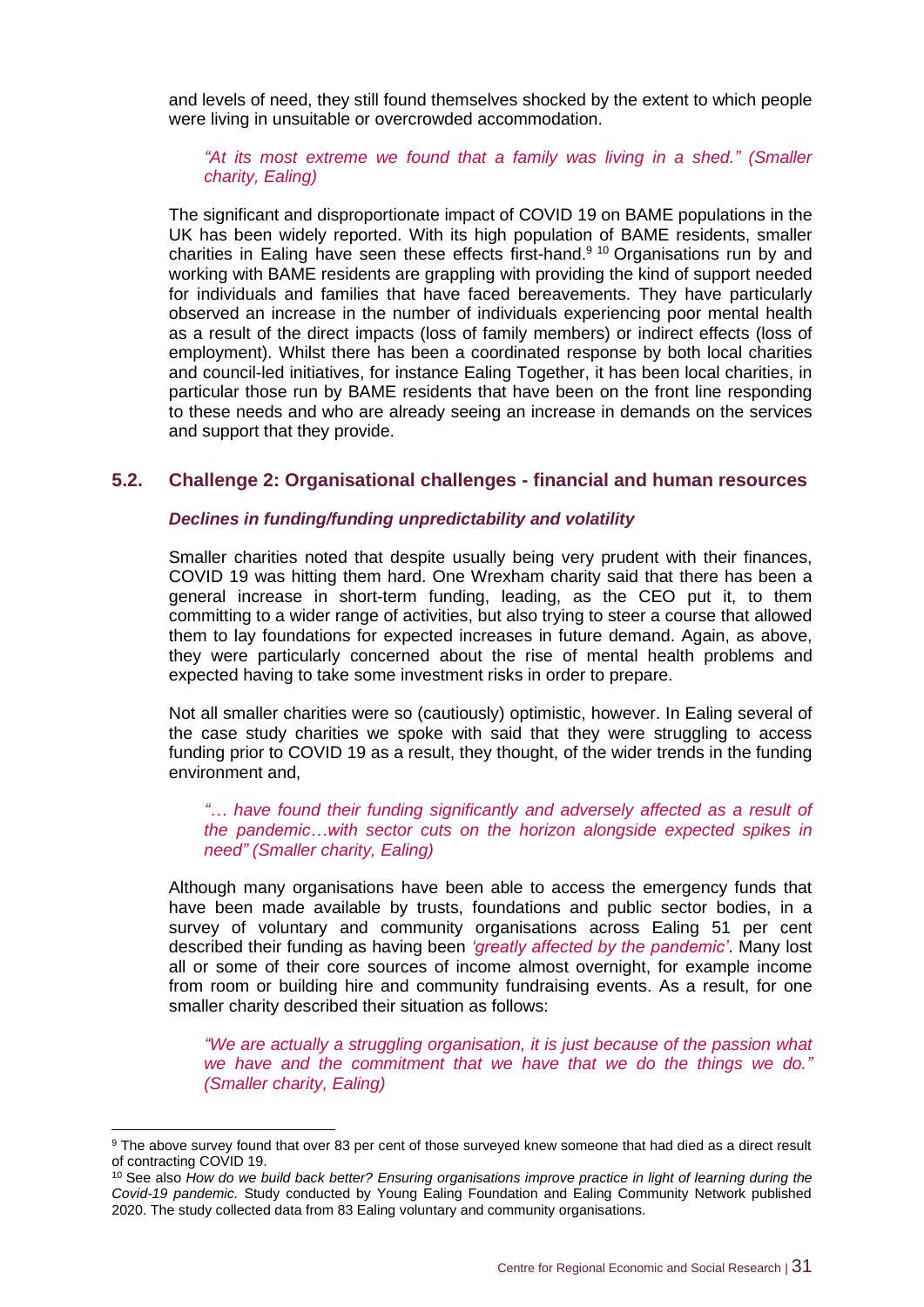and levels of need, they still found themselves shocked by the extent to which people were living in unsuitable or overcrowded accommodation.

*"At its most extreme we found that a family was living in a shed." (Smaller charity, Ealing)*

The significant and disproportionate impact of COVID 19 on BAME populations in the UK has been widely reported. With its high population of BAME residents, smaller charities in Ealing have seen these effects first-hand.[9] [10] Organisations run by and working with BAME residents are grappling with providing the kind of support needed for individuals and families that have faced bereavements. They have particularly observed an increase in the number of individuals experiencing poor mental health as a result of the direct impacts (loss of family members) or indirect effects (loss of employment). Whilst there has been a coordinated response by both local charities and council-led initiatives, for instance Ealing Together, it has been local charities, in particular those run by BAME residents that have been on the front line responding to these needs and who are already seeing an increase in demands on the services and support that they provide.

## 5.2. Challenge 2: Organisational challenges - financial and human resources

### *Declines in funding/funding unpredictability and volatility*

Smaller charities noted that despite usually being very prudent with their finances, COVID 19 was hitting them hard. One Wrexham charity said that there has been a general increase in short-term funding, leading, as the CEO put it, to them committing to a wider range of activities, but also trying to steer a course that allowed them to lay foundations for expected increases in future demand. Again, as above, they were particularly concerned about the rise of mental health problems and expected having to take some investment risks in order to prepare.

Not all smaller charities were so (cautiously) optimistic, however. In Ealing several of the case study charities we spoke with said that they were struggling to access funding prior to COVID 19 as a result, they thought, of the wider trends in the funding environment and,

*"… have found their funding significantly and adversely affected as a result of the pandemic…with sector cuts on the horizon alongside expected spikes in need" (Smaller charity, Ealing)*

Although many organisations have been able to access the emergency funds that have been made available by trusts, foundations and public sector bodies, in a survey of voluntary and community organisations across Ealing 51 per cent described their funding as having been *'greatly affected by the pandemic'*. Many lost all or some of their core sources of income almost overnight, for example income from room or building hire and community fundraising events. As a result, for one smaller charity described their situation as follows:

*"We are actually a struggling organisation, it is just because of the passion what we have and the commitment that we have that we do the things we do." (Smaller charity, Ealing)*

---

[9] The above survey found that over 83 per cent of those surveyed knew someone that had died as a direct result of contracting COVID 19.

[10] See also *How do we build back better? Ensuring organisations improve practice in light of learning during the Covid-19 pandemic.* Study conducted by Young Ealing Foundation and Ealing Community Network published 2020. The study collected data from 83 Ealing voluntary and community organisations.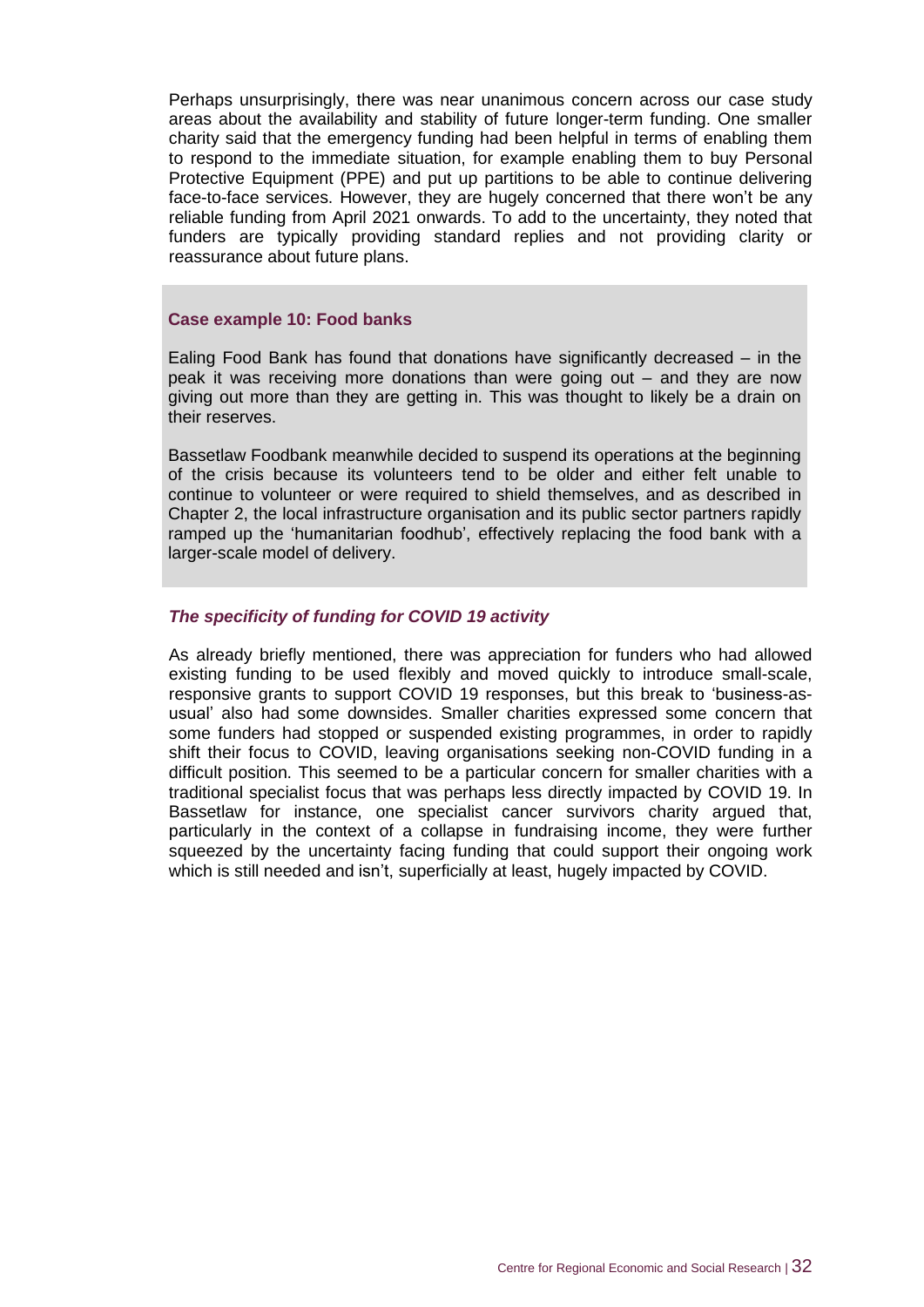Perhaps unsurprisingly, there was near unanimous concern across our case study areas about the availability and stability of future longer-term funding. One smaller charity said that the emergency funding had been helpful in terms of enabling them to respond to the immediate situation, for example enabling them to buy Personal Protective Equipment (PPE) and put up partitions to be able to continue delivering face-to-face services. However, they are hugely concerned that there won't be any reliable funding from April 2021 onwards. To add to the uncertainty, they noted that funders are typically providing standard replies and not providing clarity or reassurance about future plans.

**Case example 10: Food banks**

Ealing Food Bank has found that donations have significantly decreased – in the peak it was receiving more donations than were going out – and they are now giving out more than they are getting in. This was thought to likely be a drain on their reserves.

Bassetlaw Foodbank meanwhile decided to suspend its operations at the beginning of the crisis because its volunteers tend to be older and either felt unable to continue to volunteer or were required to shield themselves, and as described in Chapter 2, the local infrastructure organisation and its public sector partners rapidly ramped up the 'humanitarian foodhub', effectively replacing the food bank with a larger-scale model of delivery.

***The specificity of funding for COVID 19 activity***

As already briefly mentioned, there was appreciation for funders who had allowed existing funding to be used flexibly and moved quickly to introduce small-scale, responsive grants to support COVID 19 responses, but this break to 'business-as-usual' also had some downsides. Smaller charities expressed some concern that some funders had stopped or suspended existing programmes, in order to rapidly shift their focus to COVID, leaving organisations seeking non-COVID funding in a difficult position. This seemed to be a particular concern for smaller charities with a traditional specialist focus that was perhaps less directly impacted by COVID 19. In Bassetlaw for instance, one specialist cancer survivors charity argued that, particularly in the context of a collapse in fundraising income, they were further squeezed by the uncertainty facing funding that could support their ongoing work which is still needed and isn't, superficially at least, hugely impacted by COVID.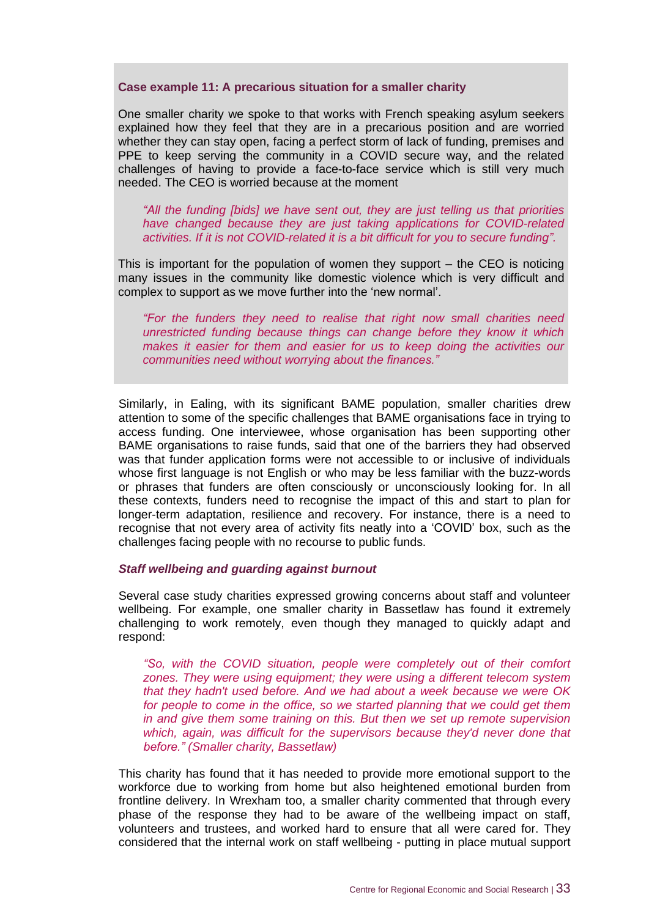**Case example 11: A precarious situation for a smaller charity**

One smaller charity we spoke to that works with French speaking asylum seekers explained how they feel that they are in a precarious position and are worried whether they can stay open, facing a perfect storm of lack of funding, premises and PPE to keep serving the community in a COVID secure way, and the related challenges of having to provide a face-to-face service which is still very much needed. The CEO is worried because at the moment

> *"All the funding [bids] we have sent out, they are just telling us that priorities have changed because they are just taking applications for COVID-related activities. If it is not COVID-related it is a bit difficult for you to secure funding".*

This is important for the population of women they support – the CEO is noticing many issues in the community like domestic violence which is very difficult and complex to support as we move further into the 'new normal'.

> *"For the funders they need to realise that right now small charities need unrestricted funding because things can change before they know it which makes it easier for them and easier for us to keep doing the activities our communities need without worrying about the finances."*

Similarly, in Ealing, with its significant BAME population, smaller charities drew attention to some of the specific challenges that BAME organisations face in trying to access funding. One interviewee, whose organisation has been supporting other BAME organisations to raise funds, said that one of the barriers they had observed was that funder application forms were not accessible to or inclusive of individuals whose first language is not English or who may be less familiar with the buzz-words or phrases that funders are often consciously or unconsciously looking for. In all these contexts, funders need to recognise the impact of this and start to plan for longer-term adaptation, resilience and recovery. For instance, there is a need to recognise that not every area of activity fits neatly into a 'COVID' box, such as the challenges facing people with no recourse to public funds.

***Staff wellbeing and guarding against burnout***

Several case study charities expressed growing concerns about staff and volunteer wellbeing. For example, one smaller charity in Bassetlaw has found it extremely challenging to work remotely, even though they managed to quickly adapt and respond:

> *"So, with the COVID situation, people were completely out of their comfort zones. They were using equipment; they were using a different telecom system that they hadn't used before. And we had about a week because we were OK for people to come in the office, so we started planning that we could get them in and give them some training on this. But then we set up remote supervision which, again, was difficult for the supervisors because they'd never done that before." (Smaller charity, Bassetlaw)*

This charity has found that it has needed to provide more emotional support to the workforce due to working from home but also heightened emotional burden from frontline delivery. In Wrexham too, a smaller charity commented that through every phase of the response they had to be aware of the wellbeing impact on staff, volunteers and trustees, and worked hard to ensure that all were cared for. They considered that the internal work on staff wellbeing - putting in place mutual support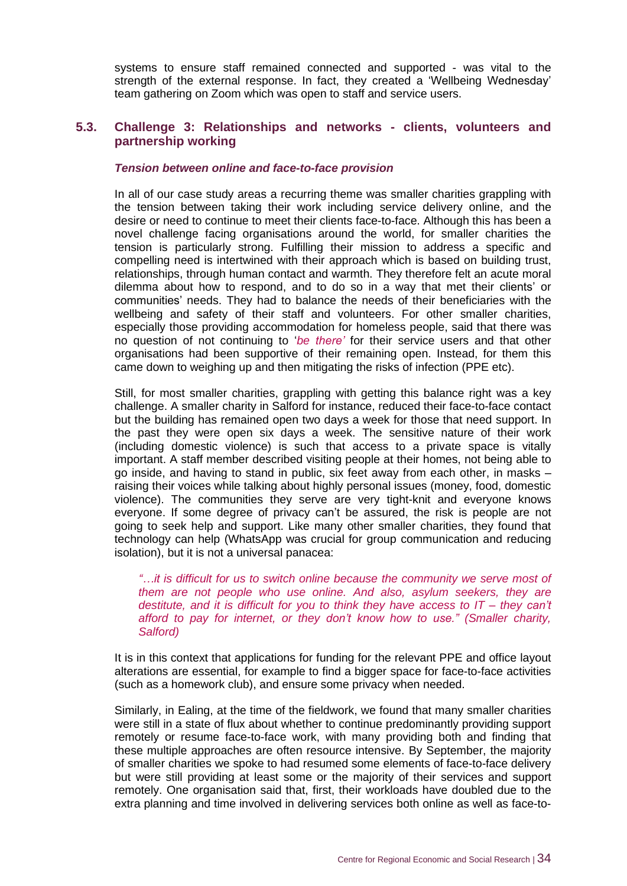systems to ensure staff remained connected and supported - was vital to the strength of the external response. In fact, they created a 'Wellbeing Wednesday' team gathering on Zoom which was open to staff and service users.

## 5.3. Challenge 3: Relationships and networks - clients, volunteers and partnership working

***Tension between online and face-to-face provision***

In all of our case study areas a recurring theme was smaller charities grappling with the tension between taking their work including service delivery online, and the desire or need to continue to meet their clients face-to-face. Although this has been a novel challenge facing organisations around the world, for smaller charities the tension is particularly strong. Fulfilling their mission to address a specific and compelling need is intertwined with their approach which is based on building trust, relationships, through human contact and warmth. They therefore felt an acute moral dilemma about how to respond, and to do so in a way that met their clients' or communities' needs. They had to balance the needs of their beneficiaries with the wellbeing and safety of their staff and volunteers. For other smaller charities, especially those providing accommodation for homeless people, said that there was no question of not continuing to '*be there'* for their service users and that other organisations had been supportive of their remaining open. Instead, for them this came down to weighing up and then mitigating the risks of infection (PPE etc).

Still, for most smaller charities, grappling with getting this balance right was a key challenge. A smaller charity in Salford for instance, reduced their face-to-face contact but the building has remained open two days a week for those that need support. In the past they were open six days a week. The sensitive nature of their work (including domestic violence) is such that access to a private space is vitally important. A staff member described visiting people at their homes, not being able to go inside, and having to stand in public, six feet away from each other, in masks – raising their voices while talking about highly personal issues (money, food, domestic violence). The communities they serve are very tight-knit and everyone knows everyone. If some degree of privacy can't be assured, the risk is people are not going to seek help and support. Like many other smaller charities, they found that technology can help (WhatsApp was crucial for group communication and reducing isolation), but it is not a universal panacea:

> *"…it is difficult for us to switch online because the community we serve most of them are not people who use online. And also, asylum seekers, they are destitute, and it is difficult for you to think they have access to IT – they can't afford to pay for internet, or they don't know how to use." (Smaller charity, Salford)*

It is in this context that applications for funding for the relevant PPE and office layout alterations are essential, for example to find a bigger space for face-to-face activities (such as a homework club), and ensure some privacy when needed.

Similarly, in Ealing, at the time of the fieldwork, we found that many smaller charities were still in a state of flux about whether to continue predominantly providing support remotely or resume face-to-face work, with many providing both and finding that these multiple approaches are often resource intensive. By September, the majority of smaller charities we spoke to had resumed some elements of face-to-face delivery but were still providing at least some or the majority of their services and support remotely. One organisation said that, first, their workloads have doubled due to the extra planning and time involved in delivering services both online as well as face-to-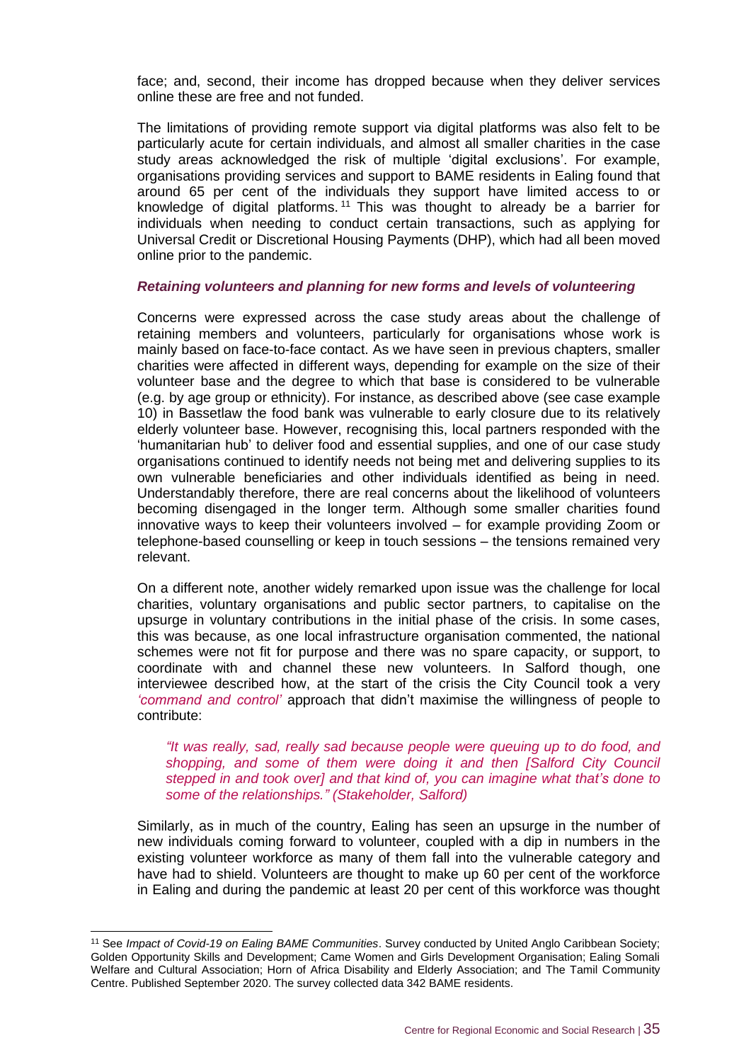face; and, second, their income has dropped because when they deliver services online these are free and not funded.

The limitations of providing remote support via digital platforms was also felt to be particularly acute for certain individuals, and almost all smaller charities in the case study areas acknowledged the risk of multiple 'digital exclusions'. For example, organisations providing services and support to BAME residents in Ealing found that around 65 per cent of the individuals they support have limited access to or knowledge of digital platforms.[11] This was thought to already be a barrier for individuals when needing to conduct certain transactions, such as applying for Universal Credit or Discretional Housing Payments (DHP), which had all been moved online prior to the pandemic.

### *Retaining volunteers and planning for new forms and levels of volunteering*

Concerns were expressed across the case study areas about the challenge of retaining members and volunteers, particularly for organisations whose work is mainly based on face-to-face contact. As we have seen in previous chapters, smaller charities were affected in different ways, depending for example on the size of their volunteer base and the degree to which that base is considered to be vulnerable (e.g. by age group or ethnicity). For instance, as described above (see case example 10) in Bassetlaw the food bank was vulnerable to early closure due to its relatively elderly volunteer base. However, recognising this, local partners responded with the 'humanitarian hub' to deliver food and essential supplies, and one of our case study organisations continued to identify needs not being met and delivering supplies to its own vulnerable beneficiaries and other individuals identified as being in need. Understandably therefore, there are real concerns about the likelihood of volunteers becoming disengaged in the longer term. Although some smaller charities found innovative ways to keep their volunteers involved – for example providing Zoom or telephone-based counselling or keep in touch sessions – the tensions remained very relevant.

On a different note, another widely remarked upon issue was the challenge for local charities, voluntary organisations and public sector partners, to capitalise on the upsurge in voluntary contributions in the initial phase of the crisis. In some cases, this was because, as one local infrastructure organisation commented, the national schemes were not fit for purpose and there was no spare capacity, or support, to coordinate with and channel these new volunteers. In Salford though, one interviewee described how, at the start of the crisis the City Council took a very *'command and control'* approach that didn't maximise the willingness of people to contribute:

> *"It was really, sad, really sad because people were queuing up to do food, and shopping, and some of them were doing it and then [Salford City Council stepped in and took over] and that kind of, you can imagine what that's done to some of the relationships." (Stakeholder, Salford)*

Similarly, as in much of the country, Ealing has seen an upsurge in the number of new individuals coming forward to volunteer, coupled with a dip in numbers in the existing volunteer workforce as many of them fall into the vulnerable category and have had to shield. Volunteers are thought to make up 60 per cent of the workforce in Ealing and during the pandemic at least 20 per cent of this workforce was thought

---

[11] See *Impact of Covid-19 on Ealing BAME Communities*. Survey conducted by United Anglo Caribbean Society; Golden Opportunity Skills and Development; Came Women and Girls Development Organisation; Ealing Somali Welfare and Cultural Association; Horn of Africa Disability and Elderly Association; and The Tamil Community Centre. Published September 2020. The survey collected data 342 BAME residents.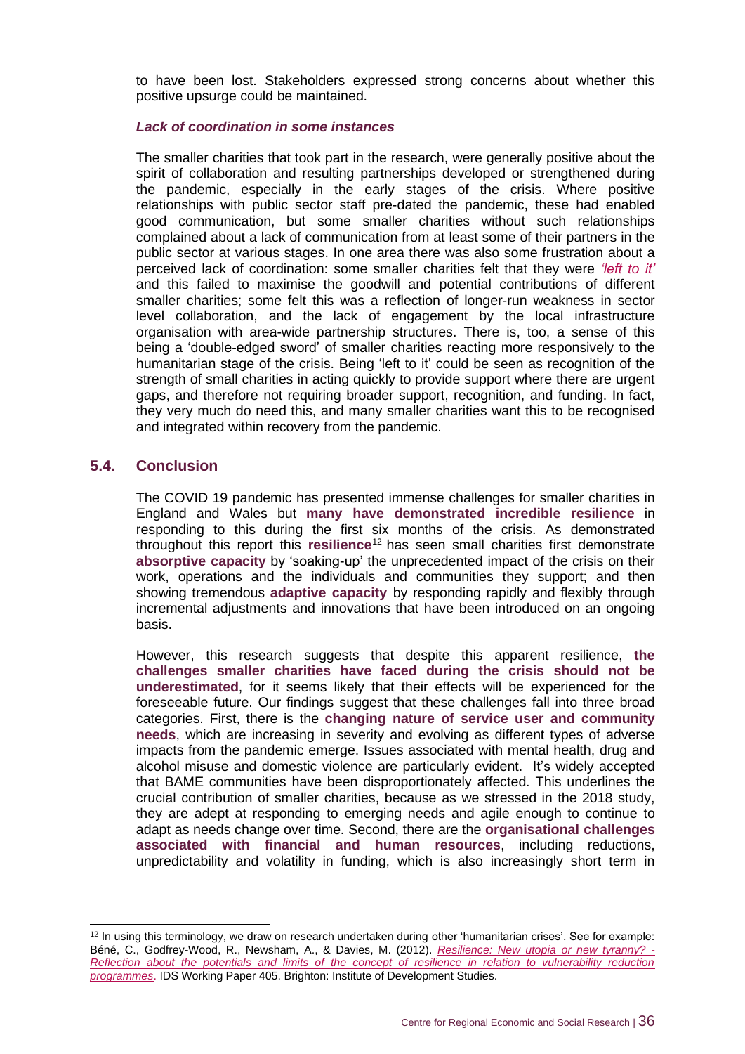to have been lost. Stakeholders expressed strong concerns about whether this positive upsurge could be maintained.

#### *Lack of coordination in some instances*

The smaller charities that took part in the research, were generally positive about the spirit of collaboration and resulting partnerships developed or strengthened during the pandemic, especially in the early stages of the crisis. Where positive relationships with public sector staff pre-dated the pandemic, these had enabled good communication, but some smaller charities without such relationships complained about a lack of communication from at least some of their partners in the public sector at various stages. In one area there was also some frustration about a perceived lack of coordination: some smaller charities felt that they were *'left to it'* and this failed to maximise the goodwill and potential contributions of different smaller charities; some felt this was a reflection of longer-run weakness in sector level collaboration, and the lack of engagement by the local infrastructure organisation with area-wide partnership structures. There is, too, a sense of this being a 'double-edged sword' of smaller charities reacting more responsively to the humanitarian stage of the crisis. Being 'left to it' could be seen as recognition of the strength of small charities in acting quickly to provide support where there are urgent gaps, and therefore not requiring broader support, recognition, and funding. In fact, they very much do need this, and many smaller charities want this to be recognised and integrated within recovery from the pandemic.

### 5.4. Conclusion

The COVID 19 pandemic has presented immense challenges for smaller charities in England and Wales but **many have demonstrated incredible resilience** in responding to this during the first six months of the crisis. As demonstrated throughout this report this **resilience**[12] has seen small charities first demonstrate **absorptive capacity** by 'soaking-up' the unprecedented impact of the crisis on their work, operations and the individuals and communities they support; and then showing tremendous **adaptive capacity** by responding rapidly and flexibly through incremental adjustments and innovations that have been introduced on an ongoing basis.

However, this research suggests that despite this apparent resilience, **the challenges smaller charities have faced during the crisis should not be underestimated**, for it seems likely that their effects will be experienced for the foreseeable future. Our findings suggest that these challenges fall into three broad categories. First, there is the **changing nature of service user and community needs**, which are increasing in severity and evolving as different types of adverse impacts from the pandemic emerge. Issues associated with mental health, drug and alcohol misuse and domestic violence are particularly evident. It's widely accepted that BAME communities have been disproportionately affected. This underlines the crucial contribution of smaller charities, because as we stressed in the 2018 study, they are adept at responding to emerging needs and agile enough to continue to adapt as needs change over time. Second, there are the **organisational challenges associated with financial and human resources**, including reductions, unpredictability and volatility in funding, which is also increasingly short term in

---

[12] In using this terminology, we draw on research undertaken during other 'humanitarian crises'. See for example: Béné, C., Godfrey-Wood, R., Newsham, A., & Davies, M. (2012). *Resilience: New utopia or new tyranny? - Reflection about the potentials and limits of the concept of resilience in relation to vulnerability reduction programmes*. IDS Working Paper 405. Brighton: Institute of Development Studies.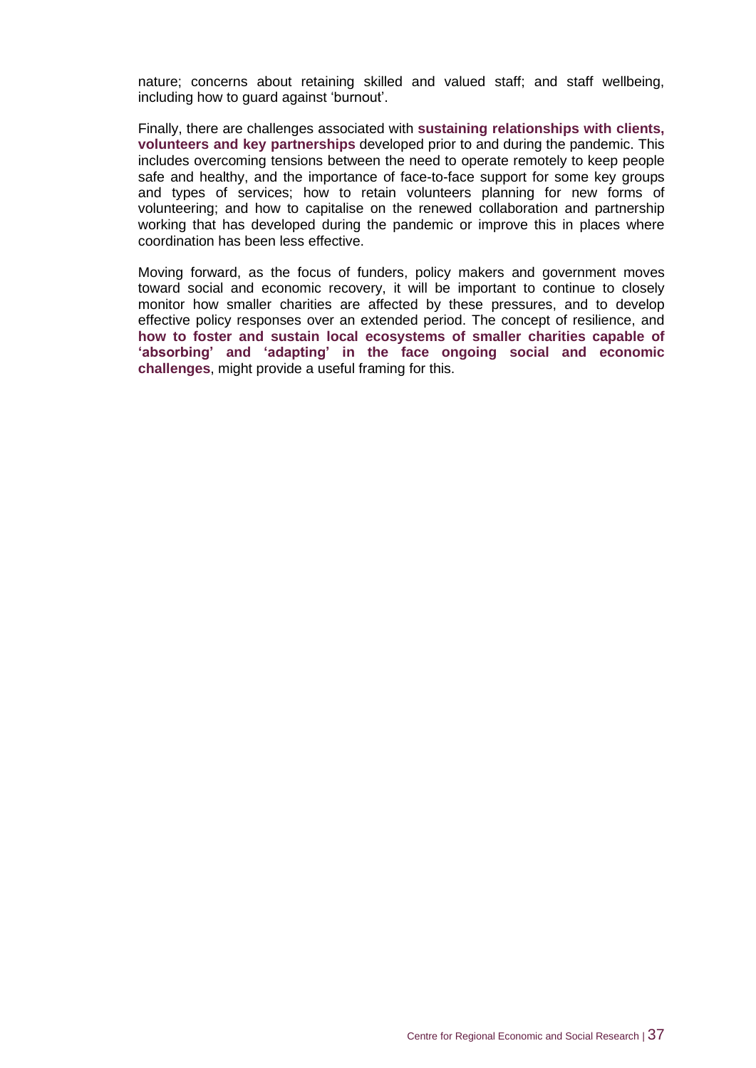nature; concerns about retaining skilled and valued staff; and staff wellbeing, including how to guard against 'burnout'.

Finally, there are challenges associated with **sustaining relationships with clients, volunteers and key partnerships** developed prior to and during the pandemic. This includes overcoming tensions between the need to operate remotely to keep people safe and healthy, and the importance of face-to-face support for some key groups and types of services; how to retain volunteers planning for new forms of volunteering; and how to capitalise on the renewed collaboration and partnership working that has developed during the pandemic or improve this in places where coordination has been less effective.

Moving forward, as the focus of funders, policy makers and government moves toward social and economic recovery, it will be important to continue to closely monitor how smaller charities are affected by these pressures, and to develop effective policy responses over an extended period. The concept of resilience, and **how to foster and sustain local ecosystems of smaller charities capable of 'absorbing' and 'adapting' in the face ongoing social and economic challenges**, might provide a useful framing for this.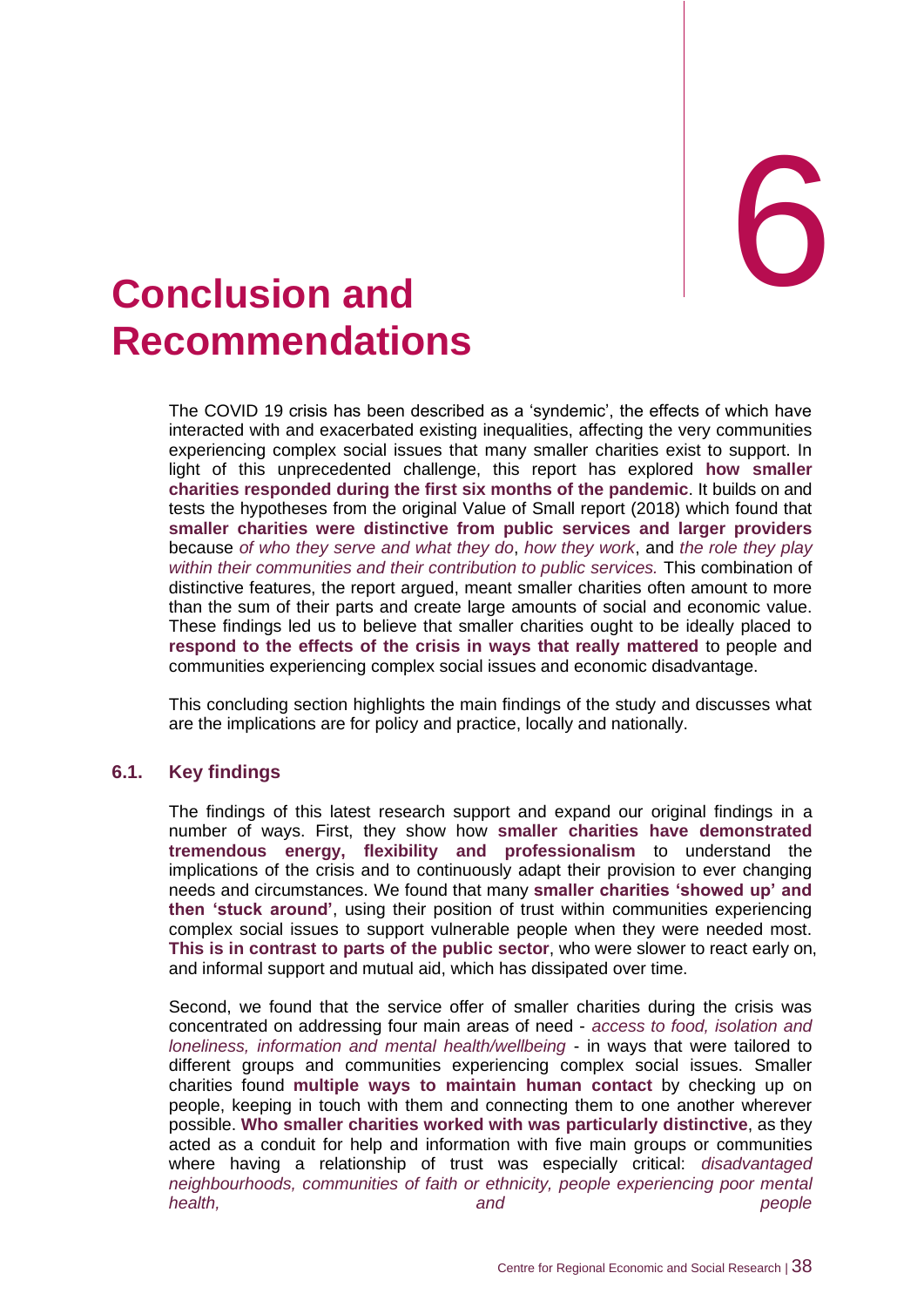# 6 Conclusion and Recommendations

The COVID 19 crisis has been described as a 'syndemic', the effects of which have interacted with and exacerbated existing inequalities, affecting the very communities experiencing complex social issues that many smaller charities exist to support. In light of this unprecedented challenge, this report has explored **how smaller charities responded during the first six months of the pandemic**. It builds on and tests the hypotheses from the original Value of Small report (2018) which found that **smaller charities were distinctive from public services and larger providers** because *of who they serve and what they do*, *how they work*, and *the role they play within their communities and their contribution to public services.* This combination of distinctive features, the report argued, meant smaller charities often amount to more than the sum of their parts and create large amounts of social and economic value. These findings led us to believe that smaller charities ought to be ideally placed to **respond to the effects of the crisis in ways that really mattered** to people and communities experiencing complex social issues and economic disadvantage.

This concluding section highlights the main findings of the study and discusses what are the implications are for policy and practice, locally and nationally.

## 6.1. Key findings

The findings of this latest research support and expand our original findings in a number of ways. First, they show how **smaller charities have demonstrated tremendous energy, flexibility and professionalism** to understand the implications of the crisis and to continuously adapt their provision to ever changing needs and circumstances. We found that many **smaller charities 'showed up' and then 'stuck around'**, using their position of trust within communities experiencing complex social issues to support vulnerable people when they were needed most. **This is in contrast to parts of the public sector**, who were slower to react early on, and informal support and mutual aid, which has dissipated over time.

Second, we found that the service offer of smaller charities during the crisis was concentrated on addressing four main areas of need - *access to food, isolation and loneliness, information and mental health/wellbeing* - in ways that were tailored to different groups and communities experiencing complex social issues. Smaller charities found **multiple ways to maintain human contact** by checking up on people, keeping in touch with them and connecting them to one another wherever possible. **Who smaller charities worked with was particularly distinctive**, as they acted as a conduit for help and information with five main groups or communities where having a relationship of trust was especially critical: *disadvantaged neighbourhoods, communities of faith or ethnicity, people experiencing poor mental health, and people*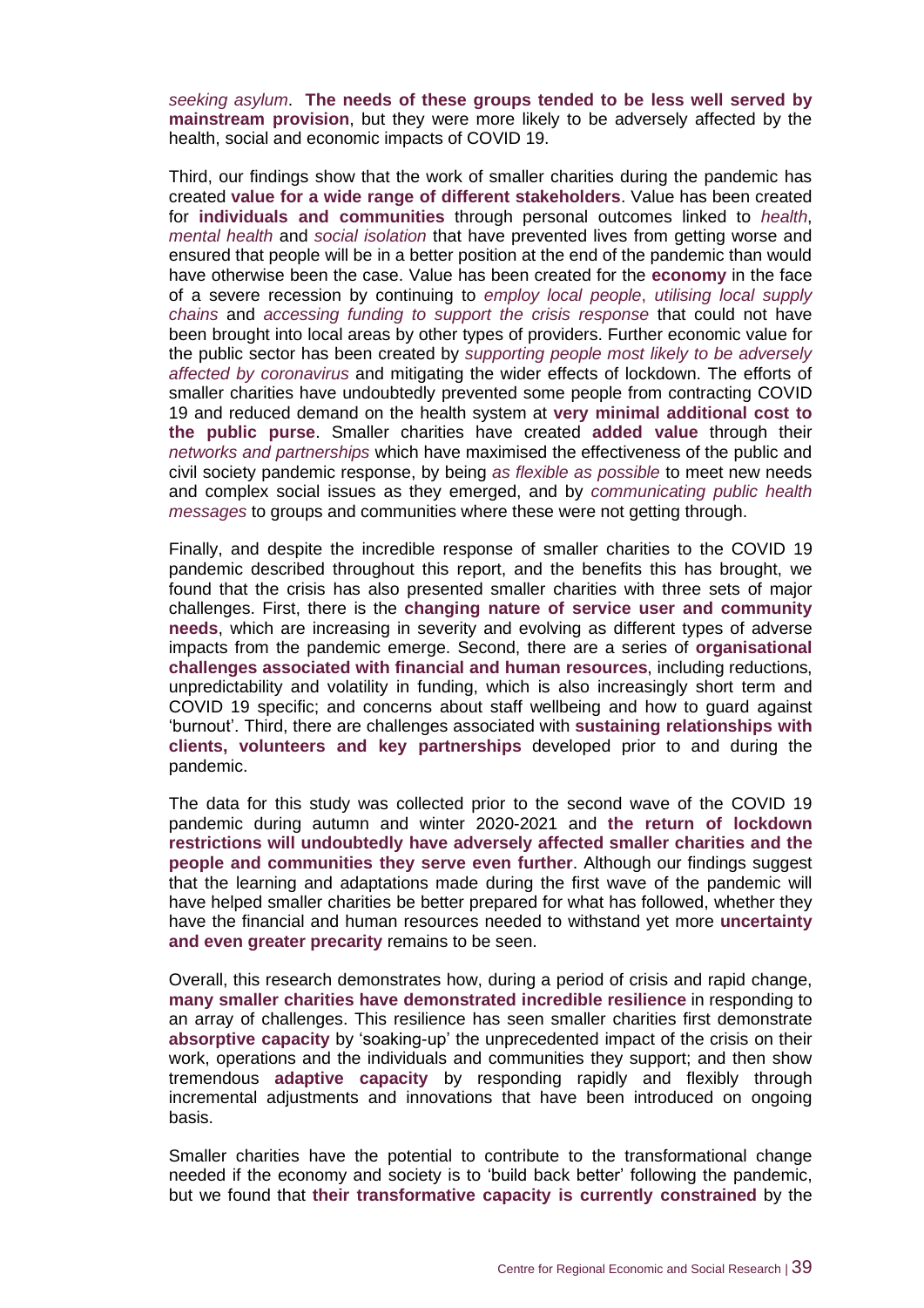*seeking asylum*. **The needs of these groups tended to be less well served by mainstream provision**, but they were more likely to be adversely affected by the health, social and economic impacts of COVID 19.

Third, our findings show that the work of smaller charities during the pandemic has created **value for a wide range of different stakeholders**. Value has been created for **individuals and communities** through personal outcomes linked to *health*, *mental health* and *social isolation* that have prevented lives from getting worse and ensured that people will be in a better position at the end of the pandemic than would have otherwise been the case. Value has been created for the **economy** in the face of a severe recession by continuing to *employ local people*, *utilising local supply chains* and *accessing funding to support the crisis response* that could not have been brought into local areas by other types of providers. Further economic value for the public sector has been created by *supporting people most likely to be adversely affected by coronavirus* and mitigating the wider effects of lockdown. The efforts of smaller charities have undoubtedly prevented some people from contracting COVID 19 and reduced demand on the health system at **very minimal additional cost to the public purse**. Smaller charities have created **added value** through their *networks and partnerships* which have maximised the effectiveness of the public and civil society pandemic response, by being *as flexible as possible* to meet new needs and complex social issues as they emerged, and by *communicating public health messages* to groups and communities where these were not getting through.

Finally, and despite the incredible response of smaller charities to the COVID 19 pandemic described throughout this report, and the benefits this has brought, we found that the crisis has also presented smaller charities with three sets of major challenges. First, there is the **changing nature of service user and community needs**, which are increasing in severity and evolving as different types of adverse impacts from the pandemic emerge. Second, there are a series of **organisational challenges associated with financial and human resources**, including reductions, unpredictability and volatility in funding, which is also increasingly short term and COVID 19 specific; and concerns about staff wellbeing and how to guard against 'burnout'. Third, there are challenges associated with **sustaining relationships with clients, volunteers and key partnerships** developed prior to and during the pandemic.

The data for this study was collected prior to the second wave of the COVID 19 pandemic during autumn and winter 2020-2021 and **the return of lockdown restrictions will undoubtedly have adversely affected smaller charities and the people and communities they serve even further**. Although our findings suggest that the learning and adaptations made during the first wave of the pandemic will have helped smaller charities be better prepared for what has followed, whether they have the financial and human resources needed to withstand yet more **uncertainty and even greater precarity** remains to be seen.

Overall, this research demonstrates how, during a period of crisis and rapid change, **many smaller charities have demonstrated incredible resilience** in responding to an array of challenges. This resilience has seen smaller charities first demonstrate **absorptive capacity** by 'soaking-up' the unprecedented impact of the crisis on their work, operations and the individuals and communities they support; and then show tremendous **adaptive capacity** by responding rapidly and flexibly through incremental adjustments and innovations that have been introduced on ongoing basis.

Smaller charities have the potential to contribute to the transformational change needed if the economy and society is to 'build back better' following the pandemic, but we found that **their transformative capacity is currently constrained** by the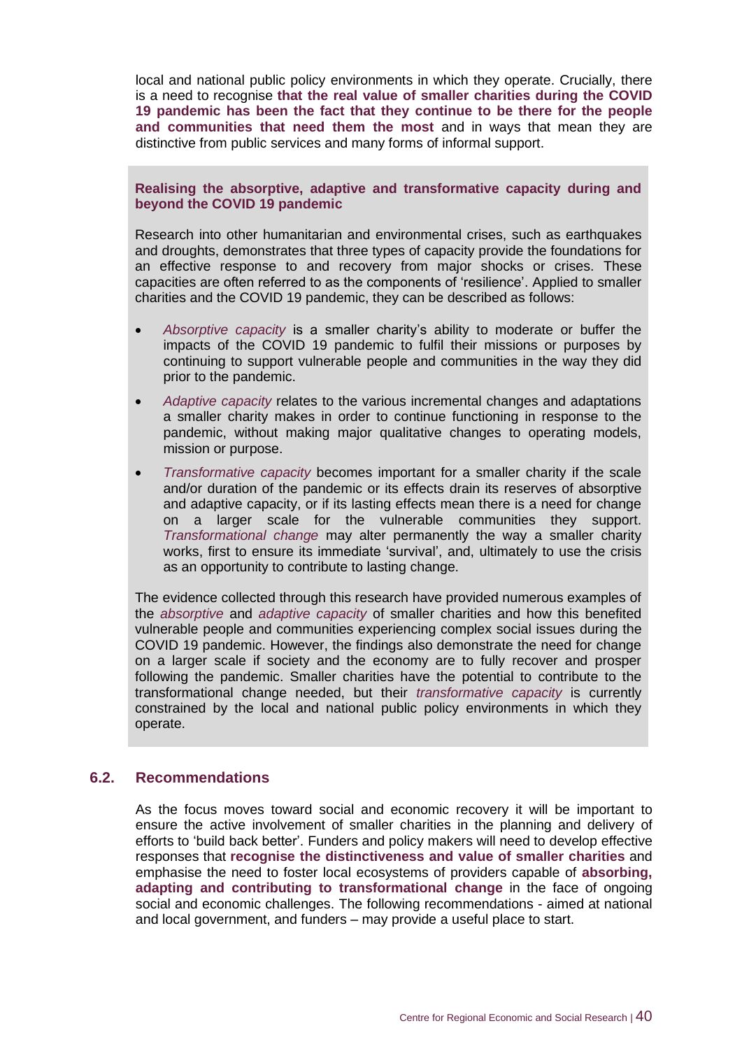local and national public policy environments in which they operate. Crucially, there is a need to recognise **that the real value of smaller charities during the COVID 19 pandemic has been the fact that they continue to be there for the people and communities that need them the most** and in ways that mean they are distinctive from public services and many forms of informal support.

**Realising the absorptive, adaptive and transformative capacity during and beyond the COVID 19 pandemic**

Research into other humanitarian and environmental crises, such as earthquakes and droughts, demonstrates that three types of capacity provide the foundations for an effective response to and recovery from major shocks or crises. These capacities are often referred to as the components of 'resilience'. Applied to smaller charities and the COVID 19 pandemic, they can be described as follows:

- *Absorptive capacity* is a smaller charity's ability to moderate or buffer the impacts of the COVID 19 pandemic to fulfil their missions or purposes by continuing to support vulnerable people and communities in the way they did prior to the pandemic.
- *Adaptive capacity* relates to the various incremental changes and adaptations a smaller charity makes in order to continue functioning in response to the pandemic, without making major qualitative changes to operating models, mission or purpose.
- *Transformative capacity* becomes important for a smaller charity if the scale and/or duration of the pandemic or its effects drain its reserves of absorptive and adaptive capacity, or if its lasting effects mean there is a need for change on a larger scale for the vulnerable communities they support. *Transformational change* may alter permanently the way a smaller charity works, first to ensure its immediate 'survival', and, ultimately to use the crisis as an opportunity to contribute to lasting change.

The evidence collected through this research have provided numerous examples of the *absorptive* and *adaptive capacity* of smaller charities and how this benefited vulnerable people and communities experiencing complex social issues during the COVID 19 pandemic. However, the findings also demonstrate the need for change on a larger scale if society and the economy are to fully recover and prosper following the pandemic. Smaller charities have the potential to contribute to the transformational change needed, but their *transformative capacity* is currently constrained by the local and national public policy environments in which they operate.

## 6.2. Recommendations

As the focus moves toward social and economic recovery it will be important to ensure the active involvement of smaller charities in the planning and delivery of efforts to 'build back better'. Funders and policy makers will need to develop effective responses that **recognise the distinctiveness and value of smaller charities** and emphasise the need to foster local ecosystems of providers capable of **absorbing, adapting and contributing to transformational change** in the face of ongoing social and economic challenges. The following recommendations - aimed at national and local government, and funders – may provide a useful place to start.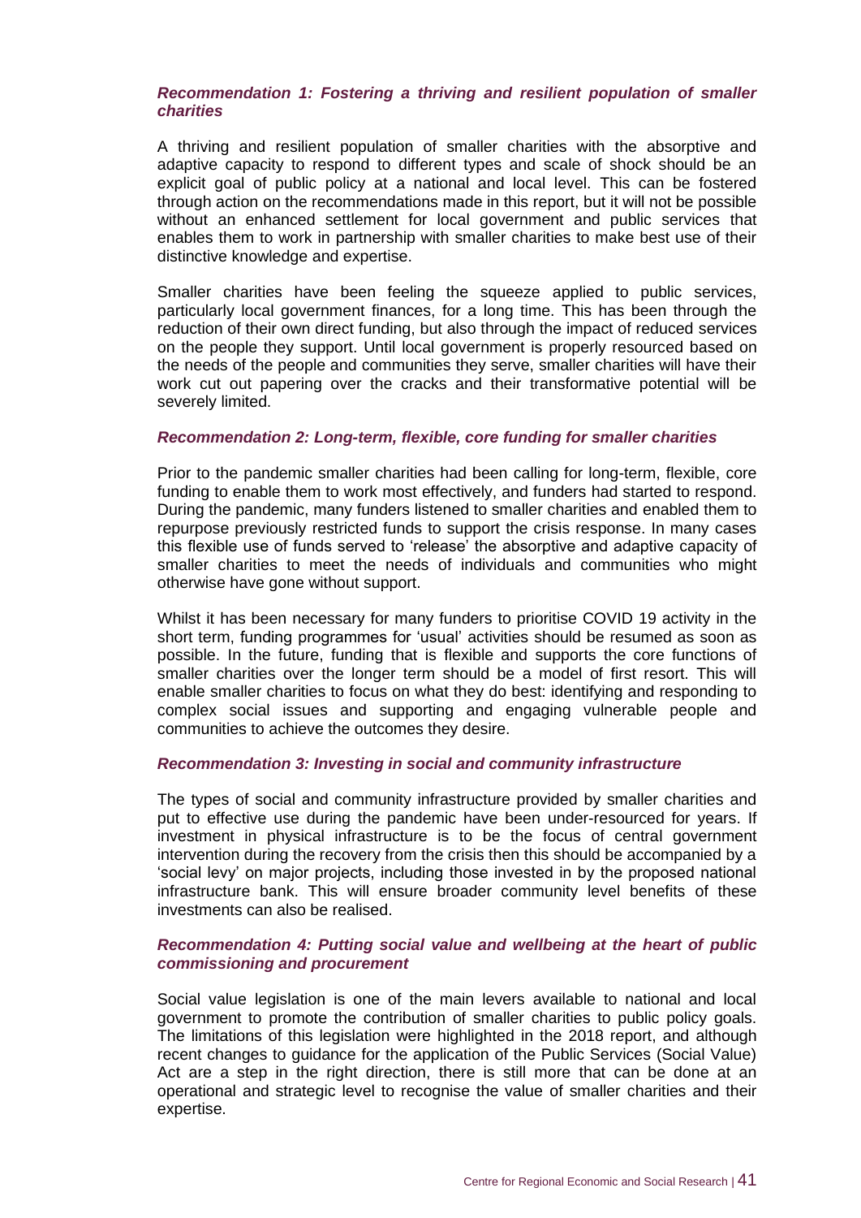### *Recommendation 1: Fostering a thriving and resilient population of smaller charities*

A thriving and resilient population of smaller charities with the absorptive and adaptive capacity to respond to different types and scale of shock should be an explicit goal of public policy at a national and local level. This can be fostered through action on the recommendations made in this report, but it will not be possible without an enhanced settlement for local government and public services that enables them to work in partnership with smaller charities to make best use of their distinctive knowledge and expertise.

Smaller charities have been feeling the squeeze applied to public services, particularly local government finances, for a long time. This has been through the reduction of their own direct funding, but also through the impact of reduced services on the people they support. Until local government is properly resourced based on the needs of the people and communities they serve, smaller charities will have their work cut out papering over the cracks and their transformative potential will be severely limited.

### *Recommendation 2: Long-term, flexible, core funding for smaller charities*

Prior to the pandemic smaller charities had been calling for long-term, flexible, core funding to enable them to work most effectively, and funders had started to respond. During the pandemic, many funders listened to smaller charities and enabled them to repurpose previously restricted funds to support the crisis response. In many cases this flexible use of funds served to 'release' the absorptive and adaptive capacity of smaller charities to meet the needs of individuals and communities who might otherwise have gone without support.

Whilst it has been necessary for many funders to prioritise COVID 19 activity in the short term, funding programmes for 'usual' activities should be resumed as soon as possible. In the future, funding that is flexible and supports the core functions of smaller charities over the longer term should be a model of first resort. This will enable smaller charities to focus on what they do best: identifying and responding to complex social issues and supporting and engaging vulnerable people and communities to achieve the outcomes they desire.

### *Recommendation 3: Investing in social and community infrastructure*

The types of social and community infrastructure provided by smaller charities and put to effective use during the pandemic have been under-resourced for years. If investment in physical infrastructure is to be the focus of central government intervention during the recovery from the crisis then this should be accompanied by a 'social levy' on major projects, including those invested in by the proposed national infrastructure bank. This will ensure broader community level benefits of these investments can also be realised.

### *Recommendation 4: Putting social value and wellbeing at the heart of public commissioning and procurement*

Social value legislation is one of the main levers available to national and local government to promote the contribution of smaller charities to public policy goals. The limitations of this legislation were highlighted in the 2018 report, and although recent changes to guidance for the application of the Public Services (Social Value) Act are a step in the right direction, there is still more that can be done at an operational and strategic level to recognise the value of smaller charities and their expertise.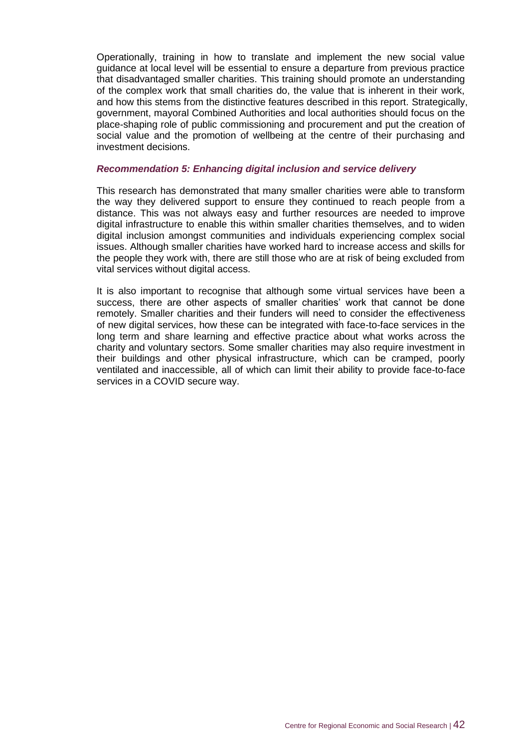Operationally, training in how to translate and implement the new social value guidance at local level will be essential to ensure a departure from previous practice that disadvantaged smaller charities. This training should promote an understanding of the complex work that small charities do, the value that is inherent in their work, and how this stems from the distinctive features described in this report. Strategically, government, mayoral Combined Authorities and local authorities should focus on the place-shaping role of public commissioning and procurement and put the creation of social value and the promotion of wellbeing at the centre of their purchasing and investment decisions.

***Recommendation 5: Enhancing digital inclusion and service delivery***

This research has demonstrated that many smaller charities were able to transform the way they delivered support to ensure they continued to reach people from a distance. This was not always easy and further resources are needed to improve digital infrastructure to enable this within smaller charities themselves, and to widen digital inclusion amongst communities and individuals experiencing complex social issues. Although smaller charities have worked hard to increase access and skills for the people they work with, there are still those who are at risk of being excluded from vital services without digital access.

It is also important to recognise that although some virtual services have been a success, there are other aspects of smaller charities' work that cannot be done remotely. Smaller charities and their funders will need to consider the effectiveness of new digital services, how these can be integrated with face-to-face services in the long term and share learning and effective practice about what works across the charity and voluntary sectors. Some smaller charities may also require investment in their buildings and other physical infrastructure, which can be cramped, poorly ventilated and inaccessible, all of which can limit their ability to provide face-to-face services in a COVID secure way.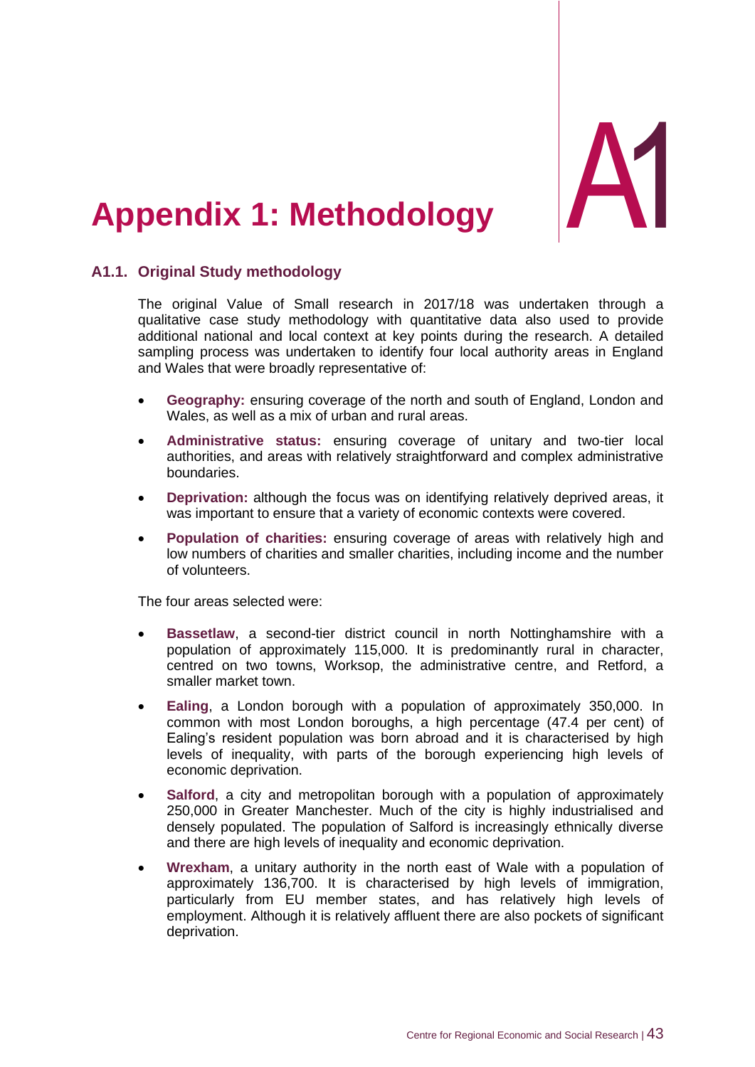# Appendix 1: Methodology

## A1.1. Original Study methodology

The original Value of Small research in 2017/18 was undertaken through a qualitative case study methodology with quantitative data also used to provide additional national and local context at key points during the research. A detailed sampling process was undertaken to identify four local authority areas in England and Wales that were broadly representative of:

- **Geography:** ensuring coverage of the north and south of England, London and Wales, as well as a mix of urban and rural areas.
- **Administrative status:** ensuring coverage of unitary and two-tier local authorities, and areas with relatively straightforward and complex administrative boundaries.
- **Deprivation:** although the focus was on identifying relatively deprived areas, it was important to ensure that a variety of economic contexts were covered.
- **Population of charities:** ensuring coverage of areas with relatively high and low numbers of charities and smaller charities, including income and the number of volunteers.

The four areas selected were:

- **Bassetlaw**, a second-tier district council in north Nottinghamshire with a population of approximately 115,000. It is predominantly rural in character, centred on two towns, Worksop, the administrative centre, and Retford, a smaller market town.
- **Ealing**, a London borough with a population of approximately 350,000. In common with most London boroughs, a high percentage (47.4 per cent) of Ealing's resident population was born abroad and it is characterised by high levels of inequality, with parts of the borough experiencing high levels of economic deprivation.
- **Salford**, a city and metropolitan borough with a population of approximately 250,000 in Greater Manchester. Much of the city is highly industrialised and densely populated. The population of Salford is increasingly ethnically diverse and there are high levels of inequality and economic deprivation.
- **Wrexham**, a unitary authority in the north east of Wale with a population of approximately 136,700. It is characterised by high levels of immigration, particularly from EU member states, and has relatively high levels of employment. Although it is relatively affluent there are also pockets of significant deprivation.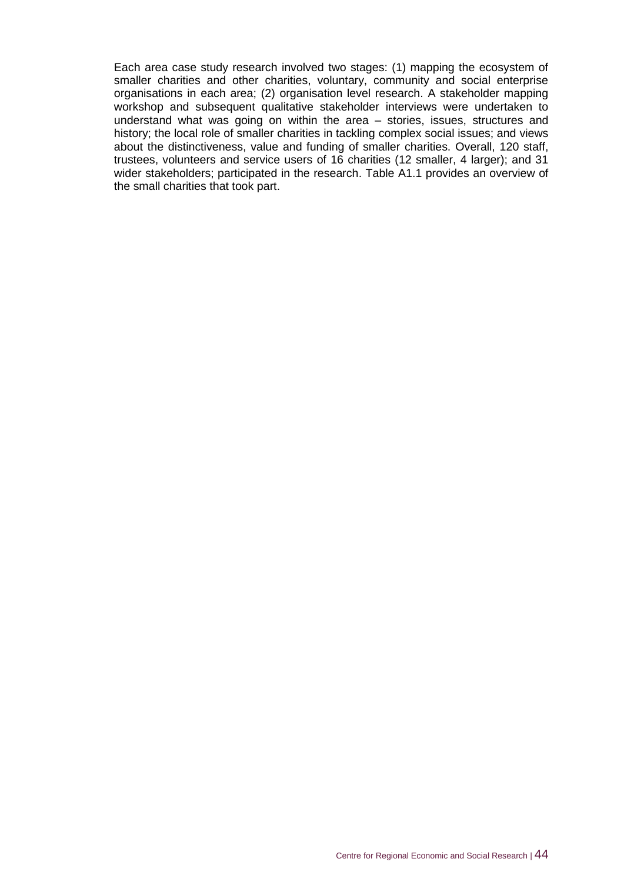Each area case study research involved two stages: (1) mapping the ecosystem of smaller charities and other charities, voluntary, community and social enterprise organisations in each area; (2) organisation level research. A stakeholder mapping workshop and subsequent qualitative stakeholder interviews were undertaken to understand what was going on within the area – stories, issues, structures and history; the local role of smaller charities in tackling complex social issues; and views about the distinctiveness, value and funding of smaller charities. Overall, 120 staff, trustees, volunteers and service users of 16 charities (12 smaller, 4 larger); and 31 wider stakeholders; participated in the research. Table A1.1 provides an overview of the small charities that took part.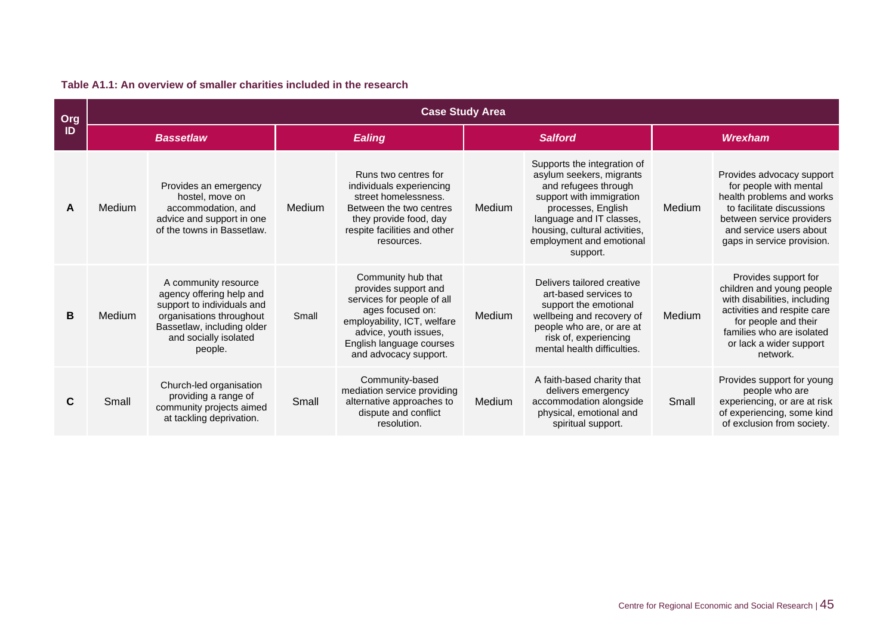**Table A1.1: An overview of smaller charities included in the research**

| Org ID | Case Study Area | | | | | | | |
|---|---|---|---|---|---|---|---|---|
| | ***Bassetlaw*** | | ***Ealing*** | | ***Salford*** | | ***Wrexham*** | |
| **A** | Medium | Provides an emergency hostel, move on accommodation, and advice and support in one of the towns in Bassetlaw. | Medium | Runs two centres for individuals experiencing street homelessness. Between the two centres they provide food, day respite facilities and other resources. | Medium | Supports the integration of asylum seekers, migrants and refugees through support with immigration processes, English language and IT classes, housing, cultural activities, employment and emotional support. | Medium | Provides advocacy support for people with mental health problems and works to facilitate discussions between service providers and service users about gaps in service provision. |
| **B** | Medium | A community resource agency offering help and support to individuals and organisations throughout Bassetlaw, including older and socially isolated people. | Small | Community hub that provides support and services for people of all ages focused on: employability, ICT, welfare advice, youth issues, English language courses and advocacy support. | Medium | Delivers tailored creative art-based services to support the emotional wellbeing and recovery of people who are, or are at risk of, experiencing mental health difficulties. | Medium | Provides support for children and young people with disabilities, including activities and respite care for people and their families who are isolated or lack a wider support network. |
| **C** | Small | Church-led organisation providing a range of community projects aimed at tackling deprivation. | Small | Community-based mediation service providing alternative approaches to dispute and conflict resolution. | Medium | A faith-based charity that delivers emergency accommodation alongside physical, emotional and spiritual support. | Small | Provides support for young people who are experiencing, or are at risk of experiencing, some kind of exclusion from society. |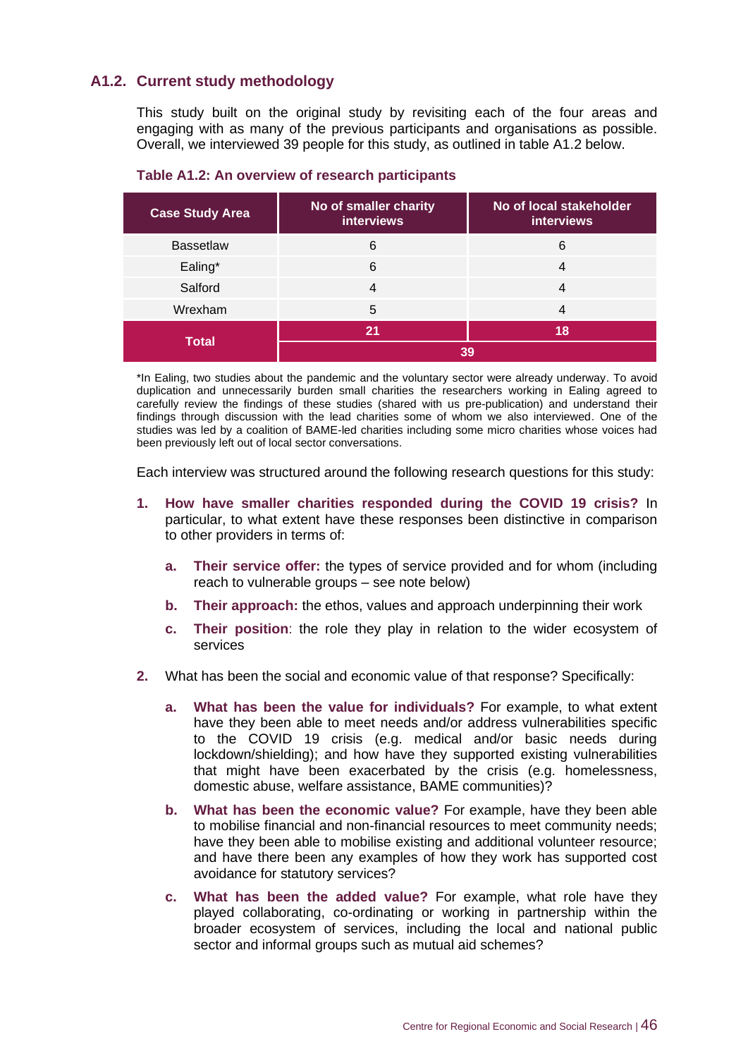## A1.2. Current study methodology

This study built on the original study by revisiting each of the four areas and engaging with as many of the previous participants and organisations as possible. Overall, we interviewed 39 people for this study, as outlined in table A1.2 below.

**Table A1.2: An overview of research participants**

| Case Study Area | No of smaller charity interviews | No of local stakeholder interviews |
|---|---|---|
| Bassetlaw | 6 | 6 |
| Ealing* | 6 | 4 |
| Salford | 4 | 4 |
| Wrexham | 5 | 4 |
| **Total** | **21** | **18** |
| | **39** | |

*In Ealing, two studies about the pandemic and the voluntary sector were already underway. To avoid duplication and unnecessarily burden small charities the researchers working in Ealing agreed to carefully review the findings of these studies (shared with us pre-publication) and understand their findings through discussion with the lead charities some of whom we also interviewed. One of the studies was led by a coalition of BAME-led charities including some micro charities whose voices had been previously left out of local sector conversations.

Each interview was structured around the following research questions for this study:

1. **How have smaller charities responded during the COVID 19 crisis?** In particular, to what extent have these responses been distinctive in comparison to other providers in terms of:
   a. **Their service offer:** the types of service provided and for whom (including reach to vulnerable groups – see note below)
   b. **Their approach:** the ethos, values and approach underpinning their work
   c. **Their position**: the role they play in relation to the wider ecosystem of services
2. What has been the social and economic value of that response? Specifically:
   a. **What has been the value for individuals?** For example, to what extent have they been able to meet needs and/or address vulnerabilities specific to the COVID 19 crisis (e.g. medical and/or basic needs during lockdown/shielding); and how have they supported existing vulnerabilities that might have been exacerbated by the crisis (e.g. homelessness, domestic abuse, welfare assistance, BAME communities)?
   b. **What has been the economic value?** For example, have they been able to mobilise financial and non-financial resources to meet community needs; have they been able to mobilise existing and additional volunteer resource; and have there been any examples of how they work has supported cost avoidance for statutory services?
   c. **What has been the added value?** For example, what role have they played collaborating, co-ordinating or working in partnership within the broader ecosystem of services, including the local and national public sector and informal groups such as mutual aid schemes?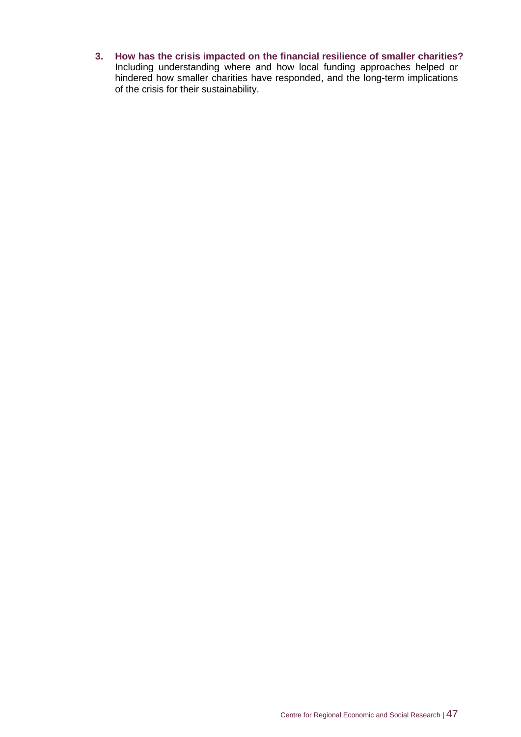3. **How has the crisis impacted on the financial resilience of smaller charities?** Including understanding where and how local funding approaches helped or hindered how smaller charities have responded, and the long-term implications of the crisis for their sustainability.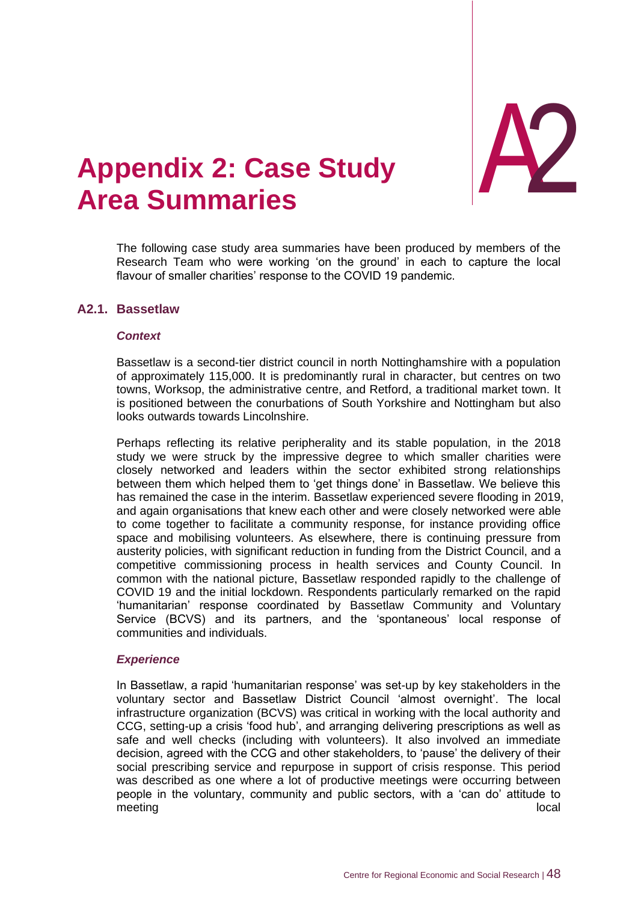# Appendix 2: Case Study Area Summaries

The following case study area summaries have been produced by members of the Research Team who were working 'on the ground' in each to capture the local flavour of smaller charities' response to the COVID 19 pandemic.

## A2.1. Bassetlaw

### *Context*

Bassetlaw is a second-tier district council in north Nottinghamshire with a population of approximately 115,000. It is predominantly rural in character, but centres on two towns, Worksop, the administrative centre, and Retford, a traditional market town. It is positioned between the conurbations of South Yorkshire and Nottingham but also looks outwards towards Lincolnshire.

Perhaps reflecting its relative peripherality and its stable population, in the 2018 study we were struck by the impressive degree to which smaller charities were closely networked and leaders within the sector exhibited strong relationships between them which helped them to 'get things done' in Bassetlaw. We believe this has remained the case in the interim. Bassetlaw experienced severe flooding in 2019, and again organisations that knew each other and were closely networked were able to come together to facilitate a community response, for instance providing office space and mobilising volunteers. As elsewhere, there is continuing pressure from austerity policies, with significant reduction in funding from the District Council, and a competitive commissioning process in health services and County Council. In common with the national picture, Bassetlaw responded rapidly to the challenge of COVID 19 and the initial lockdown. Respondents particularly remarked on the rapid 'humanitarian' response coordinated by Bassetlaw Community and Voluntary Service (BCVS) and its partners, and the 'spontaneous' local response of communities and individuals.

### *Experience*

In Bassetlaw, a rapid 'humanitarian response' was set-up by key stakeholders in the voluntary sector and Bassetlaw District Council 'almost overnight'. The local infrastructure organization (BCVS) was critical in working with the local authority and CCG, setting-up a crisis 'food hub', and arranging delivering prescriptions as well as safe and well checks (including with volunteers). It also involved an immediate decision, agreed with the CCG and other stakeholders, to 'pause' the delivery of their social prescribing service and repurpose in support of crisis response. This period was described as one where a lot of productive meetings were occurring between people in the voluntary, community and public sectors, with a 'can do' attitude to meeting local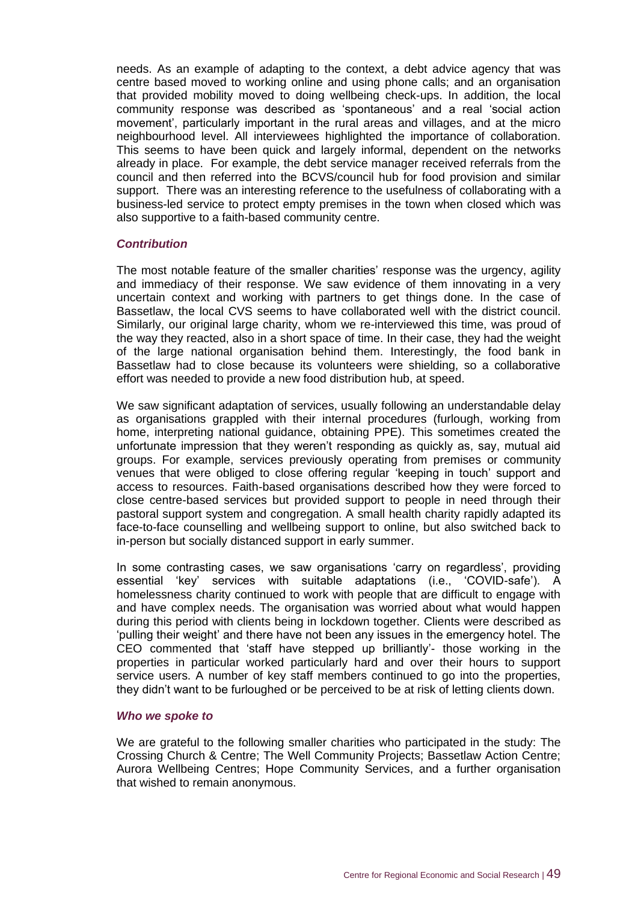needs. As an example of adapting to the context, a debt advice agency that was centre based moved to working online and using phone calls; and an organisation that provided mobility moved to doing wellbeing check-ups. In addition, the local community response was described as 'spontaneous' and a real 'social action movement', particularly important in the rural areas and villages, and at the micro neighbourhood level. All interviewees highlighted the importance of collaboration. This seems to have been quick and largely informal, dependent on the networks already in place. For example, the debt service manager received referrals from the council and then referred into the BCVS/council hub for food provision and similar support. There was an interesting reference to the usefulness of collaborating with a business-led service to protect empty premises in the town when closed which was also supportive to a faith-based community centre.

### *Contribution*

The most notable feature of the smaller charities' response was the urgency, agility and immediacy of their response. We saw evidence of them innovating in a very uncertain context and working with partners to get things done. In the case of Bassetlaw, the local CVS seems to have collaborated well with the district council. Similarly, our original large charity, whom we re-interviewed this time, was proud of the way they reacted, also in a short space of time. In their case, they had the weight of the large national organisation behind them. Interestingly, the food bank in Bassetlaw had to close because its volunteers were shielding, so a collaborative effort was needed to provide a new food distribution hub, at speed.

We saw significant adaptation of services, usually following an understandable delay as organisations grappled with their internal procedures (furlough, working from home, interpreting national guidance, obtaining PPE). This sometimes created the unfortunate impression that they weren't responding as quickly as, say, mutual aid groups. For example, services previously operating from premises or community venues that were obliged to close offering regular 'keeping in touch' support and access to resources. Faith-based organisations described how they were forced to close centre-based services but provided support to people in need through their pastoral support system and congregation. A small health charity rapidly adapted its face-to-face counselling and wellbeing support to online, but also switched back to in-person but socially distanced support in early summer.

In some contrasting cases, we saw organisations 'carry on regardless', providing essential 'key' services with suitable adaptations (i.e., 'COVID-safe'). A homelessness charity continued to work with people that are difficult to engage with and have complex needs. The organisation was worried about what would happen during this period with clients being in lockdown together. Clients were described as 'pulling their weight' and there have not been any issues in the emergency hotel. The CEO commented that 'staff have stepped up brilliantly'- those working in the properties in particular worked particularly hard and over their hours to support service users. A number of key staff members continued to go into the properties, they didn't want to be furloughed or be perceived to be at risk of letting clients down.

### *Who we spoke to*

We are grateful to the following smaller charities who participated in the study: The Crossing Church & Centre; The Well Community Projects; Bassetlaw Action Centre; Aurora Wellbeing Centres; Hope Community Services, and a further organisation that wished to remain anonymous.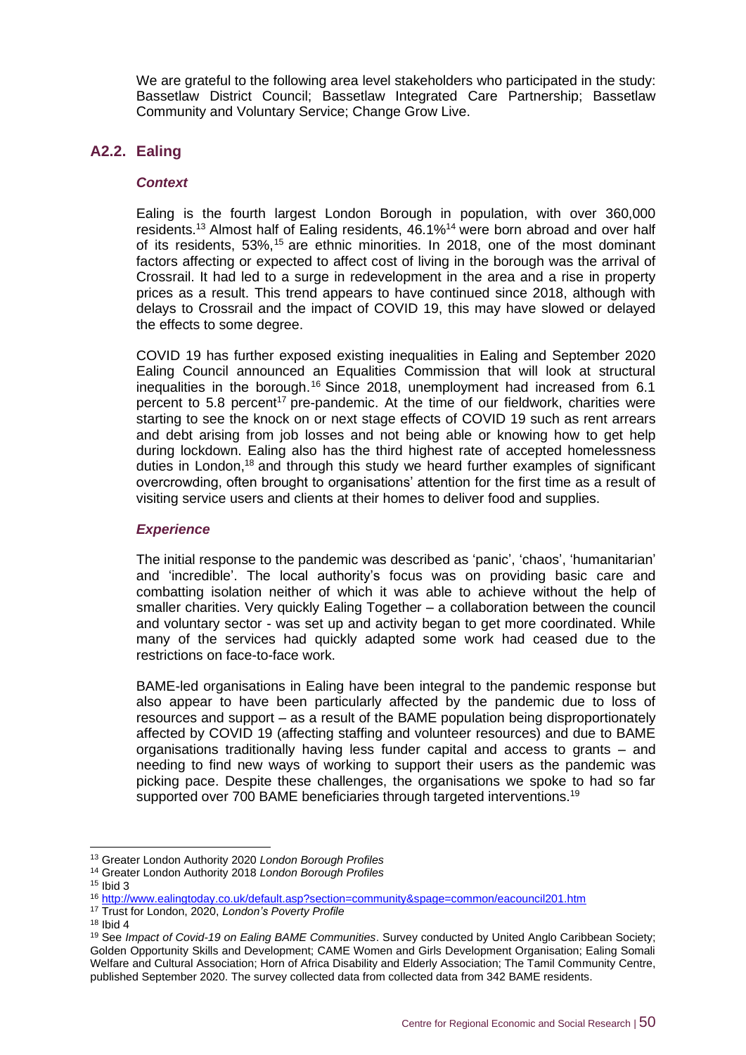We are grateful to the following area level stakeholders who participated in the study: Bassetlaw District Council; Bassetlaw Integrated Care Partnership; Bassetlaw Community and Voluntary Service; Change Grow Live.

## A2.2. Ealing

### *Context*

Ealing is the fourth largest London Borough in population, with over 360,000 residents.[13] Almost half of Ealing residents, 46.1%[14] were born abroad and over half of its residents, 53%,[15] are ethnic minorities. In 2018, one of the most dominant factors affecting or expected to affect cost of living in the borough was the arrival of Crossrail. It had led to a surge in redevelopment in the area and a rise in property prices as a result. This trend appears to have continued since 2018, although with delays to Crossrail and the impact of COVID 19, this may have slowed or delayed the effects to some degree.

COVID 19 has further exposed existing inequalities in Ealing and September 2020 Ealing Council announced an Equalities Commission that will look at structural inequalities in the borough.[16] Since 2018, unemployment had increased from 6.1 percent to 5.8 percent[17] pre-pandemic. At the time of our fieldwork, charities were starting to see the knock on or next stage effects of COVID 19 such as rent arrears and debt arising from job losses and not being able or knowing how to get help during lockdown. Ealing also has the third highest rate of accepted homelessness duties in London,[18] and through this study we heard further examples of significant overcrowding, often brought to organisations' attention for the first time as a result of visiting service users and clients at their homes to deliver food and supplies.

### *Experience*

The initial response to the pandemic was described as 'panic', 'chaos', 'humanitarian' and 'incredible'. The local authority's focus was on providing basic care and combatting isolation neither of which it was able to achieve without the help of smaller charities. Very quickly Ealing Together – a collaboration between the council and voluntary sector - was set up and activity began to get more coordinated. While many of the services had quickly adapted some work had ceased due to the restrictions on face-to-face work.

BAME-led organisations in Ealing have been integral to the pandemic response but also appear to have been particularly affected by the pandemic due to loss of resources and support – as a result of the BAME population being disproportionately affected by COVID 19 (affecting staffing and volunteer resources) and due to BAME organisations traditionally having less funder capital and access to grants – and needing to find new ways of working to support their users as the pandemic was picking pace. Despite these challenges, the organisations we spoke to had so far supported over 700 BAME beneficiaries through targeted interventions.[19]

---

[13] Greater London Authority 2020 *London Borough Profiles*

[14] Greater London Authority 2018 *London Borough Profiles*

[15] Ibid 3

[16] http://www.ealingtoday.co.uk/default.asp?section=community&spage=common/eacouncil201.htm

[17] Trust for London, 2020, *London's Poverty Profile*

[18] Ibid 4

[19] See *Impact of Covid-19 on Ealing BAME Communities*. Survey conducted by United Anglo Caribbean Society; Golden Opportunity Skills and Development; CAME Women and Girls Development Organisation; Ealing Somali Welfare and Cultural Association; Horn of Africa Disability and Elderly Association; The Tamil Community Centre, published September 2020. The survey collected data from collected data from 342 BAME residents.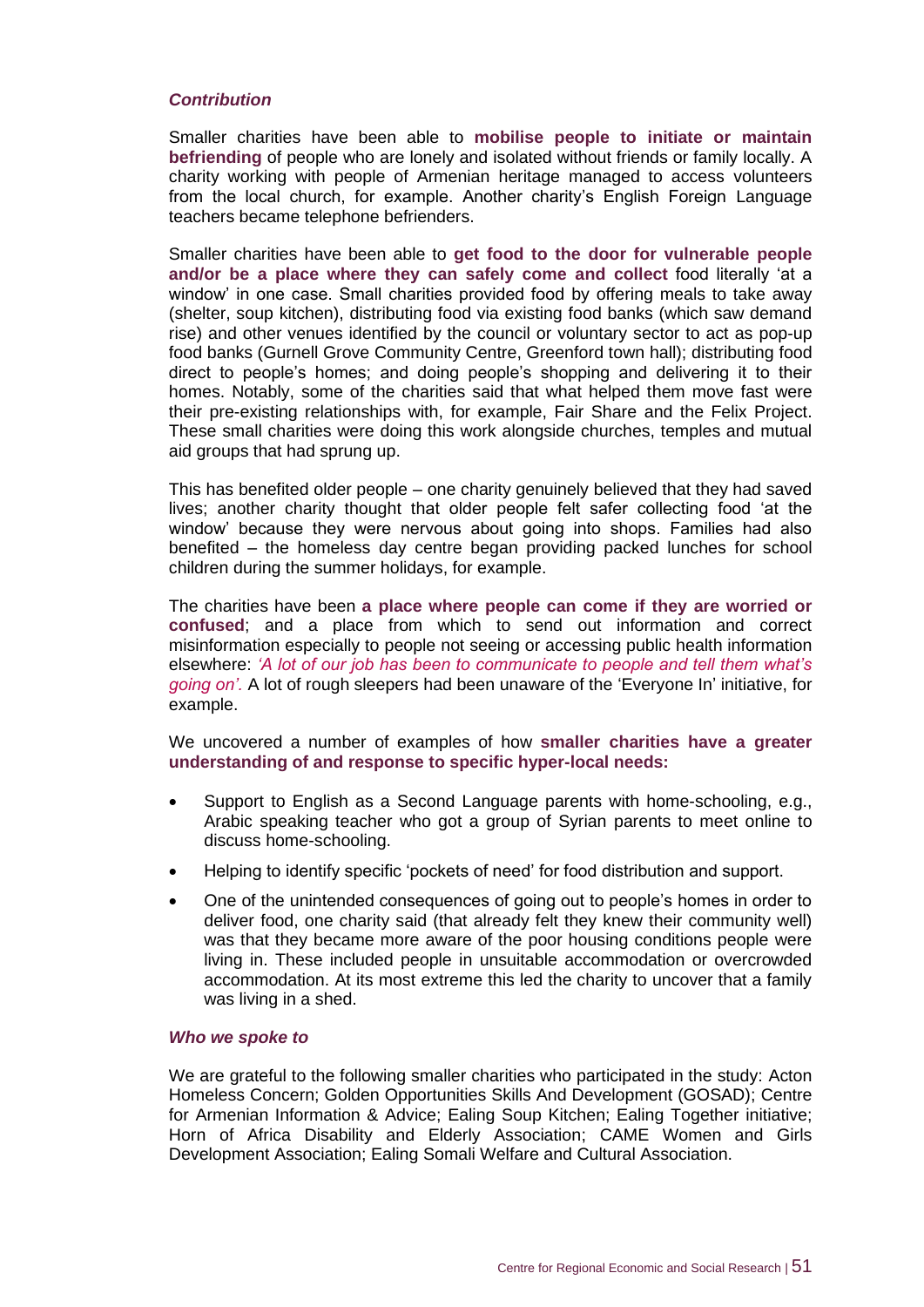### *Contribution*

Smaller charities have been able to **mobilise people to initiate or maintain befriending** of people who are lonely and isolated without friends or family locally. A charity working with people of Armenian heritage managed to access volunteers from the local church, for example. Another charity's English Foreign Language teachers became telephone befrienders.

Smaller charities have been able to **get food to the door for vulnerable people and/or be a place where they can safely come and collect** food literally 'at a window' in one case. Small charities provided food by offering meals to take away (shelter, soup kitchen), distributing food via existing food banks (which saw demand rise) and other venues identified by the council or voluntary sector to act as pop-up food banks (Gurnell Grove Community Centre, Greenford town hall); distributing food direct to people's homes; and doing people's shopping and delivering it to their homes. Notably, some of the charities said that what helped them move fast were their pre-existing relationships with, for example, Fair Share and the Felix Project. These small charities were doing this work alongside churches, temples and mutual aid groups that had sprung up.

This has benefited older people – one charity genuinely believed that they had saved lives; another charity thought that older people felt safer collecting food 'at the window' because they were nervous about going into shops. Families had also benefited – the homeless day centre began providing packed lunches for school children during the summer holidays, for example.

The charities have been **a place where people can come if they are worried or confused**; and a place from which to send out information and correct misinformation especially to people not seeing or accessing public health information elsewhere: *'A lot of our job has been to communicate to people and tell them what's going on'.* A lot of rough sleepers had been unaware of the 'Everyone In' initiative, for example.

We uncovered a number of examples of how **smaller charities have a greater understanding of and response to specific hyper-local needs:**

- Support to English as a Second Language parents with home-schooling, e.g., Arabic speaking teacher who got a group of Syrian parents to meet online to discuss home-schooling.
- Helping to identify specific 'pockets of need' for food distribution and support.
- One of the unintended consequences of going out to people's homes in order to deliver food, one charity said (that already felt they knew their community well) was that they became more aware of the poor housing conditions people were living in. These included people in unsuitable accommodation or overcrowded accommodation. At its most extreme this led the charity to uncover that a family was living in a shed.

### *Who we spoke to*

We are grateful to the following smaller charities who participated in the study: Acton Homeless Concern; Golden Opportunities Skills And Development (GOSAD); Centre for Armenian Information & Advice; Ealing Soup Kitchen; Ealing Together initiative; Horn of Africa Disability and Elderly Association; CAME Women and Girls Development Association; Ealing Somali Welfare and Cultural Association.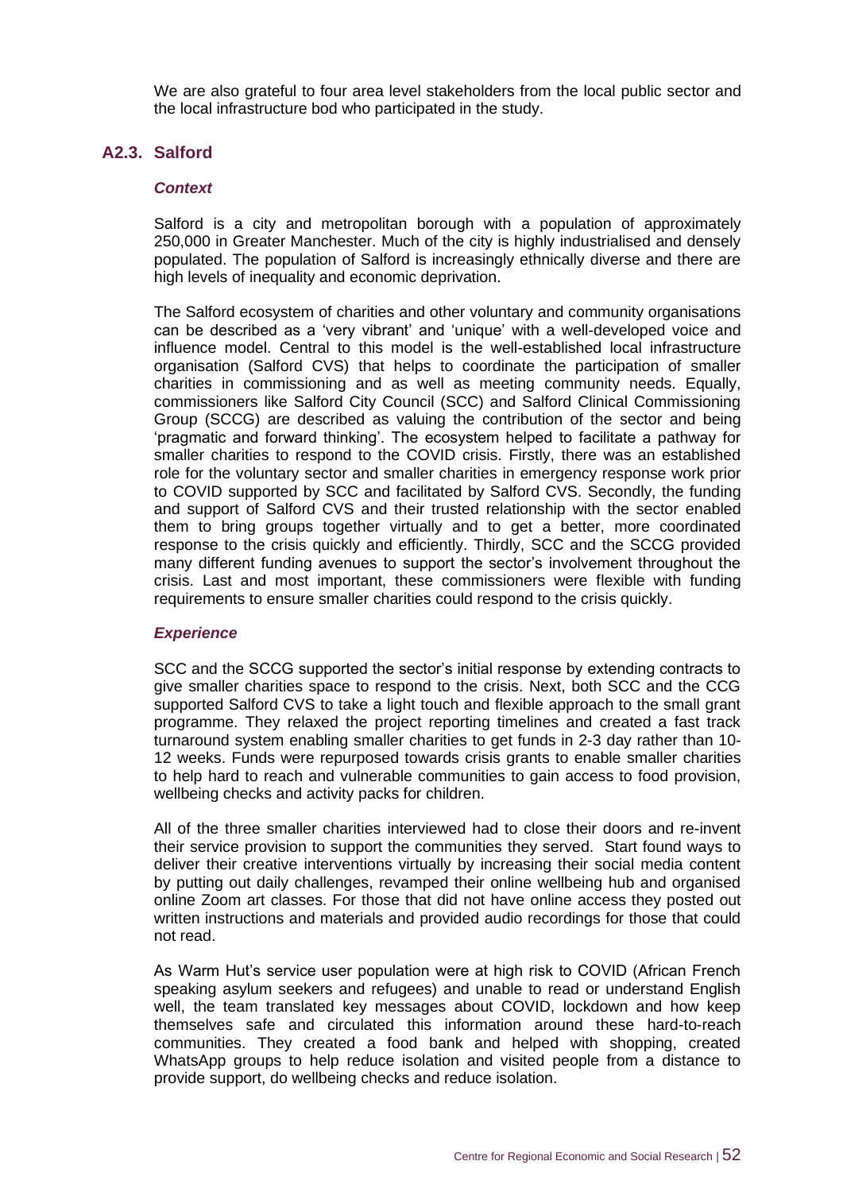We are also grateful to four area level stakeholders from the local public sector and the local infrastructure bod who participated in the study.

## A2.3. Salford

### *Context*

Salford is a city and metropolitan borough with a population of approximately 250,000 in Greater Manchester. Much of the city is highly industrialised and densely populated. The population of Salford is increasingly ethnically diverse and there are high levels of inequality and economic deprivation.

The Salford ecosystem of charities and other voluntary and community organisations can be described as a 'very vibrant' and 'unique' with a well-developed voice and influence model. Central to this model is the well-established local infrastructure organisation (Salford CVS) that helps to coordinate the participation of smaller charities in commissioning and as well as meeting community needs. Equally, commissioners like Salford City Council (SCC) and Salford Clinical Commissioning Group (SCCG) are described as valuing the contribution of the sector and being 'pragmatic and forward thinking'. The ecosystem helped to facilitate a pathway for smaller charities to respond to the COVID crisis. Firstly, there was an established role for the voluntary sector and smaller charities in emergency response work prior to COVID supported by SCC and facilitated by Salford CVS. Secondly, the funding and support of Salford CVS and their trusted relationship with the sector enabled them to bring groups together virtually and to get a better, more coordinated response to the crisis quickly and efficiently. Thirdly, SCC and the SCCG provided many different funding avenues to support the sector's involvement throughout the crisis. Last and most important, these commissioners were flexible with funding requirements to ensure smaller charities could respond to the crisis quickly.

### *Experience*

SCC and the SCCG supported the sector's initial response by extending contracts to give smaller charities space to respond to the crisis. Next, both SCC and the CCG supported Salford CVS to take a light touch and flexible approach to the small grant programme. They relaxed the project reporting timelines and created a fast track turnaround system enabling smaller charities to get funds in 2-3 day rather than 10-12 weeks. Funds were repurposed towards crisis grants to enable smaller charities to help hard to reach and vulnerable communities to gain access to food provision, wellbeing checks and activity packs for children.

All of the three smaller charities interviewed had to close their doors and re-invent their service provision to support the communities they served. Start found ways to deliver their creative interventions virtually by increasing their social media content by putting out daily challenges, revamped their online wellbeing hub and organised online Zoom art classes. For those that did not have online access they posted out written instructions and materials and provided audio recordings for those that could not read.

As Warm Hut's service user population were at high risk to COVID (African French speaking asylum seekers and refugees) and unable to read or understand English well, the team translated key messages about COVID, lockdown and how keep themselves safe and circulated this information around these hard-to-reach communities. They created a food bank and helped with shopping, created WhatsApp groups to help reduce isolation and visited people from a distance to provide support, do wellbeing checks and reduce isolation.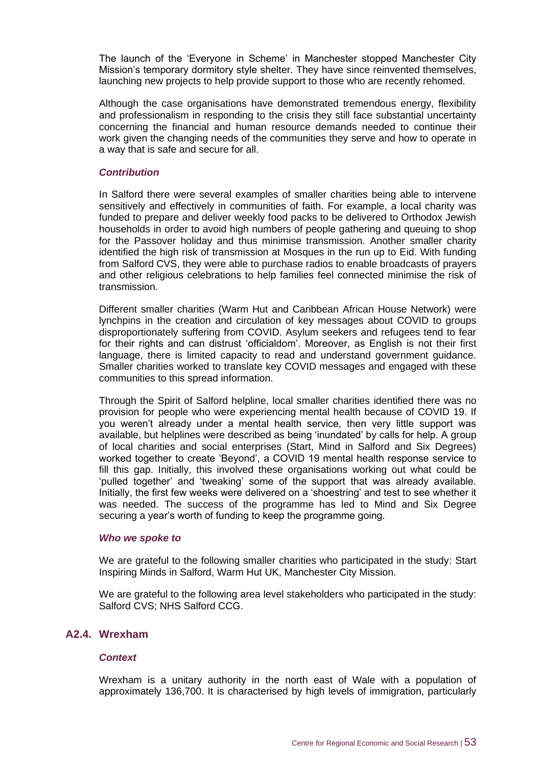The launch of the 'Everyone in Scheme' in Manchester stopped Manchester City Mission's temporary dormitory style shelter. They have since reinvented themselves, launching new projects to help provide support to those who are recently rehomed.

Although the case organisations have demonstrated tremendous energy, flexibility and professionalism in responding to the crisis they still face substantial uncertainty concerning the financial and human resource demands needed to continue their work given the changing needs of the communities they serve and how to operate in a way that is safe and secure for all.

#### *Contribution*

In Salford there were several examples of smaller charities being able to intervene sensitively and effectively in communities of faith. For example, a local charity was funded to prepare and deliver weekly food packs to be delivered to Orthodox Jewish households in order to avoid high numbers of people gathering and queuing to shop for the Passover holiday and thus minimise transmission. Another smaller charity identified the high risk of transmission at Mosques in the run up to Eid. With funding from Salford CVS, they were able to purchase radios to enable broadcasts of prayers and other religious celebrations to help families feel connected minimise the risk of transmission.

Different smaller charities (Warm Hut and Caribbean African House Network) were lynchpins in the creation and circulation of key messages about COVID to groups disproportionately suffering from COVID. Asylum seekers and refugees tend to fear for their rights and can distrust 'officialdom'. Moreover, as English is not their first language, there is limited capacity to read and understand government guidance. Smaller charities worked to translate key COVID messages and engaged with these communities to this spread information.

Through the Spirit of Salford helpline, local smaller charities identified there was no provision for people who were experiencing mental health because of COVID 19. If you weren't already under a mental health service, then very little support was available, but helplines were described as being 'inundated' by calls for help. A group of local charities and social enterprises (Start, Mind in Salford and Six Degrees) worked together to create 'Beyond', a COVID 19 mental health response service to fill this gap. Initially, this involved these organisations working out what could be 'pulled together' and 'tweaking' some of the support that was already available. Initially, the first few weeks were delivered on a 'shoestring' and test to see whether it was needed. The success of the programme has led to Mind and Six Degree securing a year's worth of funding to keep the programme going.

#### *Who we spoke to*

We are grateful to the following smaller charities who participated in the study: Start Inspiring Minds in Salford, Warm Hut UK, Manchester City Mission.

We are grateful to the following area level stakeholders who participated in the study: Salford CVS; NHS Salford CCG.

### A2.4. Wrexham

#### *Context*

Wrexham is a unitary authority in the north east of Wale with a population of approximately 136,700. It is characterised by high levels of immigration, particularly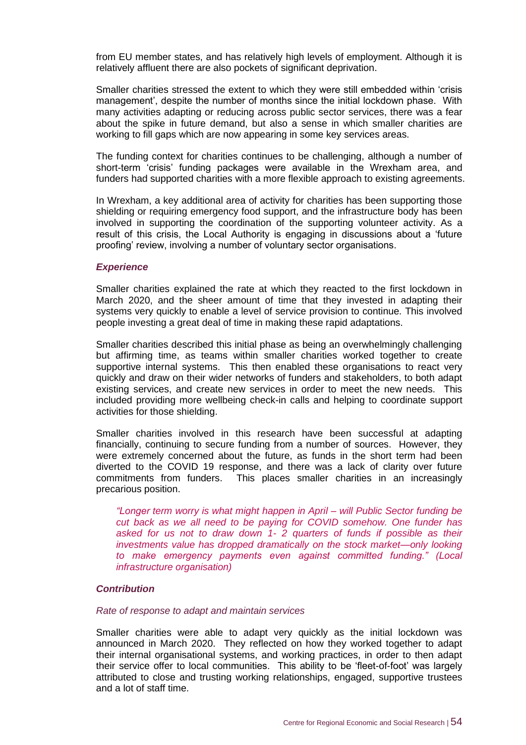from EU member states, and has relatively high levels of employment. Although it is relatively affluent there are also pockets of significant deprivation.

Smaller charities stressed the extent to which they were still embedded within 'crisis management', despite the number of months since the initial lockdown phase. With many activities adapting or reducing across public sector services, there was a fear about the spike in future demand, but also a sense in which smaller charities are working to fill gaps which are now appearing in some key services areas.

The funding context for charities continues to be challenging, although a number of short-term 'crisis' funding packages were available in the Wrexham area, and funders had supported charities with a more flexible approach to existing agreements.

In Wrexham, a key additional area of activity for charities has been supporting those shielding or requiring emergency food support, and the infrastructure body has been involved in supporting the coordination of the supporting volunteer activity. As a result of this crisis, the Local Authority is engaging in discussions about a 'future proofing' review, involving a number of voluntary sector organisations.

***Experience***

Smaller charities explained the rate at which they reacted to the first lockdown in March 2020, and the sheer amount of time that they invested in adapting their systems very quickly to enable a level of service provision to continue. This involved people investing a great deal of time in making these rapid adaptations.

Smaller charities described this initial phase as being an overwhelmingly challenging but affirming time, as teams within smaller charities worked together to create supportive internal systems. This then enabled these organisations to react very quickly and draw on their wider networks of funders and stakeholders, to both adapt existing services, and create new services in order to meet the new needs. This included providing more wellbeing check-in calls and helping to coordinate support activities for those shielding.

Smaller charities involved in this research have been successful at adapting financially, continuing to secure funding from a number of sources. However, they were extremely concerned about the future, as funds in the short term had been diverted to the COVID 19 response, and there was a lack of clarity over future commitments from funders. This places smaller charities in an increasingly precarious position.

> *"Longer term worry is what might happen in April – will Public Sector funding be cut back as we all need to be paying for COVID somehow. One funder has asked for us not to draw down 1- 2 quarters of funds if possible as their investments value has dropped dramatically on the stock market—only looking to make emergency payments even against committed funding." (Local infrastructure organisation)*

***Contribution***

*Rate of response to adapt and maintain services*

Smaller charities were able to adapt very quickly as the initial lockdown was announced in March 2020. They reflected on how they worked together to adapt their internal organisational systems, and working practices, in order to then adapt their service offer to local communities. This ability to be 'fleet-of-foot' was largely attributed to close and trusting working relationships, engaged, supportive trustees and a lot of staff time.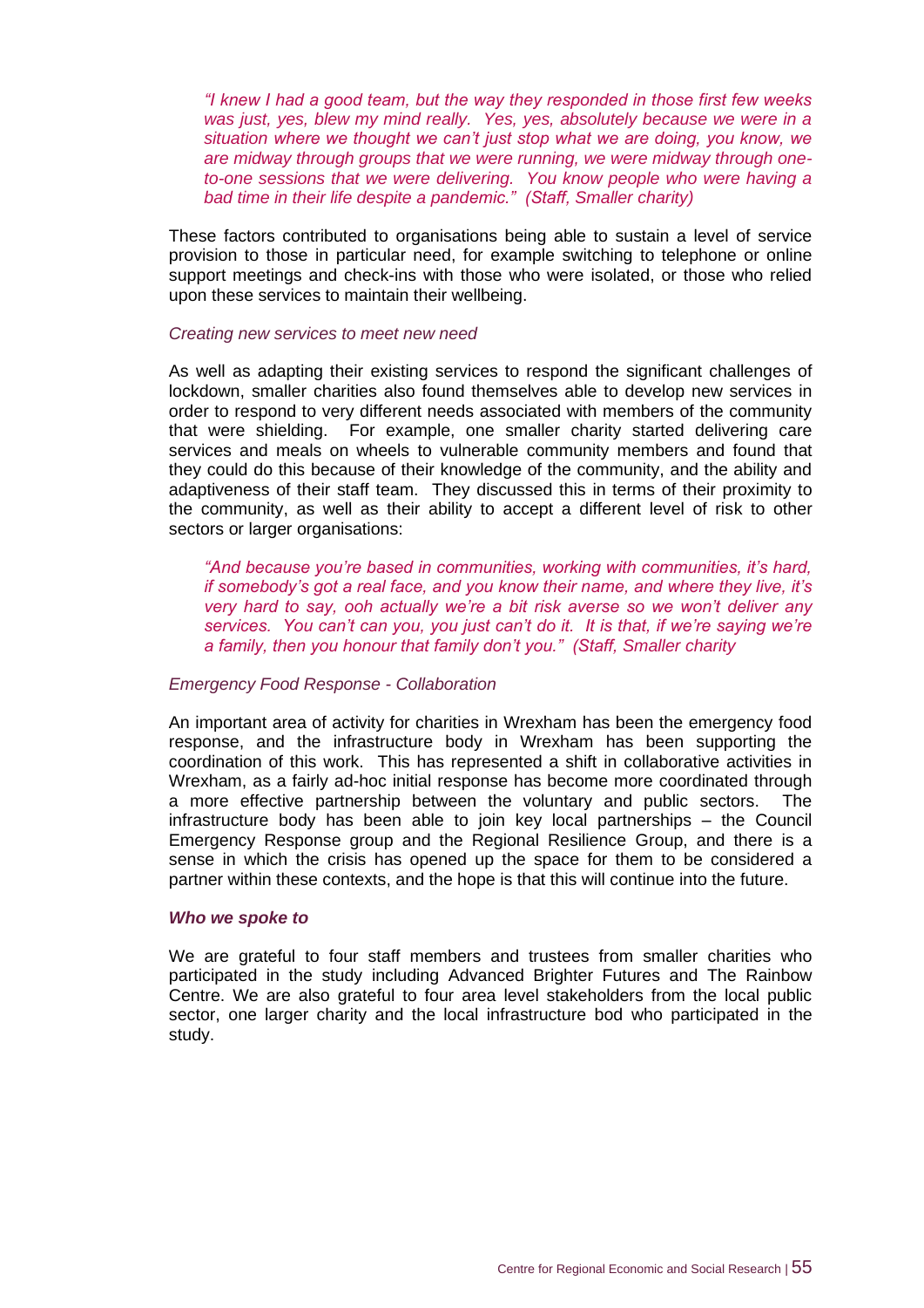*"I knew I had a good team, but the way they responded in those first few weeks was just, yes, blew my mind really. Yes, yes, absolutely because we were in a situation where we thought we can't just stop what we are doing, you know, we are midway through groups that we were running, we were midway through one-to-one sessions that we were delivering. You know people who were having a bad time in their life despite a pandemic." (Staff, Smaller charity)*

These factors contributed to organisations being able to sustain a level of service provision to those in particular need, for example switching to telephone or online support meetings and check-ins with those who were isolated, or those who relied upon these services to maintain their wellbeing.

*Creating new services to meet new need*

As well as adapting their existing services to respond the significant challenges of lockdown, smaller charities also found themselves able to develop new services in order to respond to very different needs associated with members of the community that were shielding. For example, one smaller charity started delivering care services and meals on wheels to vulnerable community members and found that they could do this because of their knowledge of the community, and the ability and adaptiveness of their staff team. They discussed this in terms of their proximity to the community, as well as their ability to accept a different level of risk to other sectors or larger organisations:

*"And because you're based in communities, working with communities, it's hard, if somebody's got a real face, and you know their name, and where they live, it's very hard to say, ooh actually we're a bit risk averse so we won't deliver any services. You can't can you, you just can't do it. It is that, if we're saying we're a family, then you honour that family don't you." (Staff, Smaller charity*

*Emergency Food Response - Collaboration*

An important area of activity for charities in Wrexham has been the emergency food response, and the infrastructure body in Wrexham has been supporting the coordination of this work. This has represented a shift in collaborative activities in Wrexham, as a fairly ad-hoc initial response has become more coordinated through a more effective partnership between the voluntary and public sectors. The infrastructure body has been able to join key local partnerships – the Council Emergency Response group and the Regional Resilience Group, and there is a sense in which the crisis has opened up the space for them to be considered a partner within these contexts, and the hope is that this will continue into the future.

***Who we spoke to***

We are grateful to four staff members and trustees from smaller charities who participated in the study including Advanced Brighter Futures and The Rainbow Centre. We are also grateful to four area level stakeholders from the local public sector, one larger charity and the local infrastructure bod who participated in the study.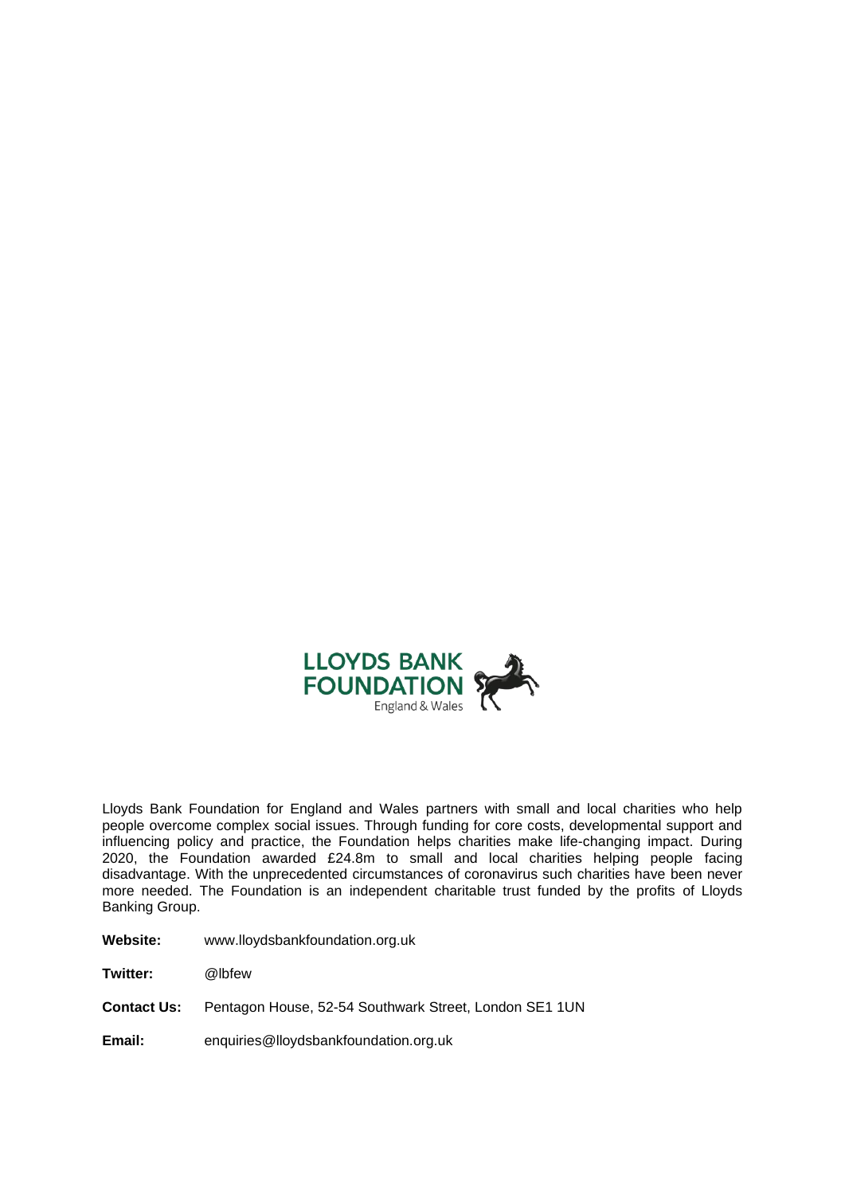LLOYDS BANK FOUNDATION

England & Wales

Lloyds Bank Foundation for England and Wales partners with small and local charities who help people overcome complex social issues. Through funding for core costs, developmental support and influencing policy and practice, the Foundation helps charities make life-changing impact. During 2020, the Foundation awarded £24.8m to small and local charities helping people facing disadvantage. With the unprecedented circumstances of coronavirus such charities have been never more needed. The Foundation is an independent charitable trust funded by the profits of Lloyds Banking Group.

**Website:** www.lloydsbankfoundation.org.uk

**Twitter:** @lbfew

**Contact Us:** Pentagon House, 52-54 Southwark Street, London SE1 1UN

**Email:** enquiries@lloydsbankfoundation.org.uk